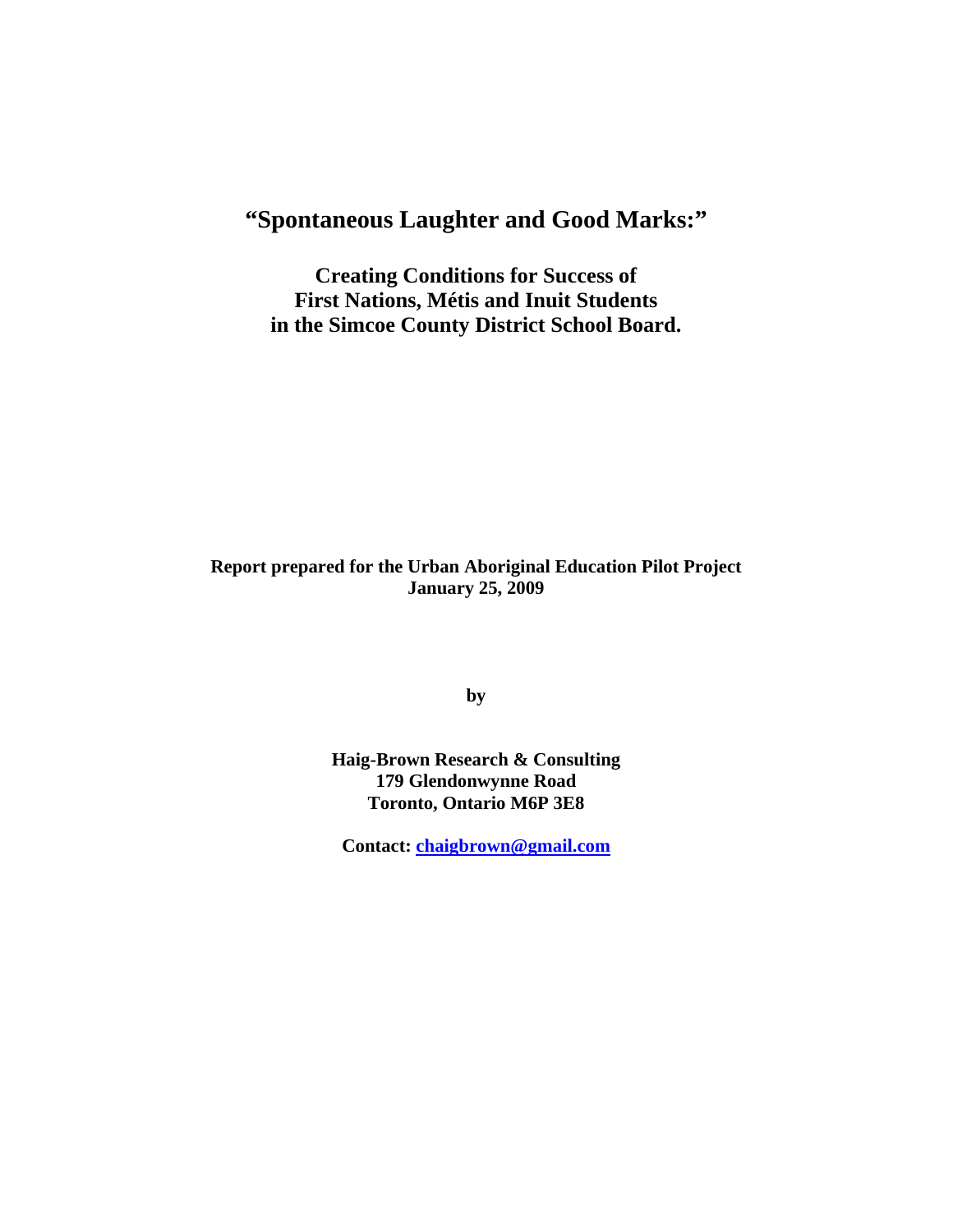# "Spontaneous Laughter and Good Marks:"

## Creating Conditions for Success of First Nations, Métis and Inuit Students in the Simcoe County District School Board.

**Report prepared for the Urban Aboriginal Education Pilot Project**
**January 25, 2009**

**by**

**Haig-Brown Research & Consulting**
**179 Glendonwynne Road**
**Toronto, Ontario M6P 3E8**

**Contact: chaigbrown@gmail.com**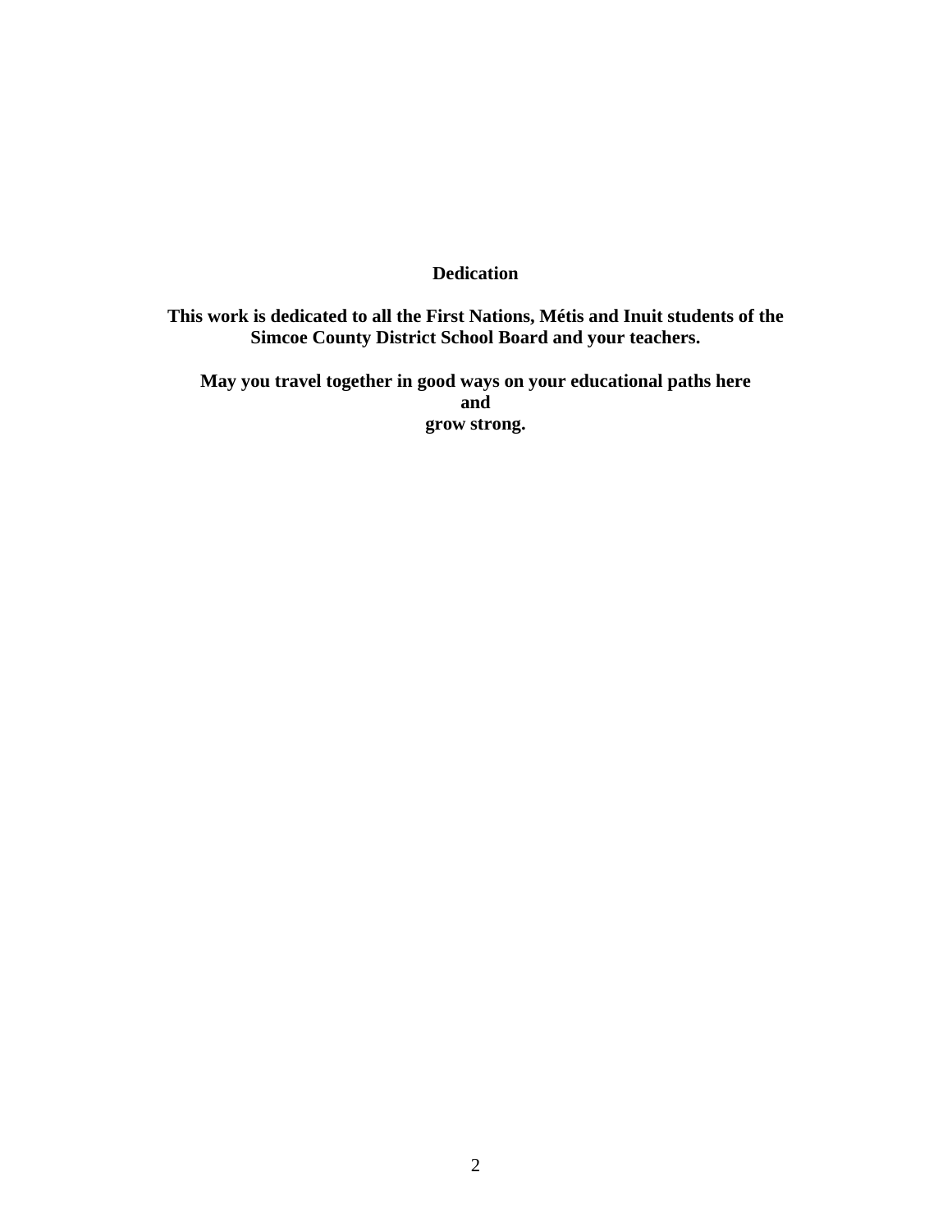# Dedication

**This work is dedicated to all the First Nations, Métis and Inuit students of the Simcoe County District School Board and your teachers.**

**May you travel together in good ways on your educational paths here
and
grow strong.**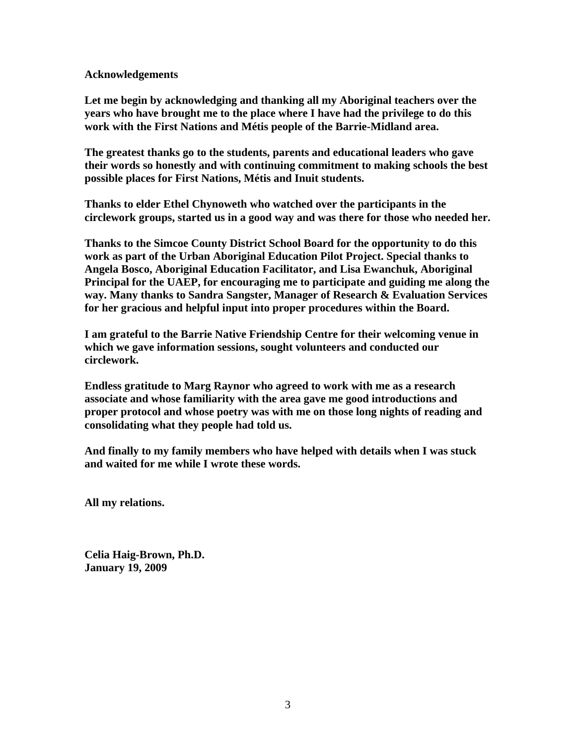# Acknowledgements

**Let me begin by acknowledging and thanking all my Aboriginal teachers over the years who have brought me to the place where I have had the privilege to do this work with the First Nations and Métis people of the Barrie-Midland area.**

**The greatest thanks go to the students, parents and educational leaders who gave their words so honestly and with continuing commitment to making schools the best possible places for First Nations, Métis and Inuit students.**

**Thanks to elder Ethel Chynoweth who watched over the participants in the circlework groups, started us in a good way and was there for those who needed her.**

**Thanks to the Simcoe County District School Board for the opportunity to do this work as part of the Urban Aboriginal Education Pilot Project. Special thanks to Angela Bosco, Aboriginal Education Facilitator, and Lisa Ewanchuk, Aboriginal Principal for the UAEP, for encouraging me to participate and guiding me along the way. Many thanks to Sandra Sangster, Manager of Research & Evaluation Services for her gracious and helpful input into proper procedures within the Board.**

**I am grateful to the Barrie Native Friendship Centre for their welcoming venue in which we gave information sessions, sought volunteers and conducted our circlework.**

**Endless gratitude to Marg Raynor who agreed to work with me as a research associate and whose familiarity with the area gave me good introductions and proper protocol and whose poetry was with me on those long nights of reading and consolidating what they people had told us.**

**And finally to my family members who have helped with details when I was stuck and waited for me while I wrote these words.**

**All my relations.**

**Celia Haig-Brown, Ph.D.**
**January 19, 2009**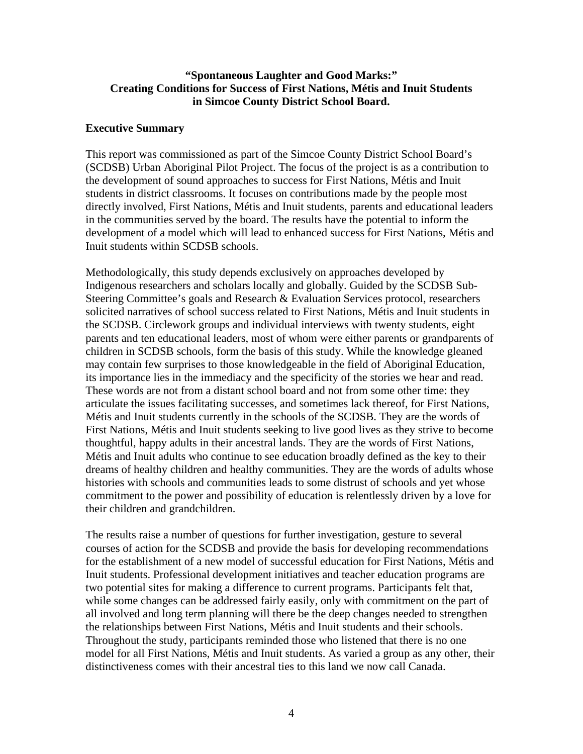**"Spontaneous Laughter and Good Marks:"**
**Creating Conditions for Success of First Nations, Métis and Inuit Students in Simcoe County District School Board.**

## Executive Summary

This report was commissioned as part of the Simcoe County District School Board's (SCDSB) Urban Aboriginal Pilot Project. The focus of the project is as a contribution to the development of sound approaches to success for First Nations, Métis and Inuit students in district classrooms. It focuses on contributions made by the people most directly involved, First Nations, Métis and Inuit students, parents and educational leaders in the communities served by the board. The results have the potential to inform the development of a model which will lead to enhanced success for First Nations, Métis and Inuit students within SCDSB schools.

Methodologically, this study depends exclusively on approaches developed by Indigenous researchers and scholars locally and globally. Guided by the SCDSB Sub-Steering Committee's goals and Research & Evaluation Services protocol, researchers solicited narratives of school success related to First Nations, Métis and Inuit students in the SCDSB. Circlework groups and individual interviews with twenty students, eight parents and ten educational leaders, most of whom were either parents or grandparents of children in SCDSB schools, form the basis of this study. While the knowledge gleaned may contain few surprises to those knowledgeable in the field of Aboriginal Education, its importance lies in the immediacy and the specificity of the stories we hear and read. These words are not from a distant school board and not from some other time: they articulate the issues facilitating successes, and sometimes lack thereof, for First Nations, Métis and Inuit students currently in the schools of the SCDSB. They are the words of First Nations, Métis and Inuit students seeking to live good lives as they strive to become thoughtful, happy adults in their ancestral lands. They are the words of First Nations, Métis and Inuit adults who continue to see education broadly defined as the key to their dreams of healthy children and healthy communities. They are the words of adults whose histories with schools and communities leads to some distrust of schools and yet whose commitment to the power and possibility of education is relentlessly driven by a love for their children and grandchildren.

The results raise a number of questions for further investigation, gesture to several courses of action for the SCDSB and provide the basis for developing recommendations for the establishment of a new model of successful education for First Nations, Métis and Inuit students. Professional development initiatives and teacher education programs are two potential sites for making a difference to current programs. Participants felt that, while some changes can be addressed fairly easily, only with commitment on the part of all involved and long term planning will there be the deep changes needed to strengthen the relationships between First Nations, Métis and Inuit students and their schools. Throughout the study, participants reminded those who listened that there is no one model for all First Nations, Métis and Inuit students. As varied a group as any other, their distinctiveness comes with their ancestral ties to this land we now call Canada.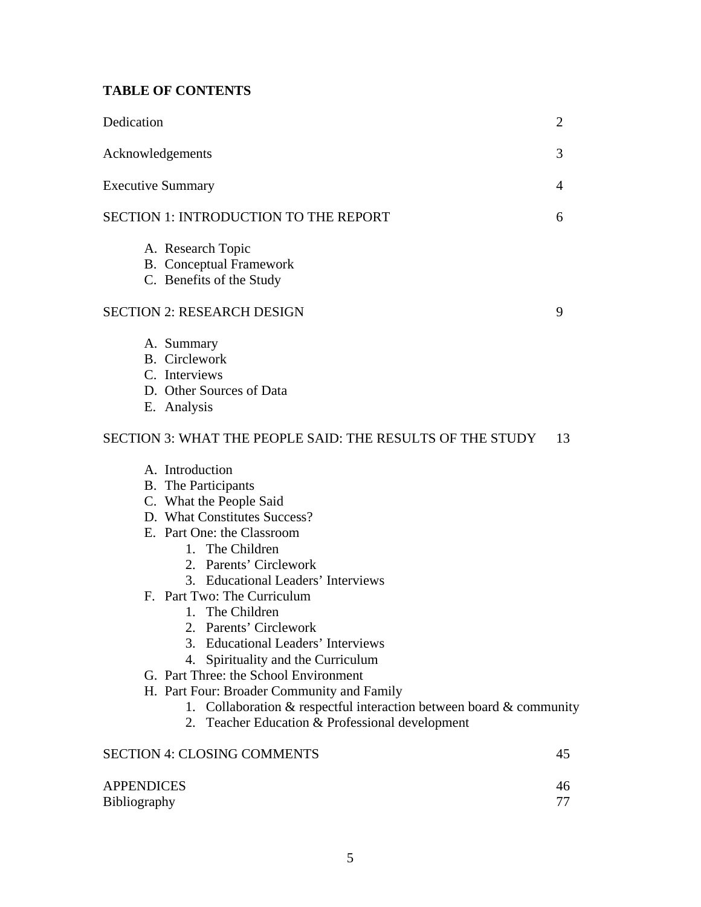**TABLE OF CONTENTS**

| | |
|---|---|
| Dedication | 2 |
| Acknowledgements | 3 |
| Executive Summary | 4 |
| SECTION 1: INTRODUCTION TO THE REPORT | 6 |
| A. Research Topic<br>B. Conceptual Framework<br>C. Benefits of the Study | |
| SECTION 2: RESEARCH DESIGN | 9 |
| A. Summary<br>B. Circlework<br>C. Interviews<br>D. Other Sources of Data<br>E. Analysis | |
| SECTION 3: WHAT THE PEOPLE SAID: THE RESULTS OF THE STUDY | 13 |
| A. Introduction<br>B. The Participants<br>C. What the People Said<br>D. What Constitutes Success?<br>E. Part One: the Classroom<br>&nbsp;&nbsp;&nbsp;&nbsp;1. The Children<br>&nbsp;&nbsp;&nbsp;&nbsp;2. Parents' Circlework<br>&nbsp;&nbsp;&nbsp;&nbsp;3. Educational Leaders' Interviews<br>F. Part Two: The Curriculum<br>&nbsp;&nbsp;&nbsp;&nbsp;1. The Children<br>&nbsp;&nbsp;&nbsp;&nbsp;2. Parents' Circlework<br>&nbsp;&nbsp;&nbsp;&nbsp;3. Educational Leaders' Interviews<br>&nbsp;&nbsp;&nbsp;&nbsp;4. Spirituality and the Curriculum<br>G. Part Three: the School Environment<br>H. Part Four: Broader Community and Family<br>&nbsp;&nbsp;&nbsp;&nbsp;1. Collaboration & respectful interaction between board & community<br>&nbsp;&nbsp;&nbsp;&nbsp;2. Teacher Education & Professional development | |
| SECTION 4: CLOSING COMMENTS | 45 |
| APPENDICES | 46 |
| Bibliography | 77 |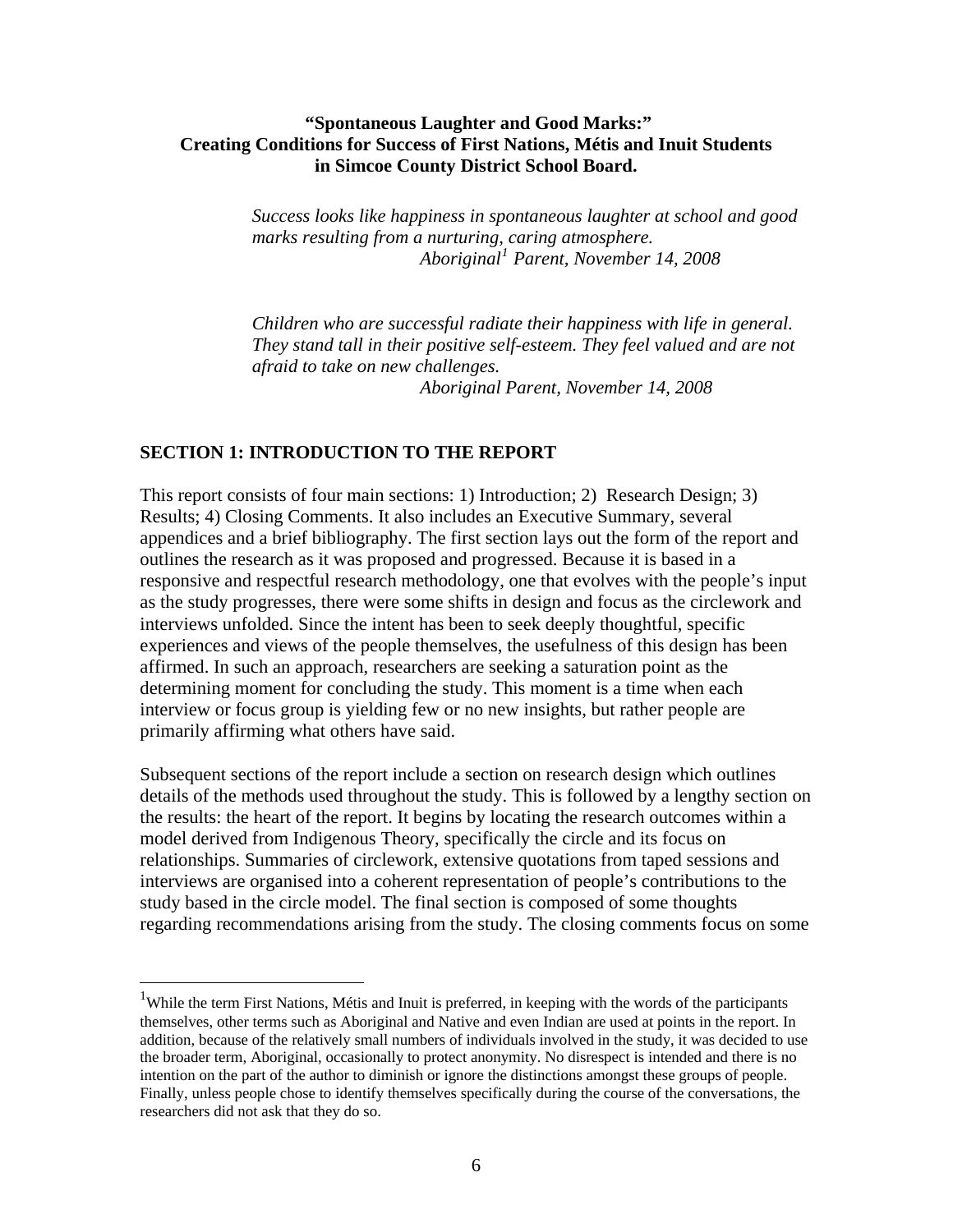**"Spontaneous Laughter and Good Marks:" Creating Conditions for Success of First Nations, Métis and Inuit Students in Simcoe County District School Board.**

> *Success looks like happiness in spontaneous laughter at school and good marks resulting from a nurturing, caring atmosphere.*
> *Aboriginal[1] Parent, November 14, 2008*

> *Children who are successful radiate their happiness with life in general. They stand tall in their positive self-esteem. They feel valued and are not afraid to take on new challenges.*
> *Aboriginal Parent, November 14, 2008*

## SECTION 1: INTRODUCTION TO THE REPORT

This report consists of four main sections: 1) Introduction; 2) Research Design; 3) Results; 4) Closing Comments. It also includes an Executive Summary, several appendices and a brief bibliography. The first section lays out the form of the report and outlines the research as it was proposed and progressed. Because it is based in a responsive and respectful research methodology, one that evolves with the people's input as the study progresses, there were some shifts in design and focus as the circlework and interviews unfolded. Since the intent has been to seek deeply thoughtful, specific experiences and views of the people themselves, the usefulness of this design has been affirmed. In such an approach, researchers are seeking a saturation point as the determining moment for concluding the study. This moment is a time when each interview or focus group is yielding few or no new insights, but rather people are primarily affirming what others have said.

Subsequent sections of the report include a section on research design which outlines details of the methods used throughout the study. This is followed by a lengthy section on the results: the heart of the report. It begins by locating the research outcomes within a model derived from Indigenous Theory, specifically the circle and its focus on relationships. Summaries of circlework, extensive quotations from taped sessions and interviews are organised into a coherent representation of people's contributions to the study based in the circle model. The final section is composed of some thoughts regarding recommendations arising from the study. The closing comments focus on some

[1] While the term First Nations, Métis and Inuit is preferred, in keeping with the words of the participants themselves, other terms such as Aboriginal and Native and even Indian are used at points in the report. In addition, because of the relatively small numbers of individuals involved in the study, it was decided to use the broader term, Aboriginal, occasionally to protect anonymity. No disrespect is intended and there is no intention on the part of the author to diminish or ignore the distinctions amongst these groups of people. Finally, unless people chose to identify themselves specifically during the course of the conversations, the researchers did not ask that they do so.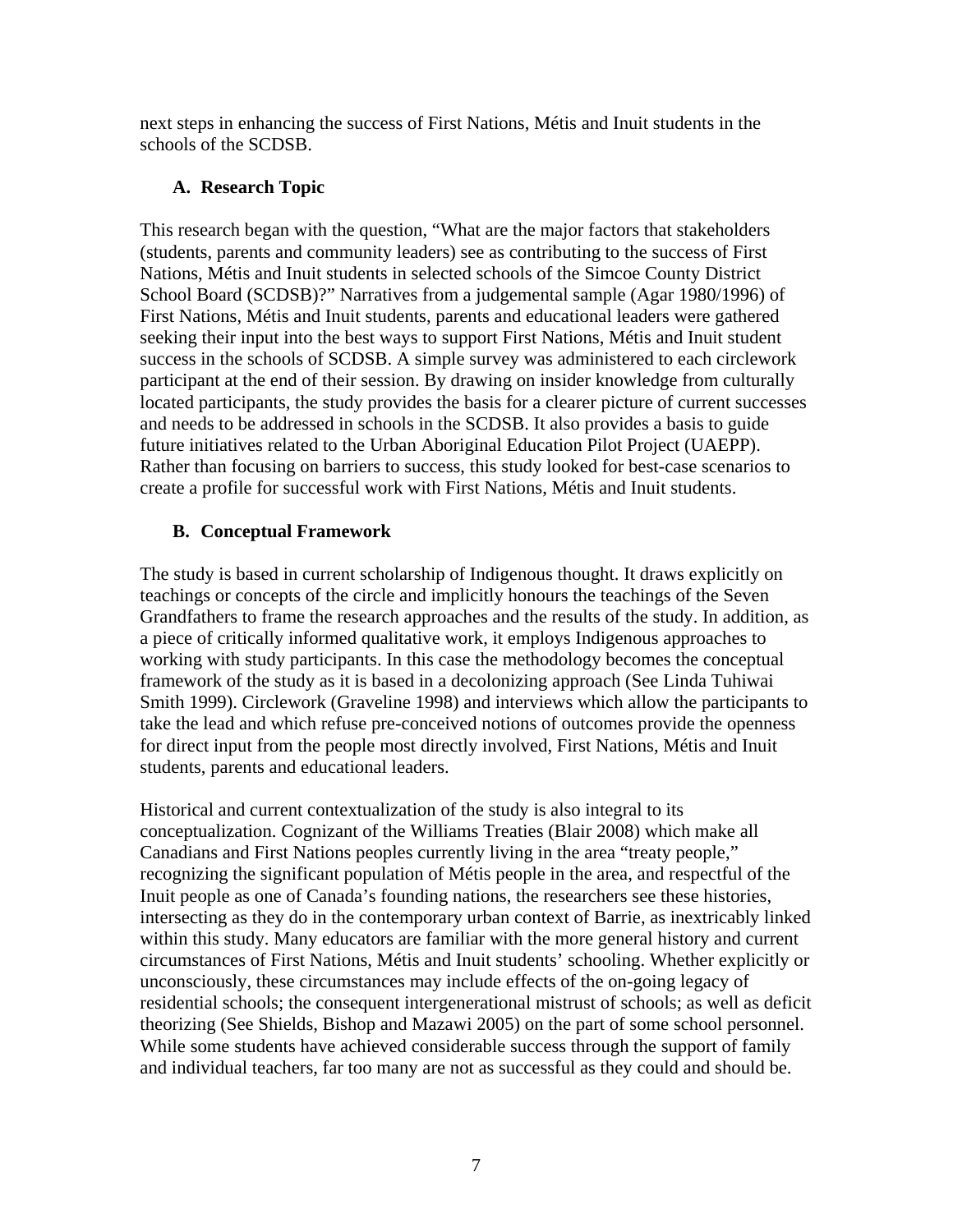next steps in enhancing the success of First Nations, Métis and Inuit students in the schools of the SCDSB.

### A. Research Topic

This research began with the question, "What are the major factors that stakeholders (students, parents and community leaders) see as contributing to the success of First Nations, Métis and Inuit students in selected schools of the Simcoe County District School Board (SCDSB)?" Narratives from a judgemental sample (Agar 1980/1996) of First Nations, Métis and Inuit students, parents and educational leaders were gathered seeking their input into the best ways to support First Nations, Métis and Inuit student success in the schools of SCDSB. A simple survey was administered to each circlework participant at the end of their session. By drawing on insider knowledge from culturally located participants, the study provides the basis for a clearer picture of current successes and needs to be addressed in schools in the SCDSB. It also provides a basis to guide future initiatives related to the Urban Aboriginal Education Pilot Project (UAEPP). Rather than focusing on barriers to success, this study looked for best-case scenarios to create a profile for successful work with First Nations, Métis and Inuit students.

### B. Conceptual Framework

The study is based in current scholarship of Indigenous thought. It draws explicitly on teachings or concepts of the circle and implicitly honours the teachings of the Seven Grandfathers to frame the research approaches and the results of the study. In addition, as a piece of critically informed qualitative work, it employs Indigenous approaches to working with study participants. In this case the methodology becomes the conceptual framework of the study as it is based in a decolonizing approach (See Linda Tuhiwai Smith 1999). Circlework (Graveline 1998) and interviews which allow the participants to take the lead and which refuse pre-conceived notions of outcomes provide the openness for direct input from the people most directly involved, First Nations, Métis and Inuit students, parents and educational leaders.

Historical and current contextualization of the study is also integral to its conceptualization. Cognizant of the Williams Treaties (Blair 2008) which make all Canadians and First Nations peoples currently living in the area "treaty people," recognizing the significant population of Métis people in the area, and respectful of the Inuit people as one of Canada's founding nations, the researchers see these histories, intersecting as they do in the contemporary urban context of Barrie, as inextricably linked within this study. Many educators are familiar with the more general history and current circumstances of First Nations, Métis and Inuit students' schooling. Whether explicitly or unconsciously, these circumstances may include effects of the on-going legacy of residential schools; the consequent intergenerational mistrust of schools; as well as deficit theorizing (See Shields, Bishop and Mazawi 2005) on the part of some school personnel. While some students have achieved considerable success through the support of family and individual teachers, far too many are not as successful as they could and should be.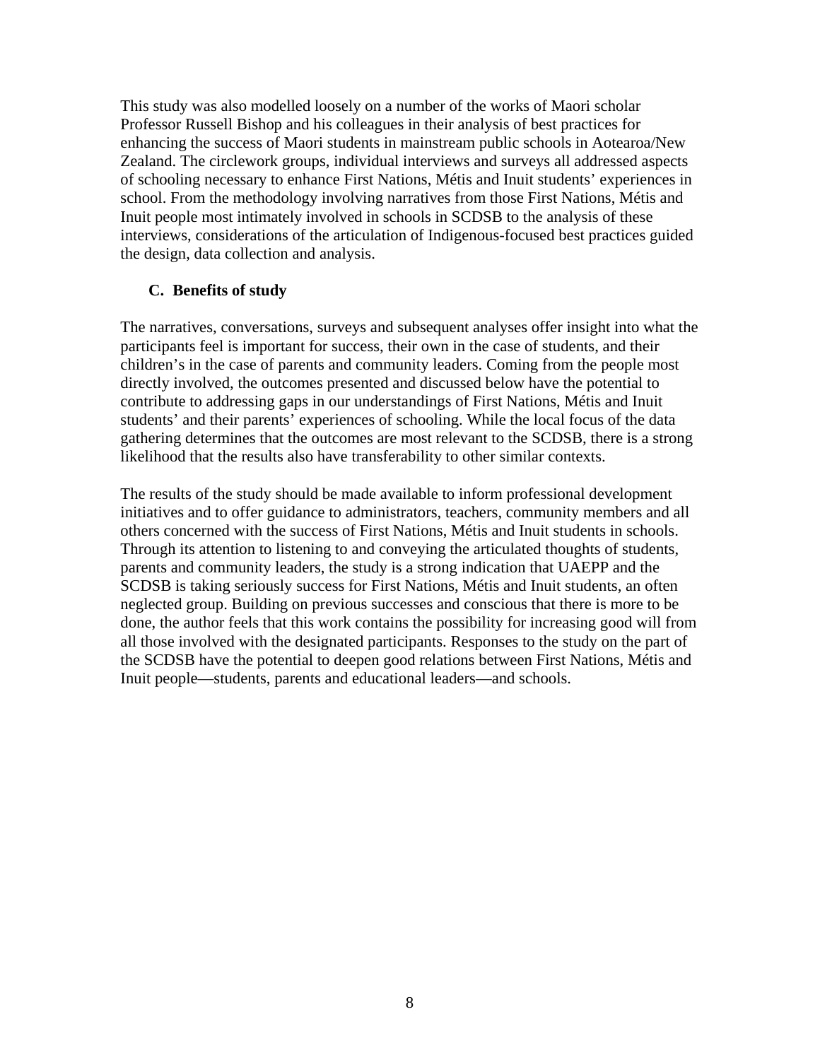This study was also modelled loosely on a number of the works of Maori scholar Professor Russell Bishop and his colleagues in their analysis of best practices for enhancing the success of Maori students in mainstream public schools in Aotearoa/New Zealand. The circlework groups, individual interviews and surveys all addressed aspects of schooling necessary to enhance First Nations, Métis and Inuit students' experiences in school. From the methodology involving narratives from those First Nations, Métis and Inuit people most intimately involved in schools in SCDSB to the analysis of these interviews, considerations of the articulation of Indigenous-focused best practices guided the design, data collection and analysis.

### C. Benefits of study

The narratives, conversations, surveys and subsequent analyses offer insight into what the participants feel is important for success, their own in the case of students, and their children's in the case of parents and community leaders. Coming from the people most directly involved, the outcomes presented and discussed below have the potential to contribute to addressing gaps in our understandings of First Nations, Métis and Inuit students' and their parents' experiences of schooling. While the local focus of the data gathering determines that the outcomes are most relevant to the SCDSB, there is a strong likelihood that the results also have transferability to other similar contexts.

The results of the study should be made available to inform professional development initiatives and to offer guidance to administrators, teachers, community members and all others concerned with the success of First Nations, Métis and Inuit students in schools. Through its attention to listening to and conveying the articulated thoughts of students, parents and community leaders, the study is a strong indication that UAEPP and the SCDSB is taking seriously success for First Nations, Métis and Inuit students, an often neglected group. Building on previous successes and conscious that there is more to be done, the author feels that this work contains the possibility for increasing good will from all those involved with the designated participants. Responses to the study on the part of the SCDSB have the potential to deepen good relations between First Nations, Métis and Inuit people—students, parents and educational leaders—and schools.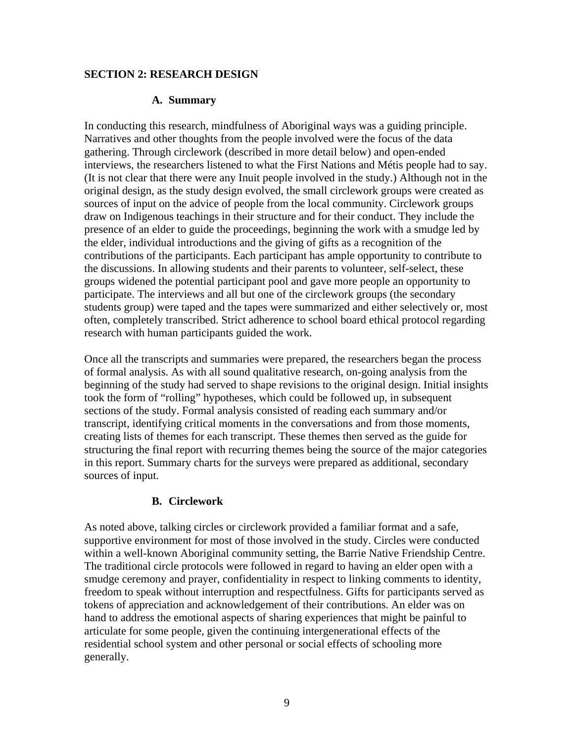## SECTION 2: RESEARCH DESIGN

### A. Summary

In conducting this research, mindfulness of Aboriginal ways was a guiding principle. Narratives and other thoughts from the people involved were the focus of the data gathering. Through circlework (described in more detail below) and open-ended interviews, the researchers listened to what the First Nations and Métis people had to say. (It is not clear that there were any Inuit people involved in the study.) Although not in the original design, as the study design evolved, the small circlework groups were created as sources of input on the advice of people from the local community. Circlework groups draw on Indigenous teachings in their structure and for their conduct. They include the presence of an elder to guide the proceedings, beginning the work with a smudge led by the elder, individual introductions and the giving of gifts as a recognition of the contributions of the participants. Each participant has ample opportunity to contribute to the discussions. In allowing students and their parents to volunteer, self-select, these groups widened the potential participant pool and gave more people an opportunity to participate. The interviews and all but one of the circlework groups (the secondary students group) were taped and the tapes were summarized and either selectively or, most often, completely transcribed. Strict adherence to school board ethical protocol regarding research with human participants guided the work.

Once all the transcripts and summaries were prepared, the researchers began the process of formal analysis. As with all sound qualitative research, on-going analysis from the beginning of the study had served to shape revisions to the original design. Initial insights took the form of "rolling" hypotheses, which could be followed up, in subsequent sections of the study. Formal analysis consisted of reading each summary and/or transcript, identifying critical moments in the conversations and from those moments, creating lists of themes for each transcript. These themes then served as the guide for structuring the final report with recurring themes being the source of the major categories in this report. Summary charts for the surveys were prepared as additional, secondary sources of input.

### B. Circlework

As noted above, talking circles or circlework provided a familiar format and a safe, supportive environment for most of those involved in the study. Circles were conducted within a well-known Aboriginal community setting, the Barrie Native Friendship Centre. The traditional circle protocols were followed in regard to having an elder open with a smudge ceremony and prayer, confidentiality in respect to linking comments to identity, freedom to speak without interruption and respectfulness. Gifts for participants served as tokens of appreciation and acknowledgement of their contributions. An elder was on hand to address the emotional aspects of sharing experiences that might be painful to articulate for some people, given the continuing intergenerational effects of the residential school system and other personal or social effects of schooling more generally.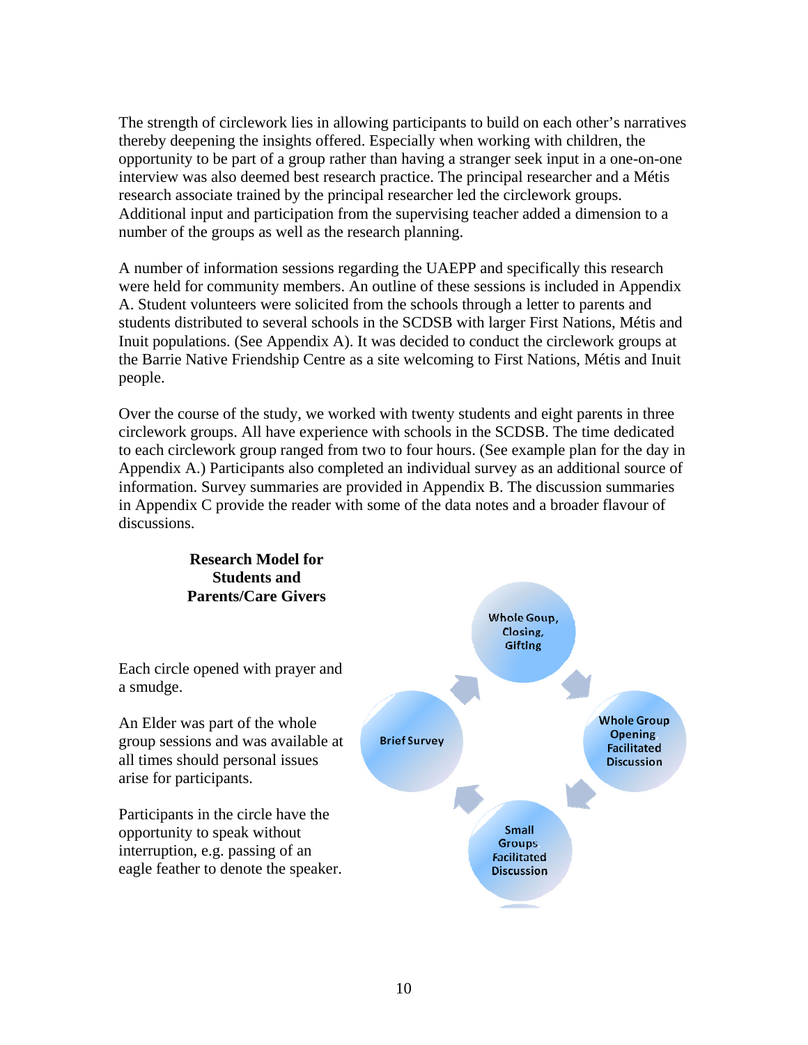The strength of circlework lies in allowing participants to build on each other's narratives thereby deepening the insights offered. Especially when working with children, the opportunity to be part of a group rather than having a stranger seek input in a one-on-one interview was also deemed best research practice. The principal researcher and a Métis research associate trained by the principal researcher led the circlework groups. Additional input and participation from the supervising teacher added a dimension to a number of the groups as well as the research planning.

A number of information sessions regarding the UAEPP and specifically this research were held for community members. An outline of these sessions is included in Appendix A. Student volunteers were solicited from the schools through a letter to parents and students distributed to several schools in the SCDSB with larger First Nations, Métis and Inuit populations. (See Appendix A). It was decided to conduct the circlework groups at the Barrie Native Friendship Centre as a site welcoming to First Nations, Métis and Inuit people.

Over the course of the study, we worked with twenty students and eight parents in three circlework groups. All have experience with schools in the SCDSB. The time dedicated to each circlework group ranged from two to four hours. (See example plan for the day in Appendix A.) Participants also completed an individual survey as an additional source of information. Survey summaries are provided in Appendix B. The discussion summaries in Appendix C provide the reader with some of the data notes and a broader flavour of discussions.

**Research Model for Students and Parents/Care Givers**

Each circle opened with prayer and a smudge.

An Elder was part of the whole group sessions and was available at all times should personal issues arise for participants.

Participants in the circle have the opportunity to speak without interruption, e.g. passing of an eagle feather to denote the speaker.

Whole Goup, Closing, Gifting → Whole Group Opening Facilitated Discussion → Small Groups Facilitated Discussion → Brief Survey → Whole Goup, Closing, Gifting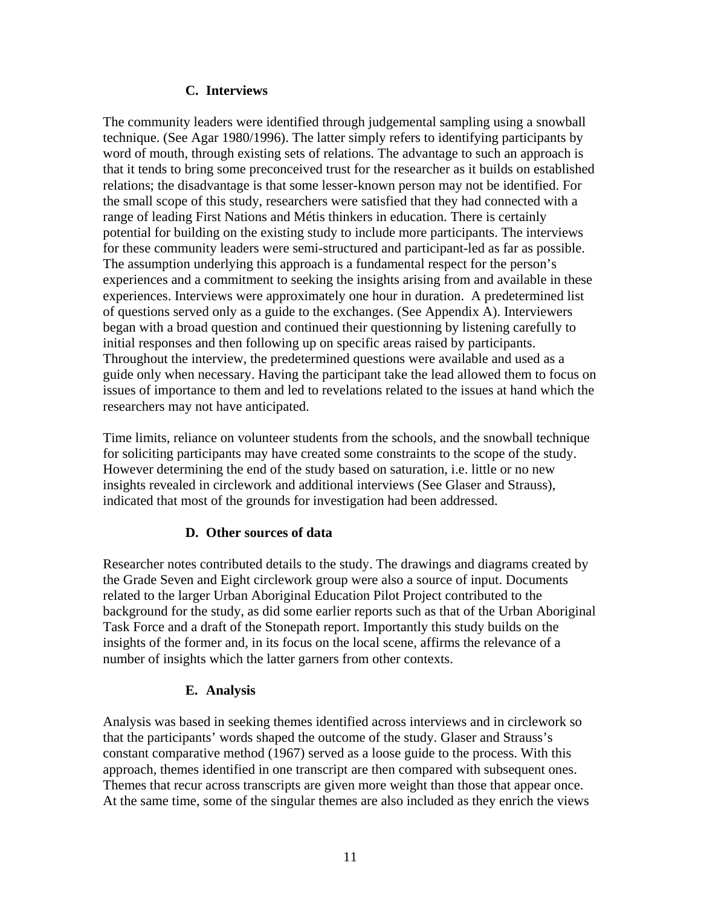### C. Interviews

The community leaders were identified through judgemental sampling using a snowball technique. (See Agar 1980/1996). The latter simply refers to identifying participants by word of mouth, through existing sets of relations. The advantage to such an approach is that it tends to bring some preconceived trust for the researcher as it builds on established relations; the disadvantage is that some lesser-known person may not be identified. For the small scope of this study, researchers were satisfied that they had connected with a range of leading First Nations and Métis thinkers in education. There is certainly potential for building on the existing study to include more participants. The interviews for these community leaders were semi-structured and participant-led as far as possible. The assumption underlying this approach is a fundamental respect for the person's experiences and a commitment to seeking the insights arising from and available in these experiences. Interviews were approximately one hour in duration. A predetermined list of questions served only as a guide to the exchanges. (See Appendix A). Interviewers began with a broad question and continued their questionning by listening carefully to initial responses and then following up on specific areas raised by participants. Throughout the interview, the predetermined questions were available and used as a guide only when necessary. Having the participant take the lead allowed them to focus on issues of importance to them and led to revelations related to the issues at hand which the researchers may not have anticipated.

Time limits, reliance on volunteer students from the schools, and the snowball technique for soliciting participants may have created some constraints to the scope of the study. However determining the end of the study based on saturation, i.e. little or no new insights revealed in circlework and additional interviews (See Glaser and Strauss), indicated that most of the grounds for investigation had been addressed.

### D. Other sources of data

Researcher notes contributed details to the study. The drawings and diagrams created by the Grade Seven and Eight circlework group were also a source of input. Documents related to the larger Urban Aboriginal Education Pilot Project contributed to the background for the study, as did some earlier reports such as that of the Urban Aboriginal Task Force and a draft of the Stonepath report. Importantly this study builds on the insights of the former and, in its focus on the local scene, affirms the relevance of a number of insights which the latter garners from other contexts.

### E. Analysis

Analysis was based in seeking themes identified across interviews and in circlework so that the participants' words shaped the outcome of the study. Glaser and Strauss's constant comparative method (1967) served as a loose guide to the process. With this approach, themes identified in one transcript are then compared with subsequent ones. Themes that recur across transcripts are given more weight than those that appear once. At the same time, some of the singular themes are also included as they enrich the views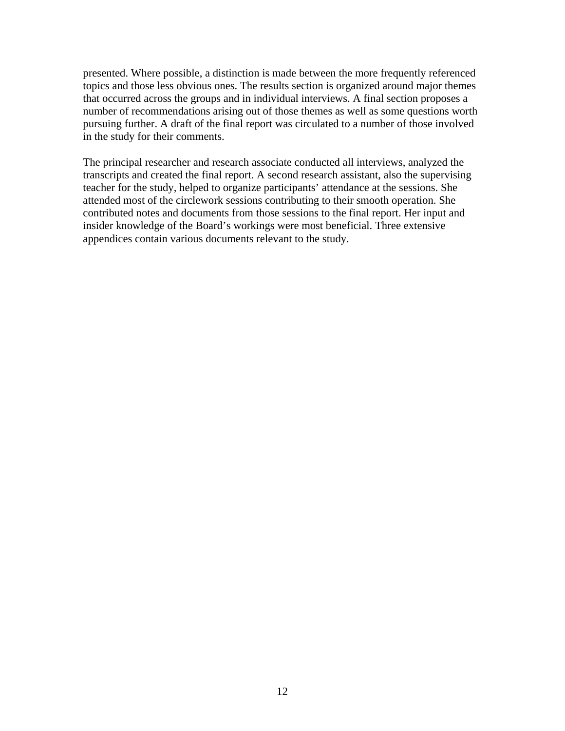presented. Where possible, a distinction is made between the more frequently referenced topics and those less obvious ones. The results section is organized around major themes that occurred across the groups and in individual interviews. A final section proposes a number of recommendations arising out of those themes as well as some questions worth pursuing further. A draft of the final report was circulated to a number of those involved in the study for their comments.

The principal researcher and research associate conducted all interviews, analyzed the transcripts and created the final report. A second research assistant, also the supervising teacher for the study, helped to organize participants' attendance at the sessions. She attended most of the circlework sessions contributing to their smooth operation. She contributed notes and documents from those sessions to the final report. Her input and insider knowledge of the Board's workings were most beneficial. Three extensive appendices contain various documents relevant to the study.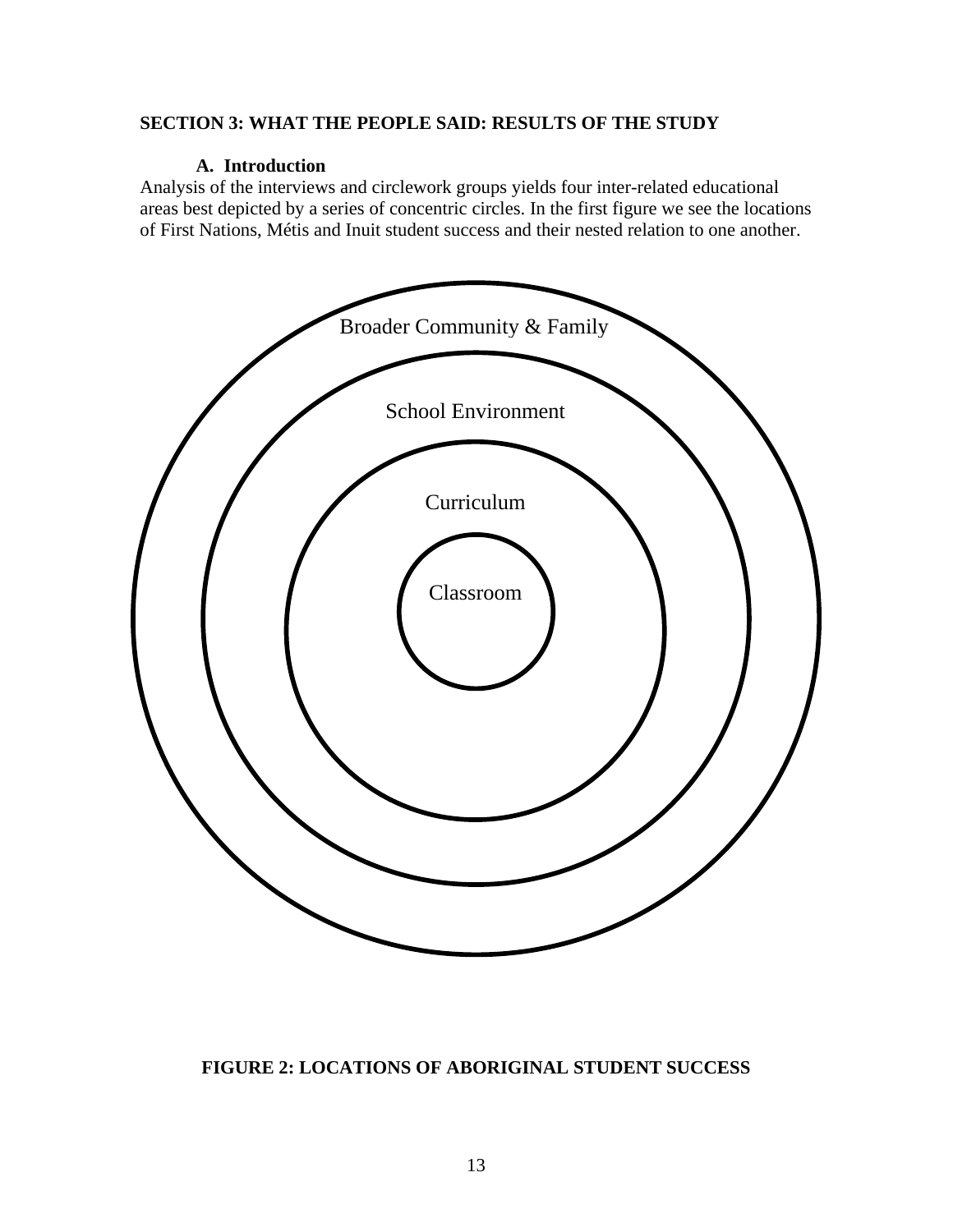## SECTION 3: WHAT THE PEOPLE SAID: RESULTS OF THE STUDY

### A. Introduction

Analysis of the interviews and circlework groups yields four inter-related educational areas best depicted by a series of concentric circles. In the first figure we see the locations of First Nations, Métis and Inuit student success and their nested relation to one another.

Broader Community & Family

School Environment

Curriculum

Classroom

**FIGURE 2: LOCATIONS OF ABORIGINAL STUDENT SUCCESS**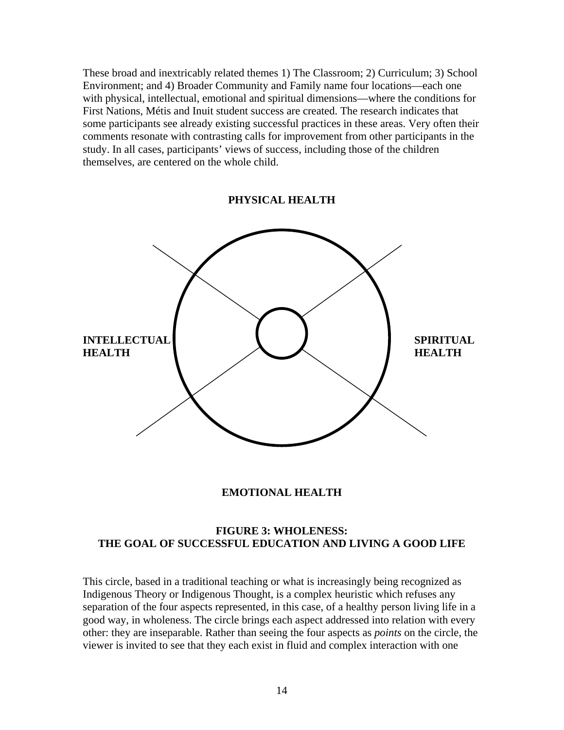These broad and inextricably related themes 1) The Classroom; 2) Curriculum; 3) School Environment; and 4) Broader Community and Family name four locations—each one with physical, intellectual, emotional and spiritual dimensions—where the conditions for First Nations, Métis and Inuit student success are created. The research indicates that some participants see already existing successful practices in these areas. Very often their comments resonate with contrasting calls for improvement from other participants in the study. In all cases, participants' views of success, including those of the children themselves, are centered on the whole child.

**PHYSICAL HEALTH**

**INTELLECTUAL HEALTH**

**SPIRITUAL HEALTH**

**EMOTIONAL HEALTH**

**FIGURE 3: WHOLENESS: THE GOAL OF SUCCESSFUL EDUCATION AND LIVING A GOOD LIFE**

This circle, based in a traditional teaching or what is increasingly being recognized as Indigenous Theory or Indigenous Thought, is a complex heuristic which refuses any separation of the four aspects represented, in this case, of a healthy person living life in a good way, in wholeness. The circle brings each aspect addressed into relation with every other: they are inseparable. Rather than seeing the four aspects as *points* on the circle, the viewer is invited to see that they each exist in fluid and complex interaction with one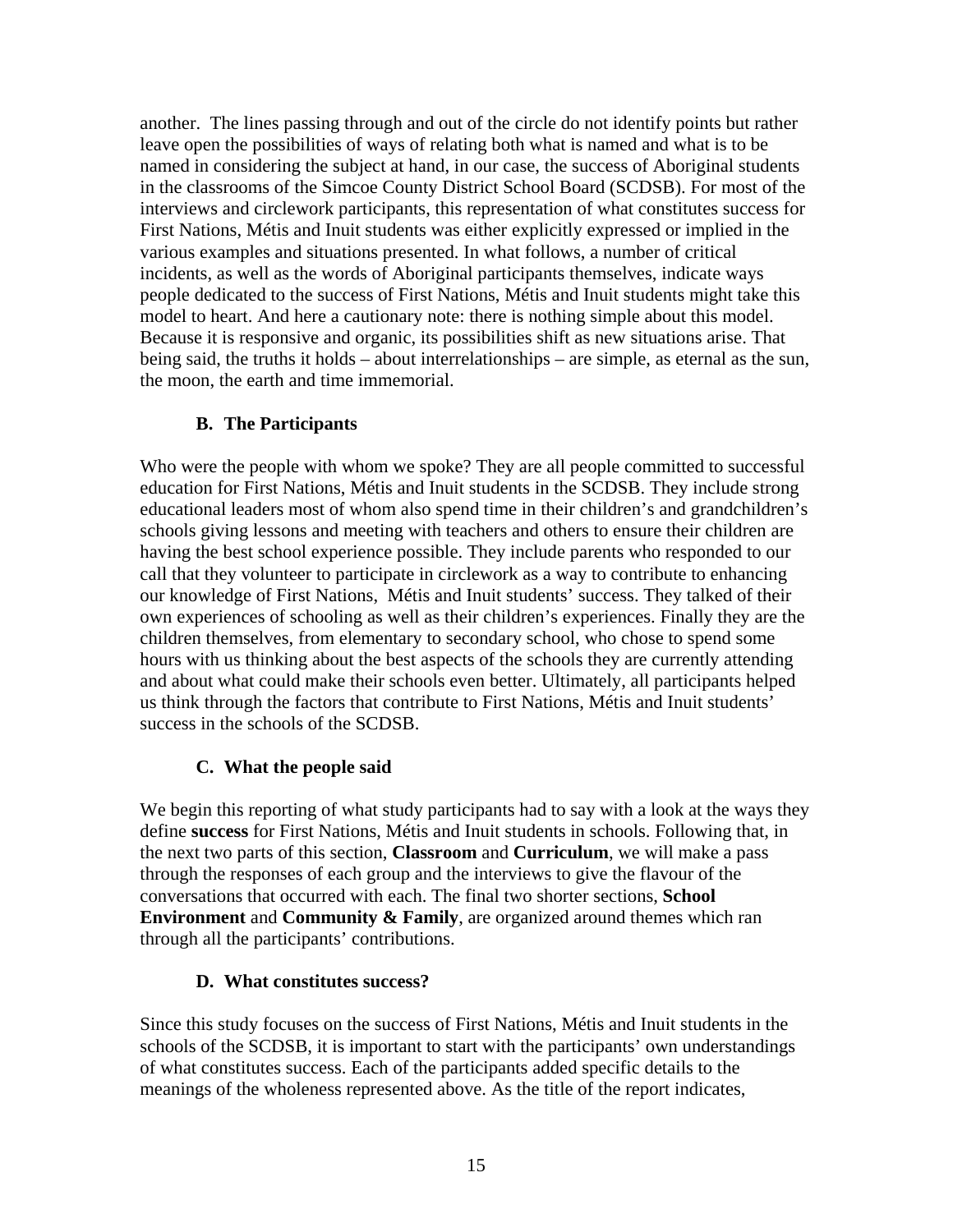another. The lines passing through and out of the circle do not identify points but rather leave open the possibilities of ways of relating both what is named and what is to be named in considering the subject at hand, in our case, the success of Aboriginal students in the classrooms of the Simcoe County District School Board (SCDSB). For most of the interviews and circlework participants, this representation of what constitutes success for First Nations, Métis and Inuit students was either explicitly expressed or implied in the various examples and situations presented. In what follows, a number of critical incidents, as well as the words of Aboriginal participants themselves, indicate ways people dedicated to the success of First Nations, Métis and Inuit students might take this model to heart. And here a cautionary note: there is nothing simple about this model. Because it is responsive and organic, its possibilities shift as new situations arise. That being said, the truths it holds – about interrelationships – are simple, as eternal as the sun, the moon, the earth and time immemorial.

### B. The Participants

Who were the people with whom we spoke? They are all people committed to successful education for First Nations, Métis and Inuit students in the SCDSB. They include strong educational leaders most of whom also spend time in their children's and grandchildren's schools giving lessons and meeting with teachers and others to ensure their children are having the best school experience possible. They include parents who responded to our call that they volunteer to participate in circlework as a way to contribute to enhancing our knowledge of First Nations, Métis and Inuit students' success. They talked of their own experiences of schooling as well as their children's experiences. Finally they are the children themselves, from elementary to secondary school, who chose to spend some hours with us thinking about the best aspects of the schools they are currently attending and about what could make their schools even better. Ultimately, all participants helped us think through the factors that contribute to First Nations, Métis and Inuit students' success in the schools of the SCDSB.

### C. What the people said

We begin this reporting of what study participants had to say with a look at the ways they define **success** for First Nations, Métis and Inuit students in schools. Following that, in the next two parts of this section, **Classroom** and **Curriculum**, we will make a pass through the responses of each group and the interviews to give the flavour of the conversations that occurred with each. The final two shorter sections, **School Environment** and **Community & Family**, are organized around themes which ran through all the participants' contributions.

### D. What constitutes success?

Since this study focuses on the success of First Nations, Métis and Inuit students in the schools of the SCDSB, it is important to start with the participants' own understandings of what constitutes success. Each of the participants added specific details to the meanings of the wholeness represented above. As the title of the report indicates,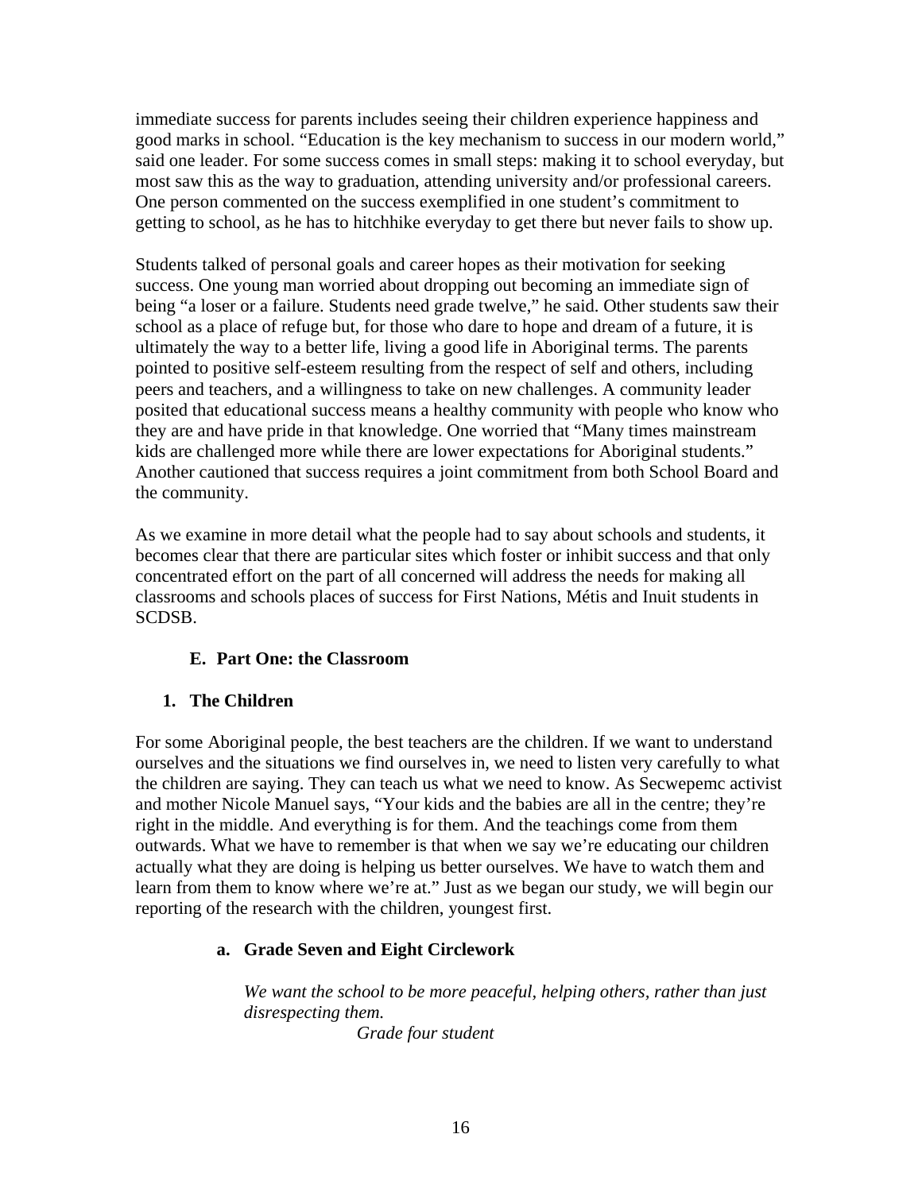immediate success for parents includes seeing their children experience happiness and good marks in school. "Education is the key mechanism to success in our modern world," said one leader. For some success comes in small steps: making it to school everyday, but most saw this as the way to graduation, attending university and/or professional careers. One person commented on the success exemplified in one student's commitment to getting to school, as he has to hitchhike everyday to get there but never fails to show up.

Students talked of personal goals and career hopes as their motivation for seeking success. One young man worried about dropping out becoming an immediate sign of being "a loser or a failure. Students need grade twelve," he said. Other students saw their school as a place of refuge but, for those who dare to hope and dream of a future, it is ultimately the way to a better life, living a good life in Aboriginal terms. The parents pointed to positive self-esteem resulting from the respect of self and others, including peers and teachers, and a willingness to take on new challenges. A community leader posited that educational success means a healthy community with people who know who they are and have pride in that knowledge. One worried that "Many times mainstream kids are challenged more while there are lower expectations for Aboriginal students." Another cautioned that success requires a joint commitment from both School Board and the community.

As we examine in more detail what the people had to say about schools and students, it becomes clear that there are particular sites which foster or inhibit success and that only concentrated effort on the part of all concerned will address the needs for making all classrooms and schools places of success for First Nations, Métis and Inuit students in SCDSB.

## E. Part One: the Classroom

### 1. The Children

For some Aboriginal people, the best teachers are the children. If we want to understand ourselves and the situations we find ourselves in, we need to listen very carefully to what the children are saying. They can teach us what we need to know. As Secwepemc activist and mother Nicole Manuel says, "Your kids and the babies are all in the centre; they're right in the middle. And everything is for them. And the teachings come from them outwards. What we have to remember is that when we say we're educating our children actually what they are doing is helping us better ourselves. We have to watch them and learn from them to know where we're at." Just as we began our study, we will begin our reporting of the research with the children, youngest first.

#### a. Grade Seven and Eight Circlework

> *We want the school to be more peaceful, helping others, rather than just disrespecting them.*
>
> *Grade four student*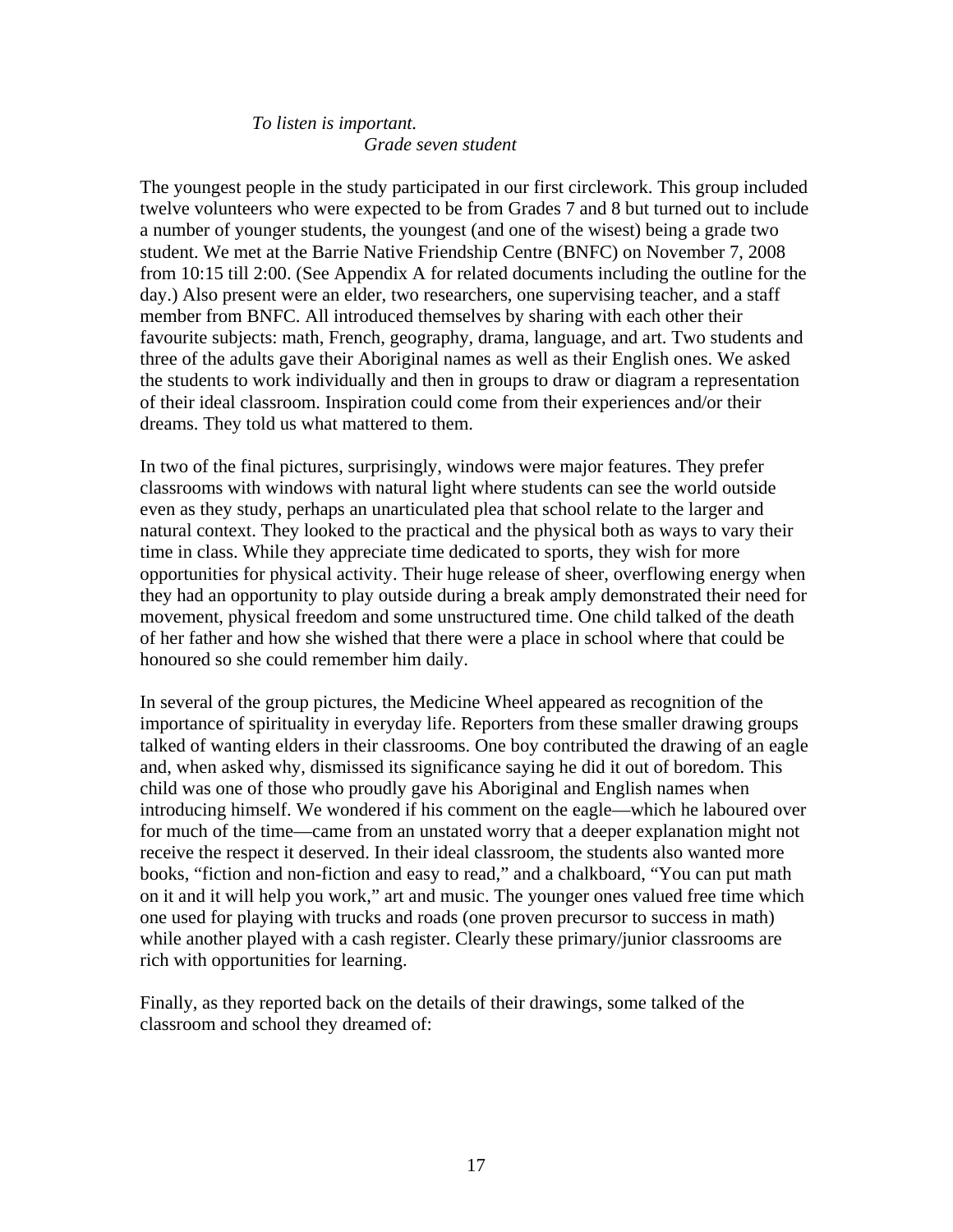*To listen is important.*
*Grade seven student*

The youngest people in the study participated in our first circlework. This group included twelve volunteers who were expected to be from Grades 7 and 8 but turned out to include a number of younger students, the youngest (and one of the wisest) being a grade two student. We met at the Barrie Native Friendship Centre (BNFC) on November 7, 2008 from 10:15 till 2:00. (See Appendix A for related documents including the outline for the day.) Also present were an elder, two researchers, one supervising teacher, and a staff member from BNFC. All introduced themselves by sharing with each other their favourite subjects: math, French, geography, drama, language, and art. Two students and three of the adults gave their Aboriginal names as well as their English ones. We asked the students to work individually and then in groups to draw or diagram a representation of their ideal classroom. Inspiration could come from their experiences and/or their dreams. They told us what mattered to them.

In two of the final pictures, surprisingly, windows were major features. They prefer classrooms with windows with natural light where students can see the world outside even as they study, perhaps an unarticulated plea that school relate to the larger and natural context. They looked to the practical and the physical both as ways to vary their time in class. While they appreciate time dedicated to sports, they wish for more opportunities for physical activity. Their huge release of sheer, overflowing energy when they had an opportunity to play outside during a break amply demonstrated their need for movement, physical freedom and some unstructured time. One child talked of the death of her father and how she wished that there were a place in school where that could be honoured so she could remember him daily.

In several of the group pictures, the Medicine Wheel appeared as recognition of the importance of spirituality in everyday life. Reporters from these smaller drawing groups talked of wanting elders in their classrooms. One boy contributed the drawing of an eagle and, when asked why, dismissed its significance saying he did it out of boredom. This child was one of those who proudly gave his Aboriginal and English names when introducing himself. We wondered if his comment on the eagle—which he laboured over for much of the time—came from an unstated worry that a deeper explanation might not receive the respect it deserved. In their ideal classroom, the students also wanted more books, "fiction and non-fiction and easy to read," and a chalkboard, "You can put math on it and it will help you work," art and music. The younger ones valued free time which one used for playing with trucks and roads (one proven precursor to success in math) while another played with a cash register. Clearly these primary/junior classrooms are rich with opportunities for learning.

Finally, as they reported back on the details of their drawings, some talked of the classroom and school they dreamed of: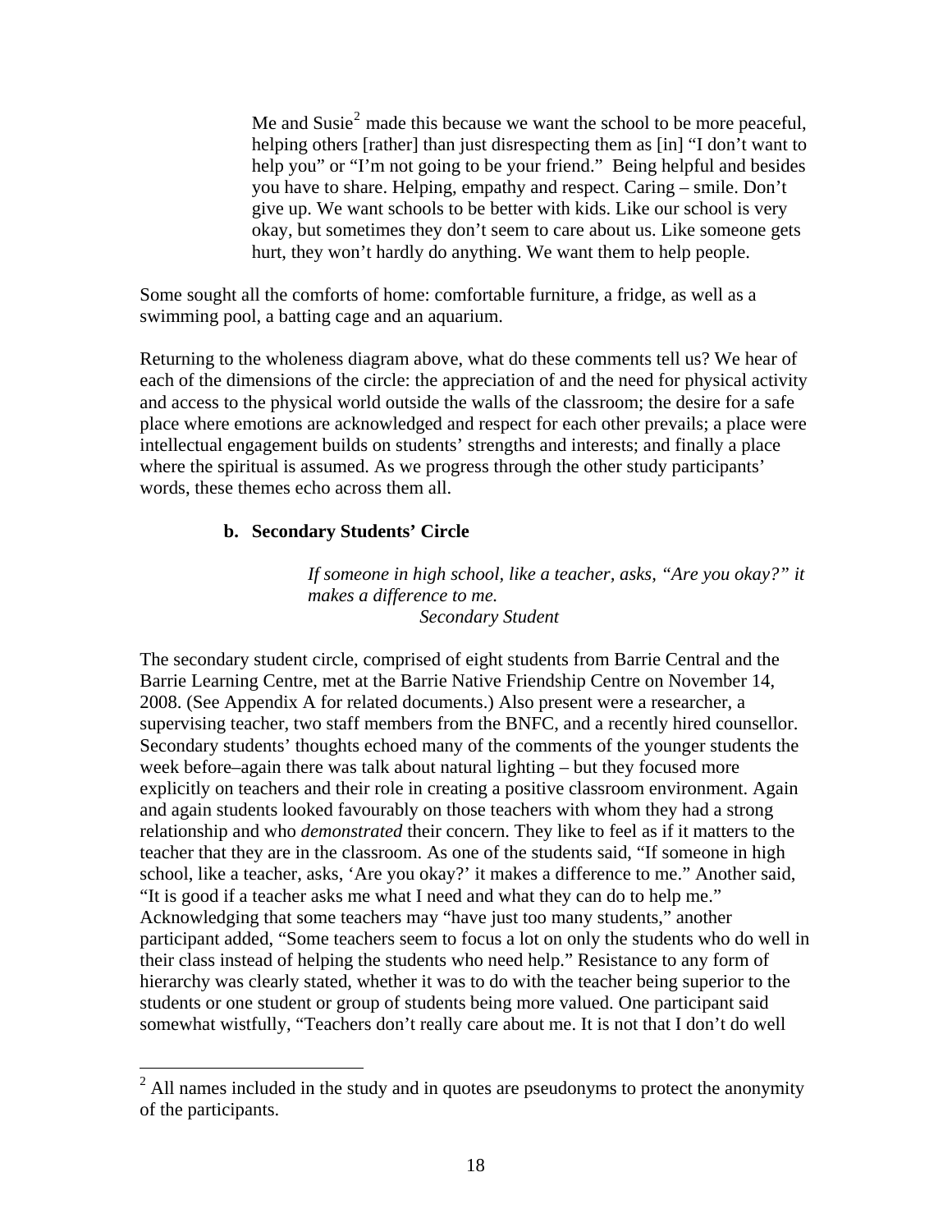> Me and Susie[2] made this because we want the school to be more peaceful, helping others [rather] than just disrespecting them as [in] "I don't want to help you" or "I'm not going to be your friend." Being helpful and besides you have to share. Helping, empathy and respect. Caring – smile. Don't give up. We want schools to be better with kids. Like our school is very okay, but sometimes they don't seem to care about us. Like someone gets hurt, they won't hardly do anything. We want them to help people.

Some sought all the comforts of home: comfortable furniture, a fridge, as well as a swimming pool, a batting cage and an aquarium.

Returning to the wholeness diagram above, what do these comments tell us? We hear of each of the dimensions of the circle: the appreciation of and the need for physical activity and access to the physical world outside the walls of the classroom; the desire for a safe place where emotions are acknowledged and respect for each other prevails; a place were intellectual engagement builds on students' strengths and interests; and finally a place where the spiritual is assumed. As we progress through the other study participants' words, these themes echo across them all.

### b. Secondary Students' Circle

> *If someone in high school, like a teacher, asks, "Are you okay?" it makes a difference to me.*
>
> *Secondary Student*

The secondary student circle, comprised of eight students from Barrie Central and the Barrie Learning Centre, met at the Barrie Native Friendship Centre on November 14, 2008. (See Appendix A for related documents.) Also present were a researcher, a supervising teacher, two staff members from the BNFC, and a recently hired counsellor. Secondary students' thoughts echoed many of the comments of the younger students the week before–again there was talk about natural lighting – but they focused more explicitly on teachers and their role in creating a positive classroom environment. Again and again students looked favourably on those teachers with whom they had a strong relationship and who *demonstrated* their concern. They like to feel as if it matters to the teacher that they are in the classroom. As one of the students said, "If someone in high school, like a teacher, asks, 'Are you okay?' it makes a difference to me." Another said, "It is good if a teacher asks me what I need and what they can do to help me." Acknowledging that some teachers may "have just too many students," another participant added, "Some teachers seem to focus a lot on only the students who do well in their class instead of helping the students who need help." Resistance to any form of hierarchy was clearly stated, whether it was to do with the teacher being superior to the students or one student or group of students being more valued. One participant said somewhat wistfully, "Teachers don't really care about me. It is not that I don't do well

---

[2] All names included in the study and in quotes are pseudonyms to protect the anonymity of the participants.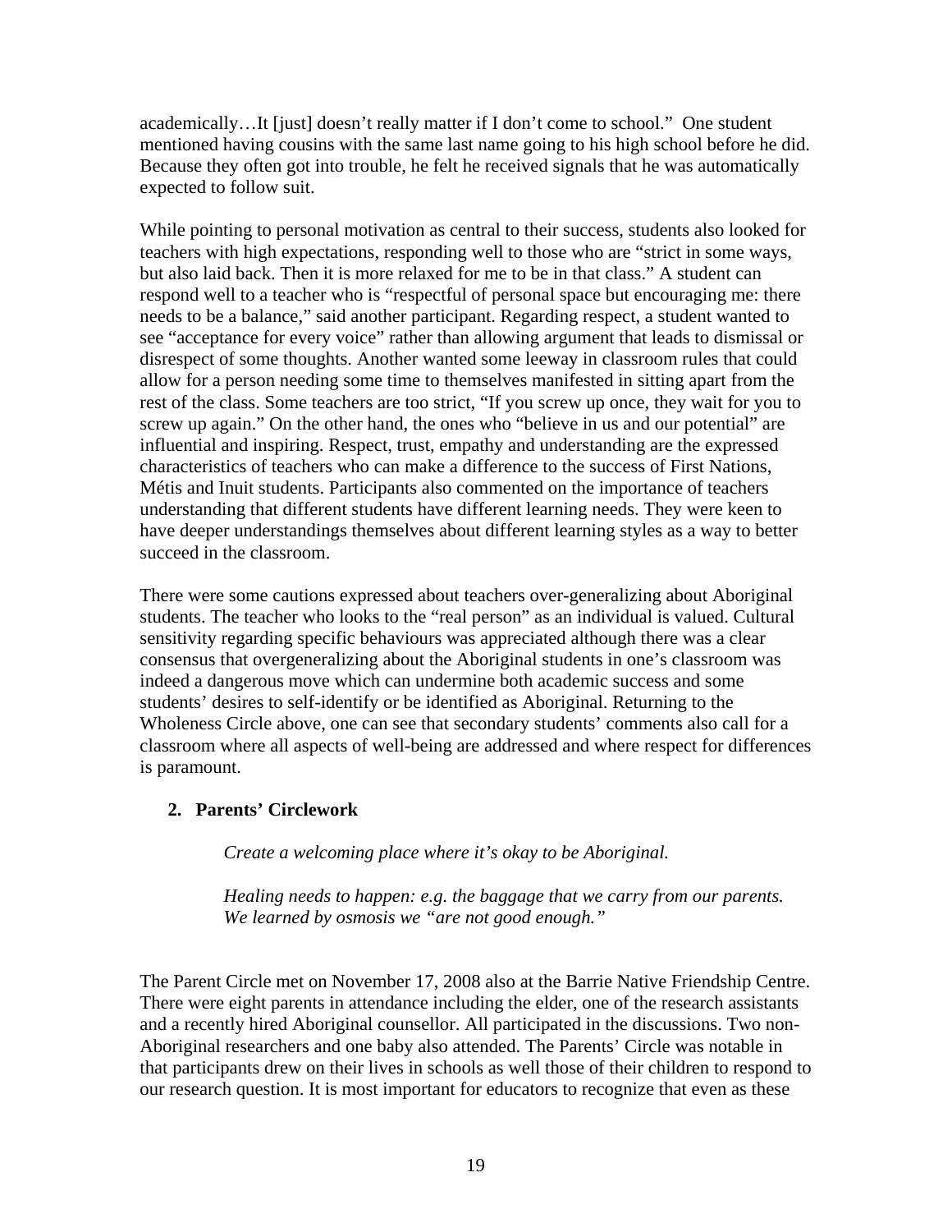academically…It [just] doesn't really matter if I don't come to school." One student mentioned having cousins with the same last name going to his high school before he did. Because they often got into trouble, he felt he received signals that he was automatically expected to follow suit.

While pointing to personal motivation as central to their success, students also looked for teachers with high expectations, responding well to those who are "strict in some ways, but also laid back. Then it is more relaxed for me to be in that class." A student can respond well to a teacher who is "respectful of personal space but encouraging me: there needs to be a balance," said another participant. Regarding respect, a student wanted to see "acceptance for every voice" rather than allowing argument that leads to dismissal or disrespect of some thoughts. Another wanted some leeway in classroom rules that could allow for a person needing some time to themselves manifested in sitting apart from the rest of the class. Some teachers are too strict, "If you screw up once, they wait for you to screw up again." On the other hand, the ones who "believe in us and our potential" are influential and inspiring. Respect, trust, empathy and understanding are the expressed characteristics of teachers who can make a difference to the success of First Nations, Métis and Inuit students. Participants also commented on the importance of teachers understanding that different students have different learning needs. They were keen to have deeper understandings themselves about different learning styles as a way to better succeed in the classroom.

There were some cautions expressed about teachers over-generalizing about Aboriginal students. The teacher who looks to the "real person" as an individual is valued. Cultural sensitivity regarding specific behaviours was appreciated although there was a clear consensus that overgeneralizing about the Aboriginal students in one's classroom was indeed a dangerous move which can undermine both academic success and some students' desires to self-identify or be identified as Aboriginal. Returning to the Wholeness Circle above, one can see that secondary students' comments also call for a classroom where all aspects of well-being are addressed and where respect for differences is paramount.

## 2. Parents' Circlework

*Create a welcoming place where it's okay to be Aboriginal.*

*Healing needs to happen: e.g. the baggage that we carry from our parents. We learned by osmosis we "are not good enough."*

The Parent Circle met on November 17, 2008 also at the Barrie Native Friendship Centre. There were eight parents in attendance including the elder, one of the research assistants and a recently hired Aboriginal counsellor. All participated in the discussions. Two non-Aboriginal researchers and one baby also attended. The Parents' Circle was notable in that participants drew on their lives in schools as well those of their children to respond to our research question. It is most important for educators to recognize that even as these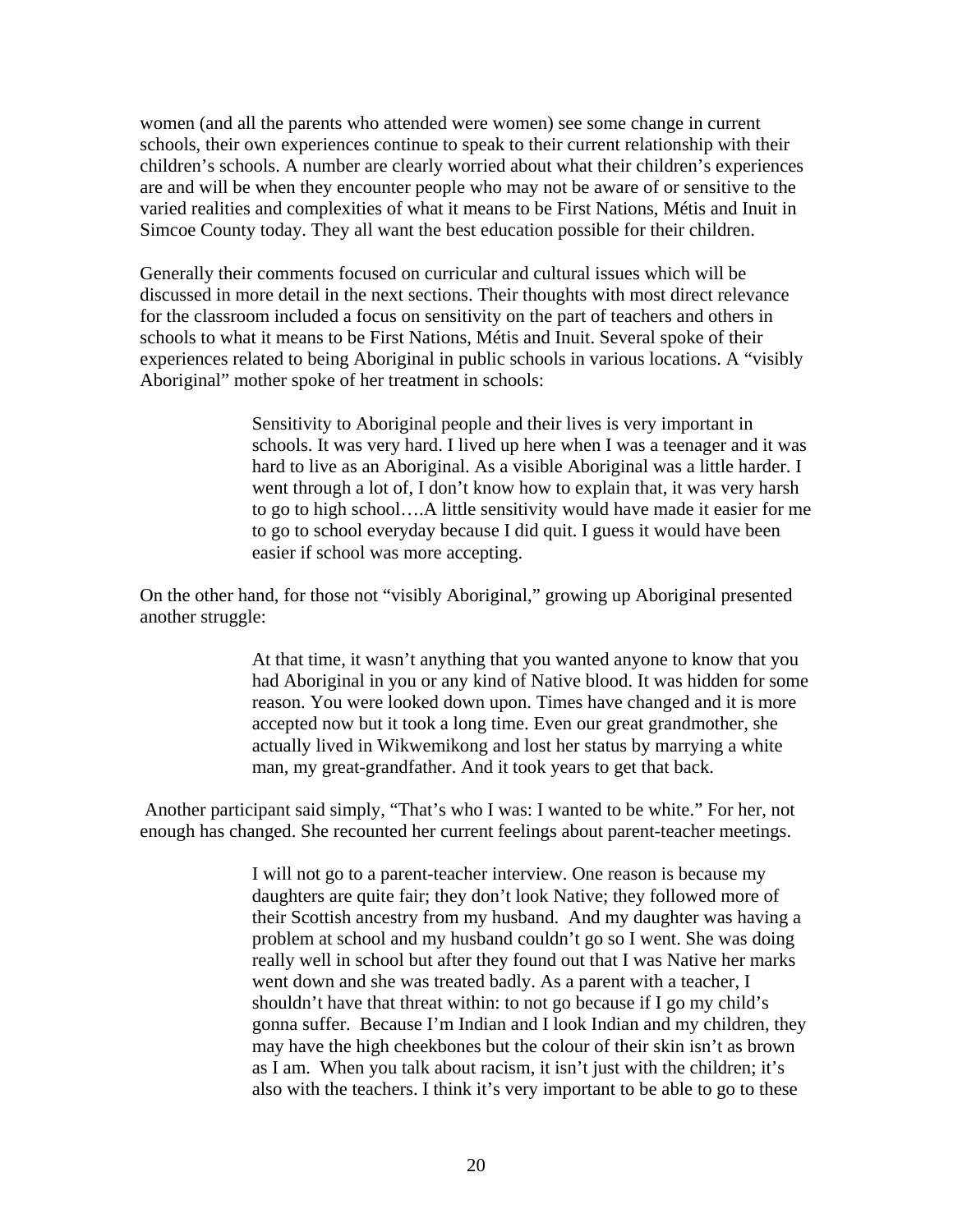women (and all the parents who attended were women) see some change in current schools, their own experiences continue to speak to their current relationship with their children's schools. A number are clearly worried about what their children's experiences are and will be when they encounter people who may not be aware of or sensitive to the varied realities and complexities of what it means to be First Nations, Métis and Inuit in Simcoe County today. They all want the best education possible for their children.

Generally their comments focused on curricular and cultural issues which will be discussed in more detail in the next sections. Their thoughts with most direct relevance for the classroom included a focus on sensitivity on the part of teachers and others in schools to what it means to be First Nations, Métis and Inuit. Several spoke of their experiences related to being Aboriginal in public schools in various locations. A "visibly Aboriginal" mother spoke of her treatment in schools:

> Sensitivity to Aboriginal people and their lives is very important in schools. It was very hard. I lived up here when I was a teenager and it was hard to live as an Aboriginal. As a visible Aboriginal was a little harder. I went through a lot of, I don't know how to explain that, it was very harsh to go to high school….A little sensitivity would have made it easier for me to go to school everyday because I did quit. I guess it would have been easier if school was more accepting.

On the other hand, for those not "visibly Aboriginal," growing up Aboriginal presented another struggle:

> At that time, it wasn't anything that you wanted anyone to know that you had Aboriginal in you or any kind of Native blood. It was hidden for some reason. You were looked down upon. Times have changed and it is more accepted now but it took a long time. Even our great grandmother, she actually lived in Wikwemikong and lost her status by marrying a white man, my great-grandfather. And it took years to get that back.

Another participant said simply, "That's who I was: I wanted to be white." For her, not enough has changed. She recounted her current feelings about parent-teacher meetings.

> I will not go to a parent-teacher interview. One reason is because my daughters are quite fair; they don't look Native; they followed more of their Scottish ancestry from my husband. And my daughter was having a problem at school and my husband couldn't go so I went. She was doing really well in school but after they found out that I was Native her marks went down and she was treated badly. As a parent with a teacher, I shouldn't have that threat within: to not go because if I go my child's gonna suffer. Because I'm Indian and I look Indian and my children, they may have the high cheekbones but the colour of their skin isn't as brown as I am. When you talk about racism, it isn't just with the children; it's also with the teachers. I think it's very important to be able to go to these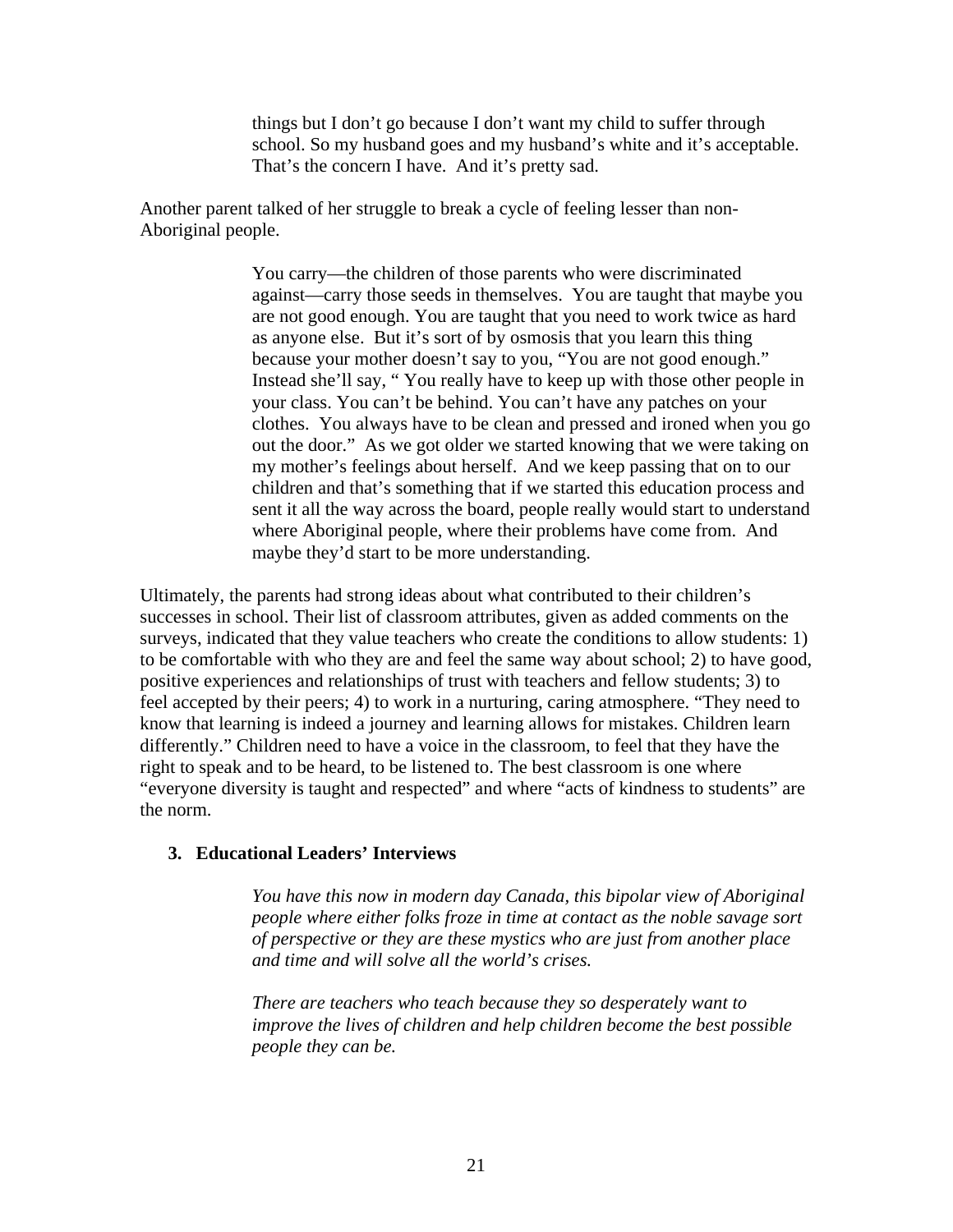> things but I don't go because I don't want my child to suffer through school. So my husband goes and my husband's white and it's acceptable. That's the concern I have. And it's pretty sad.

Another parent talked of her struggle to break a cycle of feeling lesser than non-Aboriginal people.

> You carry—the children of those parents who were discriminated against—carry those seeds in themselves. You are taught that maybe you are not good enough. You are taught that you need to work twice as hard as anyone else. But it's sort of by osmosis that you learn this thing because your mother doesn't say to you, "You are not good enough." Instead she'll say, " You really have to keep up with those other people in your class. You can't be behind. You can't have any patches on your clothes. You always have to be clean and pressed and ironed when you go out the door." As we got older we started knowing that we were taking on my mother's feelings about herself. And we keep passing that on to our children and that's something that if we started this education process and sent it all the way across the board, people really would start to understand where Aboriginal people, where their problems have come from. And maybe they'd start to be more understanding.

Ultimately, the parents had strong ideas about what contributed to their children's successes in school. Their list of classroom attributes, given as added comments on the surveys, indicated that they value teachers who create the conditions to allow students: 1) to be comfortable with who they are and feel the same way about school; 2) to have good, positive experiences and relationships of trust with teachers and fellow students; 3) to feel accepted by their peers; 4) to work in a nurturing, caring atmosphere. "They need to know that learning is indeed a journey and learning allows for mistakes. Children learn differently." Children need to have a voice in the classroom, to feel that they have the right to speak and to be heard, to be listened to. The best classroom is one where "everyone diversity is taught and respected" and where "acts of kindness to students" are the norm.

### 3. Educational Leaders' Interviews

> *You have this now in modern day Canada, this bipolar view of Aboriginal people where either folks froze in time at contact as the noble savage sort of perspective or they are these mystics who are just from another place and time and will solve all the world's crises.*
>
> *There are teachers who teach because they so desperately want to improve the lives of children and help children become the best possible people they can be.*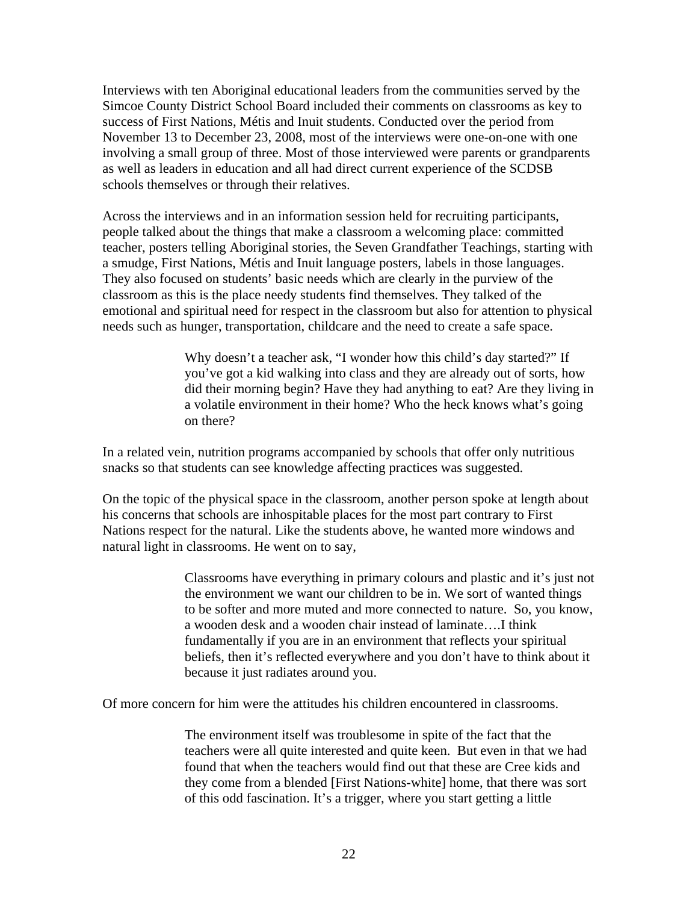Interviews with ten Aboriginal educational leaders from the communities served by the Simcoe County District School Board included their comments on classrooms as key to success of First Nations, Métis and Inuit students. Conducted over the period from November 13 to December 23, 2008, most of the interviews were one-on-one with one involving a small group of three. Most of those interviewed were parents or grandparents as well as leaders in education and all had direct current experience of the SCDSB schools themselves or through their relatives.

Across the interviews and in an information session held for recruiting participants, people talked about the things that make a classroom a welcoming place: committed teacher, posters telling Aboriginal stories, the Seven Grandfather Teachings, starting with a smudge, First Nations, Métis and Inuit language posters, labels in those languages. They also focused on students' basic needs which are clearly in the purview of the classroom as this is the place needy students find themselves. They talked of the emotional and spiritual need for respect in the classroom but also for attention to physical needs such as hunger, transportation, childcare and the need to create a safe space.

> Why doesn't a teacher ask, "I wonder how this child's day started?" If you've got a kid walking into class and they are already out of sorts, how did their morning begin? Have they had anything to eat? Are they living in a volatile environment in their home? Who the heck knows what's going on there?

In a related vein, nutrition programs accompanied by schools that offer only nutritious snacks so that students can see knowledge affecting practices was suggested.

On the topic of the physical space in the classroom, another person spoke at length about his concerns that schools are inhospitable places for the most part contrary to First Nations respect for the natural. Like the students above, he wanted more windows and natural light in classrooms. He went on to say,

> Classrooms have everything in primary colours and plastic and it's just not the environment we want our children to be in. We sort of wanted things to be softer and more muted and more connected to nature. So, you know, a wooden desk and a wooden chair instead of laminate….I think fundamentally if you are in an environment that reflects your spiritual beliefs, then it's reflected everywhere and you don't have to think about it because it just radiates around you.

Of more concern for him were the attitudes his children encountered in classrooms.

> The environment itself was troublesome in spite of the fact that the teachers were all quite interested and quite keen. But even in that we had found that when the teachers would find out that these are Cree kids and they come from a blended [First Nations-white] home, that there was sort of this odd fascination. It's a trigger, where you start getting a little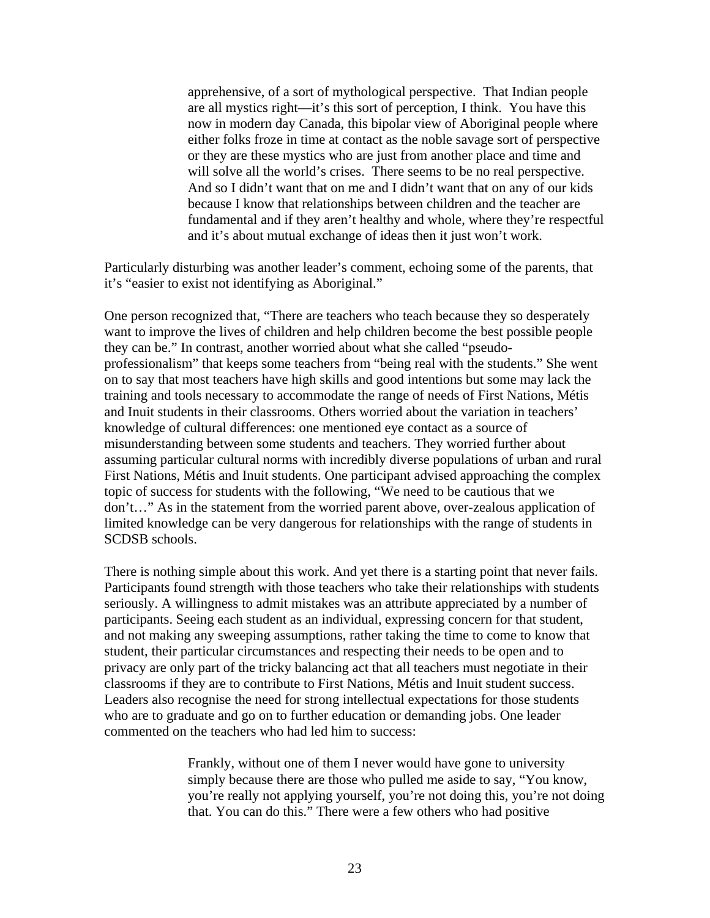> apprehensive, of a sort of mythological perspective. That Indian people are all mystics right—it's this sort of perception, I think. You have this now in modern day Canada, this bipolar view of Aboriginal people where either folks froze in time at contact as the noble savage sort of perspective or they are these mystics who are just from another place and time and will solve all the world's crises. There seems to be no real perspective. And so I didn't want that on me and I didn't want that on any of our kids because I know that relationships between children and the teacher are fundamental and if they aren't healthy and whole, where they're respectful and it's about mutual exchange of ideas then it just won't work.

Particularly disturbing was another leader's comment, echoing some of the parents, that it's "easier to exist not identifying as Aboriginal."

One person recognized that, "There are teachers who teach because they so desperately want to improve the lives of children and help children become the best possible people they can be." In contrast, another worried about what she called "pseudo-professionalism" that keeps some teachers from "being real with the students." She went on to say that most teachers have high skills and good intentions but some may lack the training and tools necessary to accommodate the range of needs of First Nations, Métis and Inuit students in their classrooms. Others worried about the variation in teachers' knowledge of cultural differences: one mentioned eye contact as a source of misunderstanding between some students and teachers. They worried further about assuming particular cultural norms with incredibly diverse populations of urban and rural First Nations, Métis and Inuit students. One participant advised approaching the complex topic of success for students with the following, "We need to be cautious that we don't…" As in the statement from the worried parent above, over-zealous application of limited knowledge can be very dangerous for relationships with the range of students in SCDSB schools.

There is nothing simple about this work. And yet there is a starting point that never fails. Participants found strength with those teachers who take their relationships with students seriously. A willingness to admit mistakes was an attribute appreciated by a number of participants. Seeing each student as an individual, expressing concern for that student, and not making any sweeping assumptions, rather taking the time to come to know that student, their particular circumstances and respecting their needs to be open and to privacy are only part of the tricky balancing act that all teachers must negotiate in their classrooms if they are to contribute to First Nations, Métis and Inuit student success. Leaders also recognise the need for strong intellectual expectations for those students who are to graduate and go on to further education or demanding jobs. One leader commented on the teachers who had led him to success:

> Frankly, without one of them I never would have gone to university simply because there are those who pulled me aside to say, "You know, you're really not applying yourself, you're not doing this, you're not doing that. You can do this." There were a few others who had positive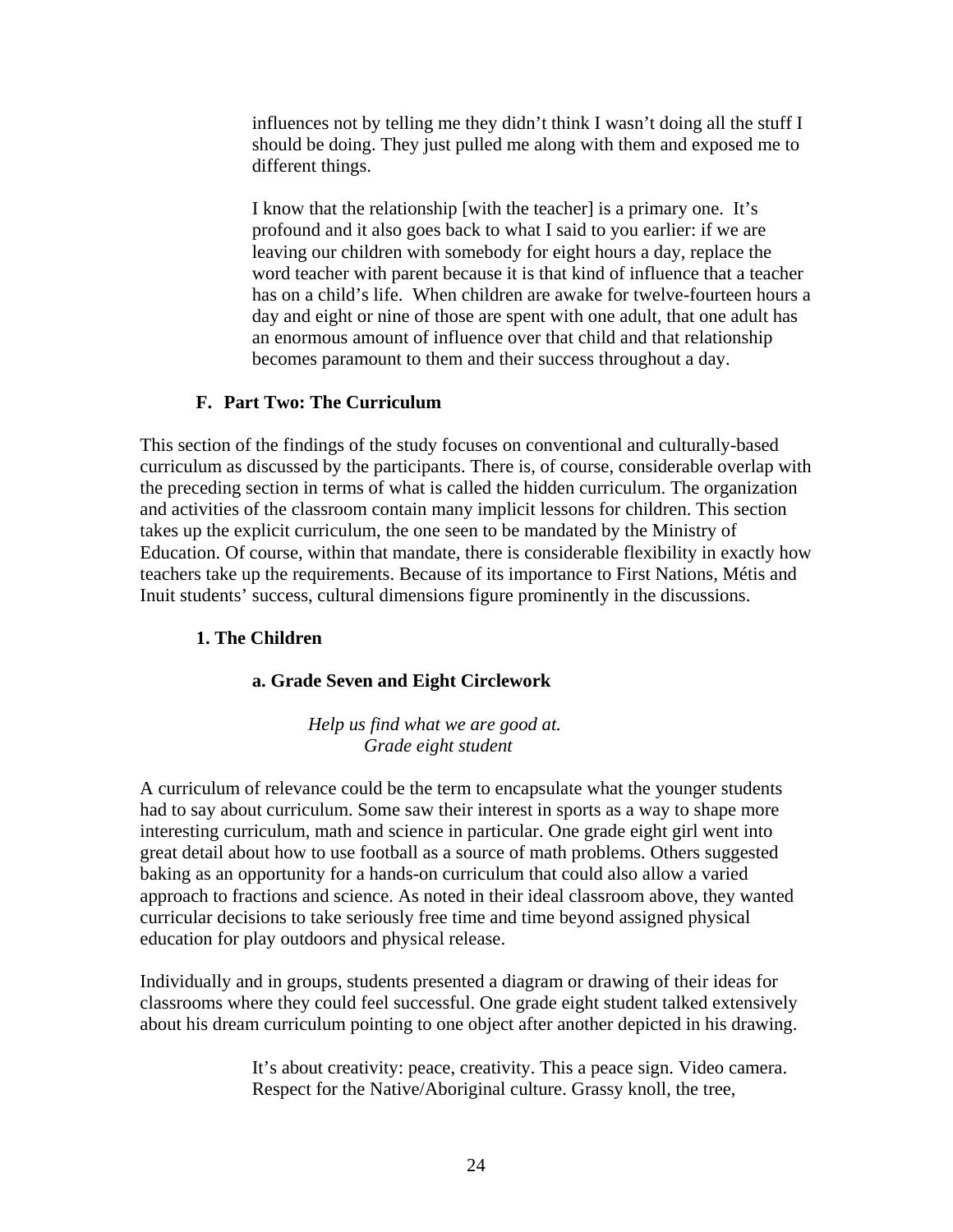> influences not by telling me they didn't think I wasn't doing all the stuff I should be doing. They just pulled me along with them and exposed me to different things.
>
> I know that the relationship [with the teacher] is a primary one. It's profound and it also goes back to what I said to you earlier: if we are leaving our children with somebody for eight hours a day, replace the word teacher with parent because it is that kind of influence that a teacher has on a child's life. When children are awake for twelve-fourteen hours a day and eight or nine of those are spent with one adult, that one adult has an enormous amount of influence over that child and that relationship becomes paramount to them and their success throughout a day.

## F. Part Two: The Curriculum

This section of the findings of the study focuses on conventional and culturally-based curriculum as discussed by the participants. There is, of course, considerable overlap with the preceding section in terms of what is called the hidden curriculum. The organization and activities of the classroom contain many implicit lessons for children. This section takes up the explicit curriculum, the one seen to be mandated by the Ministry of Education. Of course, within that mandate, there is considerable flexibility in exactly how teachers take up the requirements. Because of its importance to First Nations, Métis and Inuit students' success, cultural dimensions figure prominently in the discussions.

### 1. The Children

#### a. Grade Seven and Eight Circlework

*Help us find what we are good at.*
*Grade eight student*

A curriculum of relevance could be the term to encapsulate what the younger students had to say about curriculum. Some saw their interest in sports as a way to shape more interesting curriculum, math and science in particular. One grade eight girl went into great detail about how to use football as a source of math problems. Others suggested baking as an opportunity for a hands-on curriculum that could also allow a varied approach to fractions and science. As noted in their ideal classroom above, they wanted curricular decisions to take seriously free time and time beyond assigned physical education for play outdoors and physical release.

Individually and in groups, students presented a diagram or drawing of their ideas for classrooms where they could feel successful. One grade eight student talked extensively about his dream curriculum pointing to one object after another depicted in his drawing.

> It's about creativity: peace, creativity. This a peace sign. Video camera. Respect for the Native/Aboriginal culture. Grassy knoll, the tree,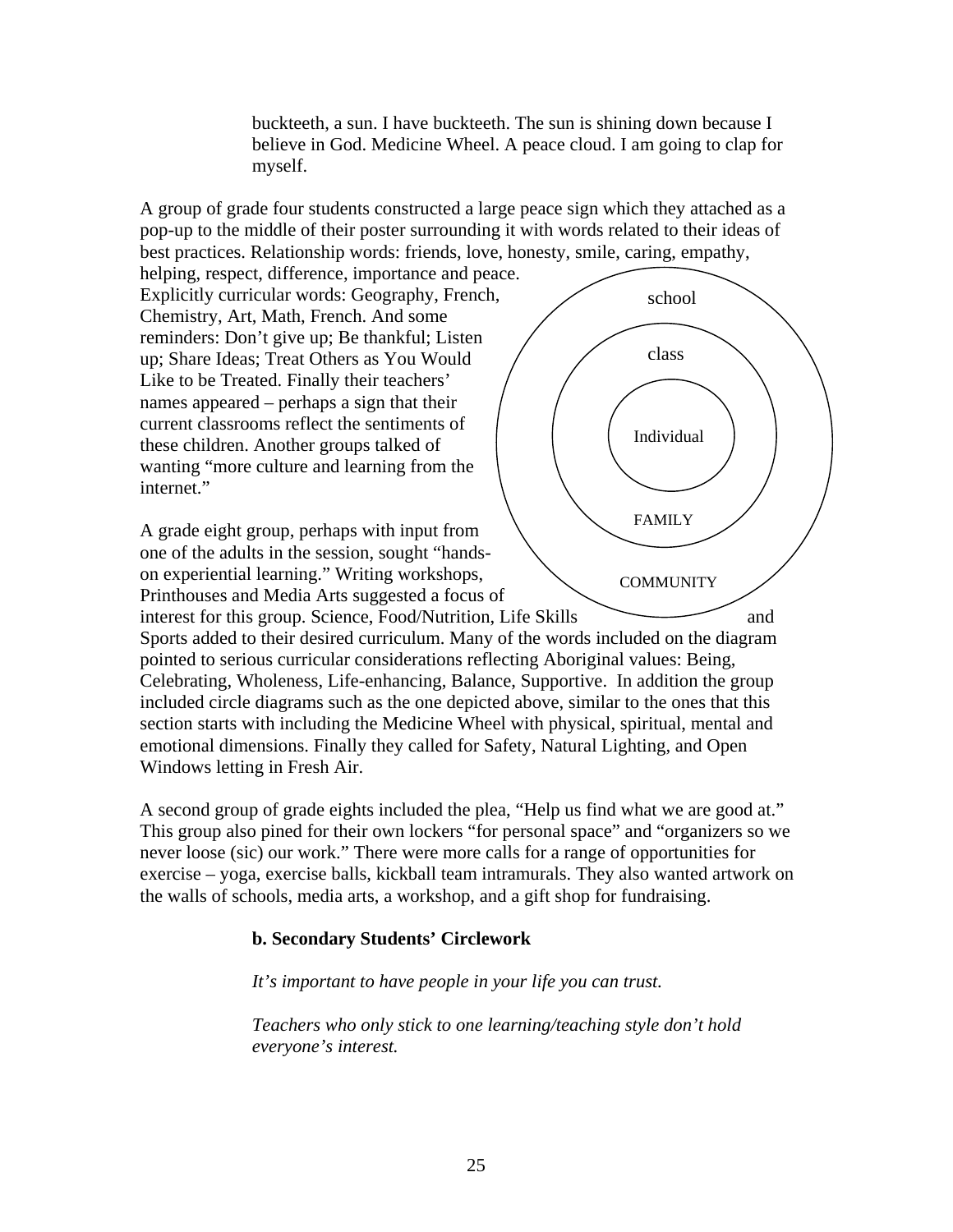buckteeth, a sun. I have buckteeth. The sun is shining down because I believe in God. Medicine Wheel. A peace cloud. I am going to clap for myself.

A group of grade four students constructed a large peace sign which they attached as a pop-up to the middle of their poster surrounding it with words related to their ideas of best practices. Relationship words: friends, love, honesty, smile, caring, empathy, helping, respect, difference, importance and peace. Explicitly curricular words: Geography, French, Chemistry, Art, Math, French. And some reminders: Don't give up; Be thankful; Listen up; Share Ideas; Treat Others as You Would Like to be Treated. Finally their teachers' names appeared – perhaps a sign that their current classrooms reflect the sentiments of these children. Another groups talked of wanting "more culture and learning from the internet."

school

class

Individual

FAMILY

COMMUNITY

A grade eight group, perhaps with input from one of the adults in the session, sought "hands-on experiential learning." Writing workshops, Printhouses and Media Arts suggested a focus of interest for this group. Science, Food/Nutrition, Life Skills and Sports added to their desired curriculum. Many of the words included on the diagram pointed to serious curricular considerations reflecting Aboriginal values: Being, Celebrating, Wholeness, Life-enhancing, Balance, Supportive. In addition the group included circle diagrams such as the one depicted above, similar to the ones that this section starts with including the Medicine Wheel with physical, spiritual, mental and emotional dimensions. Finally they called for Safety, Natural Lighting, and Open Windows letting in Fresh Air.

A second group of grade eights included the plea, "Help us find what we are good at." This group also pined for their own lockers "for personal space" and "organizers so we never loose (sic) our work." There were more calls for a range of opportunities for exercise – yoga, exercise balls, kickball team intramurals. They also wanted artwork on the walls of schools, media arts, a workshop, and a gift shop for fundraising.

**b. Secondary Students' Circlework**

*It's important to have people in your life you can trust.*

*Teachers who only stick to one learning/teaching style don't hold everyone's interest.*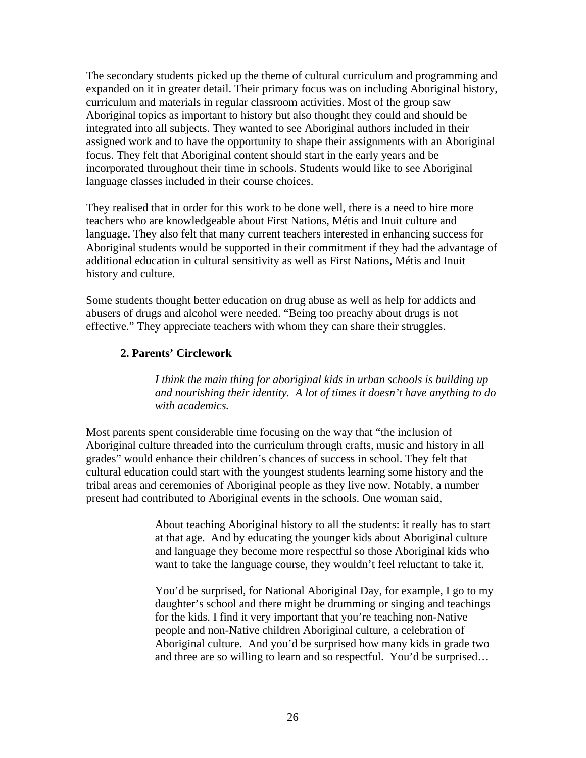The secondary students picked up the theme of cultural curriculum and programming and expanded on it in greater detail. Their primary focus was on including Aboriginal history, curriculum and materials in regular classroom activities. Most of the group saw Aboriginal topics as important to history but also thought they could and should be integrated into all subjects. They wanted to see Aboriginal authors included in their assigned work and to have the opportunity to shape their assignments with an Aboriginal focus. They felt that Aboriginal content should start in the early years and be incorporated throughout their time in schools. Students would like to see Aboriginal language classes included in their course choices.

They realised that in order for this work to be done well, there is a need to hire more teachers who are knowledgeable about First Nations, Métis and Inuit culture and language. They also felt that many current teachers interested in enhancing success for Aboriginal students would be supported in their commitment if they had the advantage of additional education in cultural sensitivity as well as First Nations, Métis and Inuit history and culture.

Some students thought better education on drug abuse as well as help for addicts and abusers of drugs and alcohol were needed. “Being too preachy about drugs is not effective.” They appreciate teachers with whom they can share their struggles.

### 2. Parents’ Circlework

> *I think the main thing for aboriginal kids in urban schools is building up and nourishing their identity. A lot of times it doesn’t have anything to do with academics.*

Most parents spent considerable time focusing on the way that “the inclusion of Aboriginal culture threaded into the curriculum through crafts, music and history in all grades” would enhance their children’s chances of success in school. They felt that cultural education could start with the youngest students learning some history and the tribal areas and ceremonies of Aboriginal people as they live now. Notably, a number present had contributed to Aboriginal events in the schools. One woman said,

> About teaching Aboriginal history to all the students: it really has to start at that age. And by educating the younger kids about Aboriginal culture and language they become more respectful so those Aboriginal kids who want to take the language course, they wouldn’t feel reluctant to take it.
>
> You’d be surprised, for National Aboriginal Day, for example, I go to my daughter’s school and there might be drumming or singing and teachings for the kids. I find it very important that you’re teaching non-Native people and non-Native children Aboriginal culture, a celebration of Aboriginal culture. And you’d be surprised how many kids in grade two and three are so willing to learn and so respectful. You’d be surprised…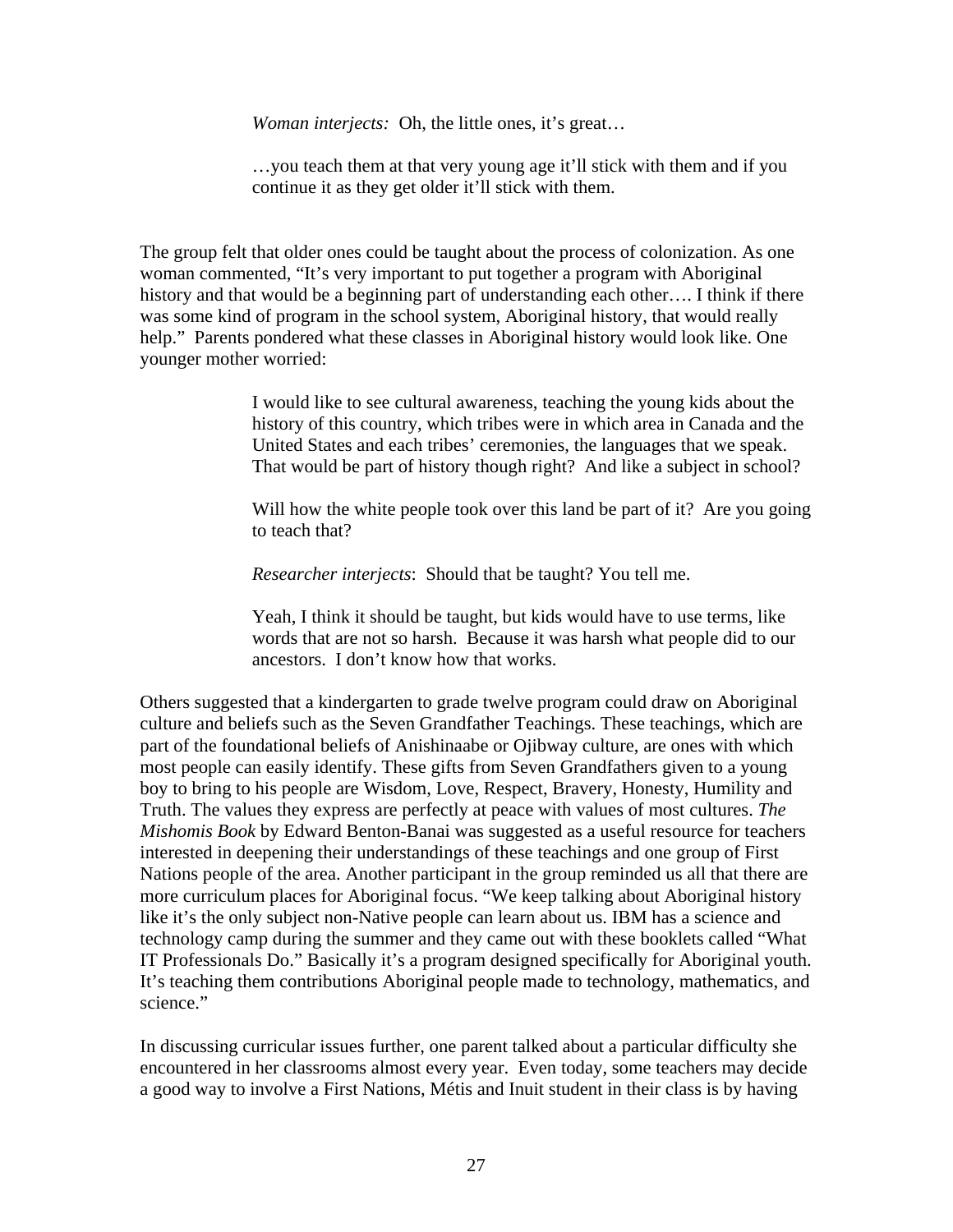> *Woman interjects:* Oh, the little ones, it's great…
>
> …you teach them at that very young age it'll stick with them and if you continue it as they get older it'll stick with them.

The group felt that older ones could be taught about the process of colonization. As one woman commented, "It's very important to put together a program with Aboriginal history and that would be a beginning part of understanding each other…. I think if there was some kind of program in the school system, Aboriginal history, that would really help." Parents pondered what these classes in Aboriginal history would look like. One younger mother worried:

> I would like to see cultural awareness, teaching the young kids about the history of this country, which tribes were in which area in Canada and the United States and each tribes' ceremonies, the languages that we speak. That would be part of history though right? And like a subject in school?
>
> Will how the white people took over this land be part of it? Are you going to teach that?
>
> *Researcher interjects*: Should that be taught? You tell me.
>
> Yeah, I think it should be taught, but kids would have to use terms, like words that are not so harsh. Because it was harsh what people did to our ancestors. I don't know how that works.

Others suggested that a kindergarten to grade twelve program could draw on Aboriginal culture and beliefs such as the Seven Grandfather Teachings. These teachings, which are part of the foundational beliefs of Anishinaabe or Ojibway culture, are ones with which most people can easily identify. These gifts from Seven Grandfathers given to a young boy to bring to his people are Wisdom, Love, Respect, Bravery, Honesty, Humility and Truth. The values they express are perfectly at peace with values of most cultures. *The Mishomis Book* by Edward Benton-Banai was suggested as a useful resource for teachers interested in deepening their understandings of these teachings and one group of First Nations people of the area. Another participant in the group reminded us all that there are more curriculum places for Aboriginal focus. "We keep talking about Aboriginal history like it's the only subject non-Native people can learn about us. IBM has a science and technology camp during the summer and they came out with these booklets called "What IT Professionals Do." Basically it's a program designed specifically for Aboriginal youth. It's teaching them contributions Aboriginal people made to technology, mathematics, and science."

In discussing curricular issues further, one parent talked about a particular difficulty she encountered in her classrooms almost every year. Even today, some teachers may decide a good way to involve a First Nations, Métis and Inuit student in their class is by having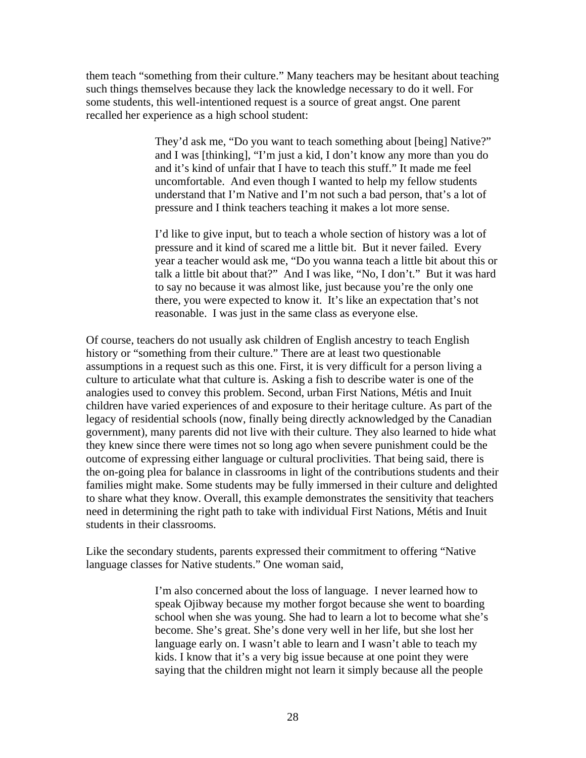them teach "something from their culture." Many teachers may be hesitant about teaching such things themselves because they lack the knowledge necessary to do it well. For some students, this well-intentioned request is a source of great angst. One parent recalled her experience as a high school student:

> They'd ask me, "Do you want to teach something about [being] Native?" and I was [thinking], "I'm just a kid, I don't know any more than you do and it's kind of unfair that I have to teach this stuff." It made me feel uncomfortable. And even though I wanted to help my fellow students understand that I'm Native and I'm not such a bad person, that's a lot of pressure and I think teachers teaching it makes a lot more sense.
>
> I'd like to give input, but to teach a whole section of history was a lot of pressure and it kind of scared me a little bit. But it never failed. Every year a teacher would ask me, "Do you wanna teach a little bit about this or talk a little bit about that?" And I was like, "No, I don't." But it was hard to say no because it was almost like, just because you're the only one there, you were expected to know it. It's like an expectation that's not reasonable. I was just in the same class as everyone else.

Of course, teachers do not usually ask children of English ancestry to teach English history or "something from their culture." There are at least two questionable assumptions in a request such as this one. First, it is very difficult for a person living a culture to articulate what that culture is. Asking a fish to describe water is one of the analogies used to convey this problem. Second, urban First Nations, Métis and Inuit children have varied experiences of and exposure to their heritage culture. As part of the legacy of residential schools (now, finally being directly acknowledged by the Canadian government), many parents did not live with their culture. They also learned to hide what they knew since there were times not so long ago when severe punishment could be the outcome of expressing either language or cultural proclivities. That being said, there is the on-going plea for balance in classrooms in light of the contributions students and their families might make. Some students may be fully immersed in their culture and delighted to share what they know. Overall, this example demonstrates the sensitivity that teachers need in determining the right path to take with individual First Nations, Métis and Inuit students in their classrooms.

Like the secondary students, parents expressed their commitment to offering "Native language classes for Native students." One woman said,

> I'm also concerned about the loss of language. I never learned how to speak Ojibway because my mother forgot because she went to boarding school when she was young. She had to learn a lot to become what she's become. She's great. She's done very well in her life, but she lost her language early on. I wasn't able to learn and I wasn't able to teach my kids. I know that it's a very big issue because at one point they were saying that the children might not learn it simply because all the people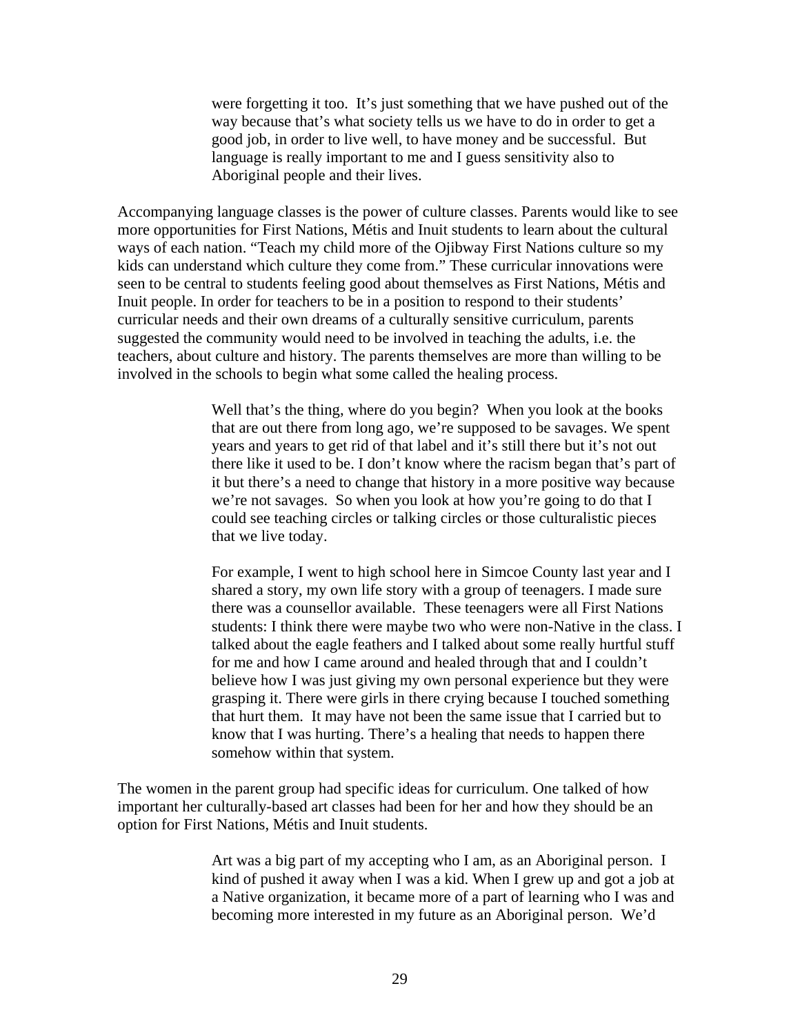> were forgetting it too. It's just something that we have pushed out of the way because that's what society tells us we have to do in order to get a good job, in order to live well, to have money and be successful. But language is really important to me and I guess sensitivity also to Aboriginal people and their lives.

Accompanying language classes is the power of culture classes. Parents would like to see more opportunities for First Nations, Métis and Inuit students to learn about the cultural ways of each nation. "Teach my child more of the Ojibway First Nations culture so my kids can understand which culture they come from." These curricular innovations were seen to be central to students feeling good about themselves as First Nations, Métis and Inuit people. In order for teachers to be in a position to respond to their students' curricular needs and their own dreams of a culturally sensitive curriculum, parents suggested the community would need to be involved in teaching the adults, i.e. the teachers, about culture and history. The parents themselves are more than willing to be involved in the schools to begin what some called the healing process.

> Well that's the thing, where do you begin? When you look at the books that are out there from long ago, we're supposed to be savages. We spent years and years to get rid of that label and it's still there but it's not out there like it used to be. I don't know where the racism began that's part of it but there's a need to change that history in a more positive way because we're not savages. So when you look at how you're going to do that I could see teaching circles or talking circles or those culturalistic pieces that we live today.
>
> For example, I went to high school here in Simcoe County last year and I shared a story, my own life story with a group of teenagers. I made sure there was a counsellor available. These teenagers were all First Nations students: I think there were maybe two who were non-Native in the class. I talked about the eagle feathers and I talked about some really hurtful stuff for me and how I came around and healed through that and I couldn't believe how I was just giving my own personal experience but they were grasping it. There were girls in there crying because I touched something that hurt them. It may have not been the same issue that I carried but to know that I was hurting. There's a healing that needs to happen there somehow within that system.

The women in the parent group had specific ideas for curriculum. One talked of how important her culturally-based art classes had been for her and how they should be an option for First Nations, Métis and Inuit students.

> Art was a big part of my accepting who I am, as an Aboriginal person. I kind of pushed it away when I was a kid. When I grew up and got a job at a Native organization, it became more of a part of learning who I was and becoming more interested in my future as an Aboriginal person. We'd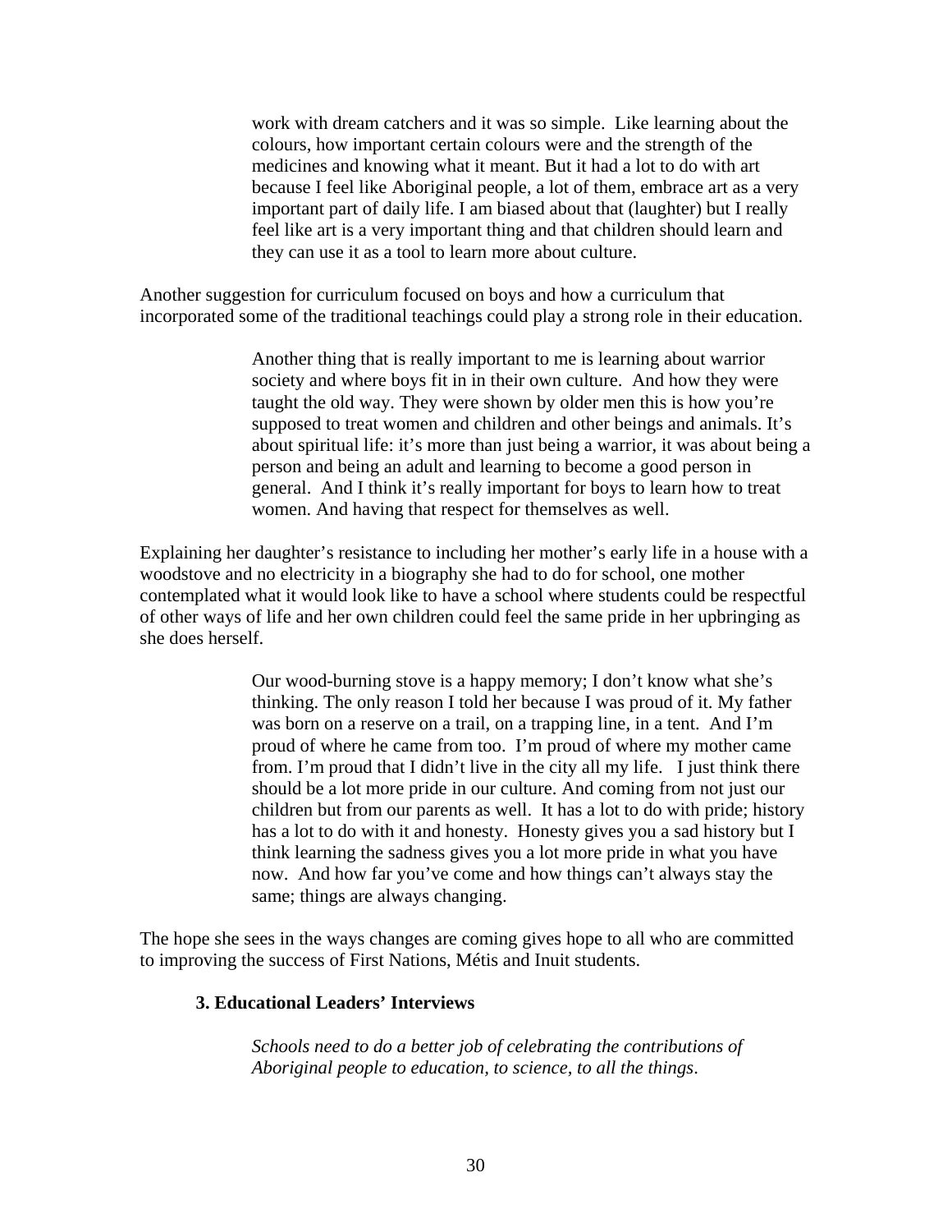> work with dream catchers and it was so simple. Like learning about the colours, how important certain colours were and the strength of the medicines and knowing what it meant. But it had a lot to do with art because I feel like Aboriginal people, a lot of them, embrace art as a very important part of daily life. I am biased about that (laughter) but I really feel like art is a very important thing and that children should learn and they can use it as a tool to learn more about culture.

Another suggestion for curriculum focused on boys and how a curriculum that incorporated some of the traditional teachings could play a strong role in their education.

> Another thing that is really important to me is learning about warrior society and where boys fit in in their own culture. And how they were taught the old way. They were shown by older men this is how you're supposed to treat women and children and other beings and animals. It's about spiritual life: it's more than just being a warrior, it was about being a person and being an adult and learning to become a good person in general. And I think it's really important for boys to learn how to treat women. And having that respect for themselves as well.

Explaining her daughter's resistance to including her mother's early life in a house with a woodstove and no electricity in a biography she had to do for school, one mother contemplated what it would look like to have a school where students could be respectful of other ways of life and her own children could feel the same pride in her upbringing as she does herself.

> Our wood-burning stove is a happy memory; I don't know what she's thinking. The only reason I told her because I was proud of it. My father was born on a reserve on a trail, on a trapping line, in a tent. And I'm proud of where he came from too. I'm proud of where my mother came from. I'm proud that I didn't live in the city all my life. I just think there should be a lot more pride in our culture. And coming from not just our children but from our parents as well. It has a lot to do with pride; history has a lot to do with it and honesty. Honesty gives you a sad history but I think learning the sadness gives you a lot more pride in what you have now. And how far you've come and how things can't always stay the same; things are always changing.

The hope she sees in the ways changes are coming gives hope to all who are committed to improving the success of First Nations, Métis and Inuit students.

### 3. Educational Leaders' Interviews

> *Schools need to do a better job of celebrating the contributions of Aboriginal people to education, to science, to all the things.*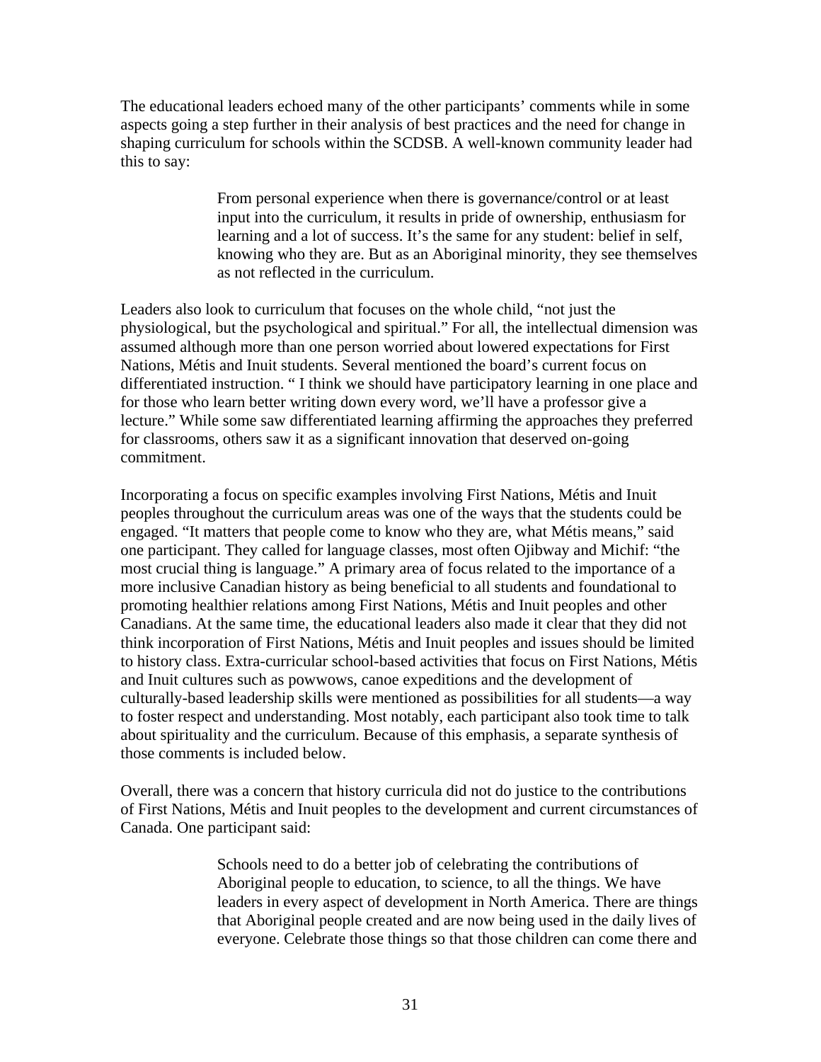The educational leaders echoed many of the other participants' comments while in some aspects going a step further in their analysis of best practices and the need for change in shaping curriculum for schools within the SCDSB. A well-known community leader had this to say:

> From personal experience when there is governance/control or at least input into the curriculum, it results in pride of ownership, enthusiasm for learning and a lot of success. It's the same for any student: belief in self, knowing who they are. But as an Aboriginal minority, they see themselves as not reflected in the curriculum.

Leaders also look to curriculum that focuses on the whole child, "not just the physiological, but the psychological and spiritual." For all, the intellectual dimension was assumed although more than one person worried about lowered expectations for First Nations, Métis and Inuit students. Several mentioned the board's current focus on differentiated instruction. " I think we should have participatory learning in one place and for those who learn better writing down every word, we'll have a professor give a lecture." While some saw differentiated learning affirming the approaches they preferred for classrooms, others saw it as a significant innovation that deserved on-going commitment.

Incorporating a focus on specific examples involving First Nations, Métis and Inuit peoples throughout the curriculum areas was one of the ways that the students could be engaged. "It matters that people come to know who they are, what Métis means," said one participant. They called for language classes, most often Ojibway and Michif: "the most crucial thing is language." A primary area of focus related to the importance of a more inclusive Canadian history as being beneficial to all students and foundational to promoting healthier relations among First Nations, Métis and Inuit peoples and other Canadians. At the same time, the educational leaders also made it clear that they did not think incorporation of First Nations, Métis and Inuit peoples and issues should be limited to history class. Extra-curricular school-based activities that focus on First Nations, Métis and Inuit cultures such as powwows, canoe expeditions and the development of culturally-based leadership skills were mentioned as possibilities for all students—a way to foster respect and understanding. Most notably, each participant also took time to talk about spirituality and the curriculum. Because of this emphasis, a separate synthesis of those comments is included below.

Overall, there was a concern that history curricula did not do justice to the contributions of First Nations, Métis and Inuit peoples to the development and current circumstances of Canada. One participant said:

> Schools need to do a better job of celebrating the contributions of Aboriginal people to education, to science, to all the things. We have leaders in every aspect of development in North America. There are things that Aboriginal people created and are now being used in the daily lives of everyone. Celebrate those things so that those children can come there and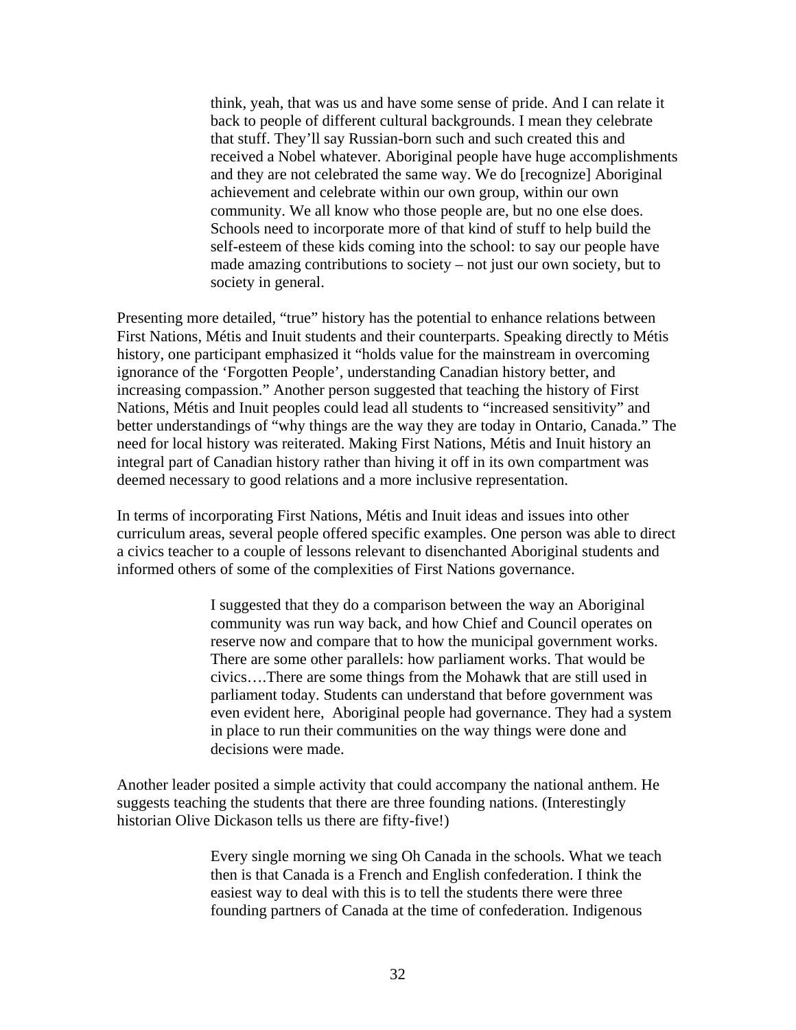> think, yeah, that was us and have some sense of pride. And I can relate it back to people of different cultural backgrounds. I mean they celebrate that stuff. They'll say Russian-born such and such created this and received a Nobel whatever. Aboriginal people have huge accomplishments and they are not celebrated the same way. We do [recognize] Aboriginal achievement and celebrate within our own group, within our own community. We all know who those people are, but no one else does. Schools need to incorporate more of that kind of stuff to help build the self-esteem of these kids coming into the school: to say our people have made amazing contributions to society – not just our own society, but to society in general.

Presenting more detailed, "true" history has the potential to enhance relations between First Nations, Métis and Inuit students and their counterparts. Speaking directly to Métis history, one participant emphasized it "holds value for the mainstream in overcoming ignorance of the 'Forgotten People', understanding Canadian history better, and increasing compassion." Another person suggested that teaching the history of First Nations, Métis and Inuit peoples could lead all students to "increased sensitivity" and better understandings of "why things are the way they are today in Ontario, Canada." The need for local history was reiterated. Making First Nations, Métis and Inuit history an integral part of Canadian history rather than hiving it off in its own compartment was deemed necessary to good relations and a more inclusive representation.

In terms of incorporating First Nations, Métis and Inuit ideas and issues into other curriculum areas, several people offered specific examples. One person was able to direct a civics teacher to a couple of lessons relevant to disenchanted Aboriginal students and informed others of some of the complexities of First Nations governance.

> I suggested that they do a comparison between the way an Aboriginal community was run way back, and how Chief and Council operates on reserve now and compare that to how the municipal government works. There are some other parallels: how parliament works. That would be civics….There are some things from the Mohawk that are still used in parliament today. Students can understand that before government was even evident here, Aboriginal people had governance. They had a system in place to run their communities on the way things were done and decisions were made.

Another leader posited a simple activity that could accompany the national anthem. He suggests teaching the students that there are three founding nations. (Interestingly historian Olive Dickason tells us there are fifty-five!)

> Every single morning we sing Oh Canada in the schools. What we teach then is that Canada is a French and English confederation. I think the easiest way to deal with this is to tell the students there were three founding partners of Canada at the time of confederation. Indigenous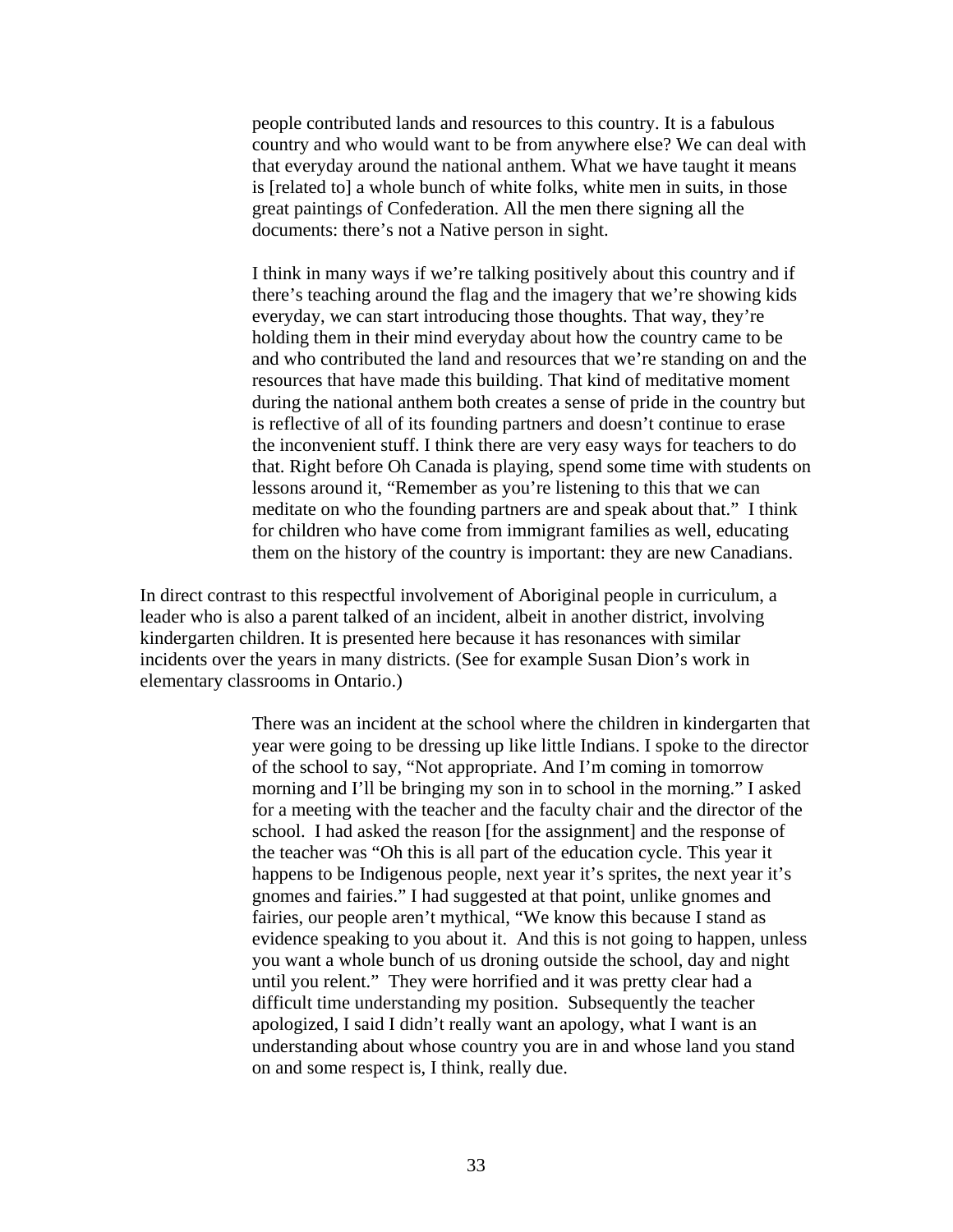> people contributed lands and resources to this country. It is a fabulous country and who would want to be from anywhere else? We can deal with that everyday around the national anthem. What we have taught it means is [related to] a whole bunch of white folks, white men in suits, in those great paintings of Confederation. All the men there signing all the documents: there's not a Native person in sight.
>
> I think in many ways if we're talking positively about this country and if there's teaching around the flag and the imagery that we're showing kids everyday, we can start introducing those thoughts. That way, they're holding them in their mind everyday about how the country came to be and who contributed the land and resources that we're standing on and the resources that have made this building. That kind of meditative moment during the national anthem both creates a sense of pride in the country but is reflective of all of its founding partners and doesn't continue to erase the inconvenient stuff. I think there are very easy ways for teachers to do that. Right before Oh Canada is playing, spend some time with students on lessons around it, "Remember as you're listening to this that we can meditate on who the founding partners are and speak about that." I think for children who have come from immigrant families as well, educating them on the history of the country is important: they are new Canadians.

In direct contrast to this respectful involvement of Aboriginal people in curriculum, a leader who is also a parent talked of an incident, albeit in another district, involving kindergarten children. It is presented here because it has resonances with similar incidents over the years in many districts. (See for example Susan Dion's work in elementary classrooms in Ontario.)

> There was an incident at the school where the children in kindergarten that year were going to be dressing up like little Indians. I spoke to the director of the school to say, "Not appropriate. And I'm coming in tomorrow morning and I'll be bringing my son in to school in the morning." I asked for a meeting with the teacher and the faculty chair and the director of the school. I had asked the reason [for the assignment] and the response of the teacher was "Oh this is all part of the education cycle. This year it happens to be Indigenous people, next year it's sprites, the next year it's gnomes and fairies." I had suggested at that point, unlike gnomes and fairies, our people aren't mythical, "We know this because I stand as evidence speaking to you about it. And this is not going to happen, unless you want a whole bunch of us droning outside the school, day and night until you relent." They were horrified and it was pretty clear had a difficult time understanding my position. Subsequently the teacher apologized, I said I didn't really want an apology, what I want is an understanding about whose country you are in and whose land you stand on and some respect is, I think, really due.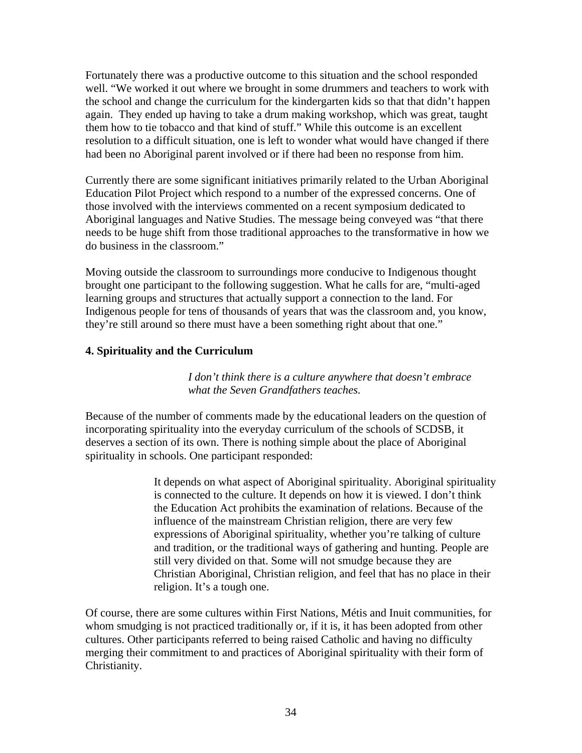Fortunately there was a productive outcome to this situation and the school responded well. "We worked it out where we brought in some drummers and teachers to work with the school and change the curriculum for the kindergarten kids so that that didn't happen again. They ended up having to take a drum making workshop, which was great, taught them how to tie tobacco and that kind of stuff." While this outcome is an excellent resolution to a difficult situation, one is left to wonder what would have changed if there had been no Aboriginal parent involved or if there had been no response from him.

Currently there are some significant initiatives primarily related to the Urban Aboriginal Education Pilot Project which respond to a number of the expressed concerns. One of those involved with the interviews commented on a recent symposium dedicated to Aboriginal languages and Native Studies. The message being conveyed was "that there needs to be huge shift from those traditional approaches to the transformative in how we do business in the classroom."

Moving outside the classroom to surroundings more conducive to Indigenous thought brought one participant to the following suggestion. What he calls for are, "multi-aged learning groups and structures that actually support a connection to the land. For Indigenous people for tens of thousands of years that was the classroom and, you know, they're still around so there must have a been something right about that one."

### 4. Spirituality and the Curriculum

> *I don't think there is a culture anywhere that doesn't embrace what the Seven Grandfathers teaches.*

Because of the number of comments made by the educational leaders on the question of incorporating spirituality into the everyday curriculum of the schools of SCDSB, it deserves a section of its own. There is nothing simple about the place of Aboriginal spirituality in schools. One participant responded:

> It depends on what aspect of Aboriginal spirituality. Aboriginal spirituality is connected to the culture. It depends on how it is viewed. I don't think the Education Act prohibits the examination of relations. Because of the influence of the mainstream Christian religion, there are very few expressions of Aboriginal spirituality, whether you're talking of culture and tradition, or the traditional ways of gathering and hunting. People are still very divided on that. Some will not smudge because they are Christian Aboriginal, Christian religion, and feel that has no place in their religion. It's a tough one.

Of course, there are some cultures within First Nations, Métis and Inuit communities, for whom smudging is not practiced traditionally or, if it is, it has been adopted from other cultures. Other participants referred to being raised Catholic and having no difficulty merging their commitment to and practices of Aboriginal spirituality with their form of Christianity.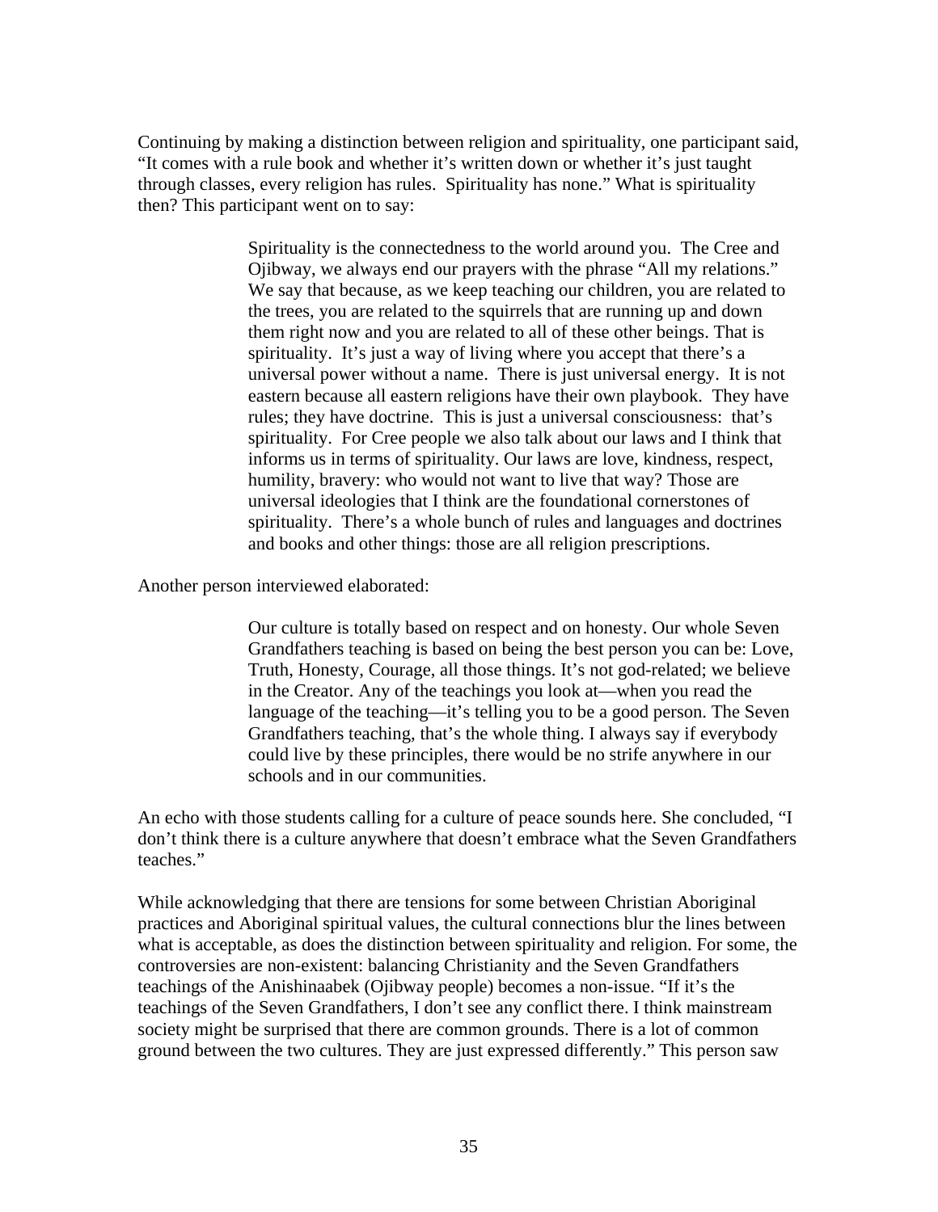Continuing by making a distinction between religion and spirituality, one participant said, "It comes with a rule book and whether it's written down or whether it's just taught through classes, every religion has rules. Spirituality has none." What is spirituality then? This participant went on to say:

> Spirituality is the connectedness to the world around you. The Cree and Ojibway, we always end our prayers with the phrase "All my relations." We say that because, as we keep teaching our children, you are related to the trees, you are related to the squirrels that are running up and down them right now and you are related to all of these other beings. That is spirituality. It's just a way of living where you accept that there's a universal power without a name. There is just universal energy. It is not eastern because all eastern religions have their own playbook. They have rules; they have doctrine. This is just a universal consciousness: that's spirituality. For Cree people we also talk about our laws and I think that informs us in terms of spirituality. Our laws are love, kindness, respect, humility, bravery: who would not want to live that way? Those are universal ideologies that I think are the foundational cornerstones of spirituality. There's a whole bunch of rules and languages and doctrines and books and other things: those are all religion prescriptions.

Another person interviewed elaborated:

> Our culture is totally based on respect and on honesty. Our whole Seven Grandfathers teaching is based on being the best person you can be: Love, Truth, Honesty, Courage, all those things. It's not god-related; we believe in the Creator. Any of the teachings you look at—when you read the language of the teaching—it's telling you to be a good person. The Seven Grandfathers teaching, that's the whole thing. I always say if everybody could live by these principles, there would be no strife anywhere in our schools and in our communities.

An echo with those students calling for a culture of peace sounds here. She concluded, "I don't think there is a culture anywhere that doesn't embrace what the Seven Grandfathers teaches."

While acknowledging that there are tensions for some between Christian Aboriginal practices and Aboriginal spiritual values, the cultural connections blur the lines between what is acceptable, as does the distinction between spirituality and religion. For some, the controversies are non-existent: balancing Christianity and the Seven Grandfathers teachings of the Anishinaabek (Ojibway people) becomes a non-issue. "If it's the teachings of the Seven Grandfathers, I don't see any conflict there. I think mainstream society might be surprised that there are common grounds. There is a lot of common ground between the two cultures. They are just expressed differently." This person saw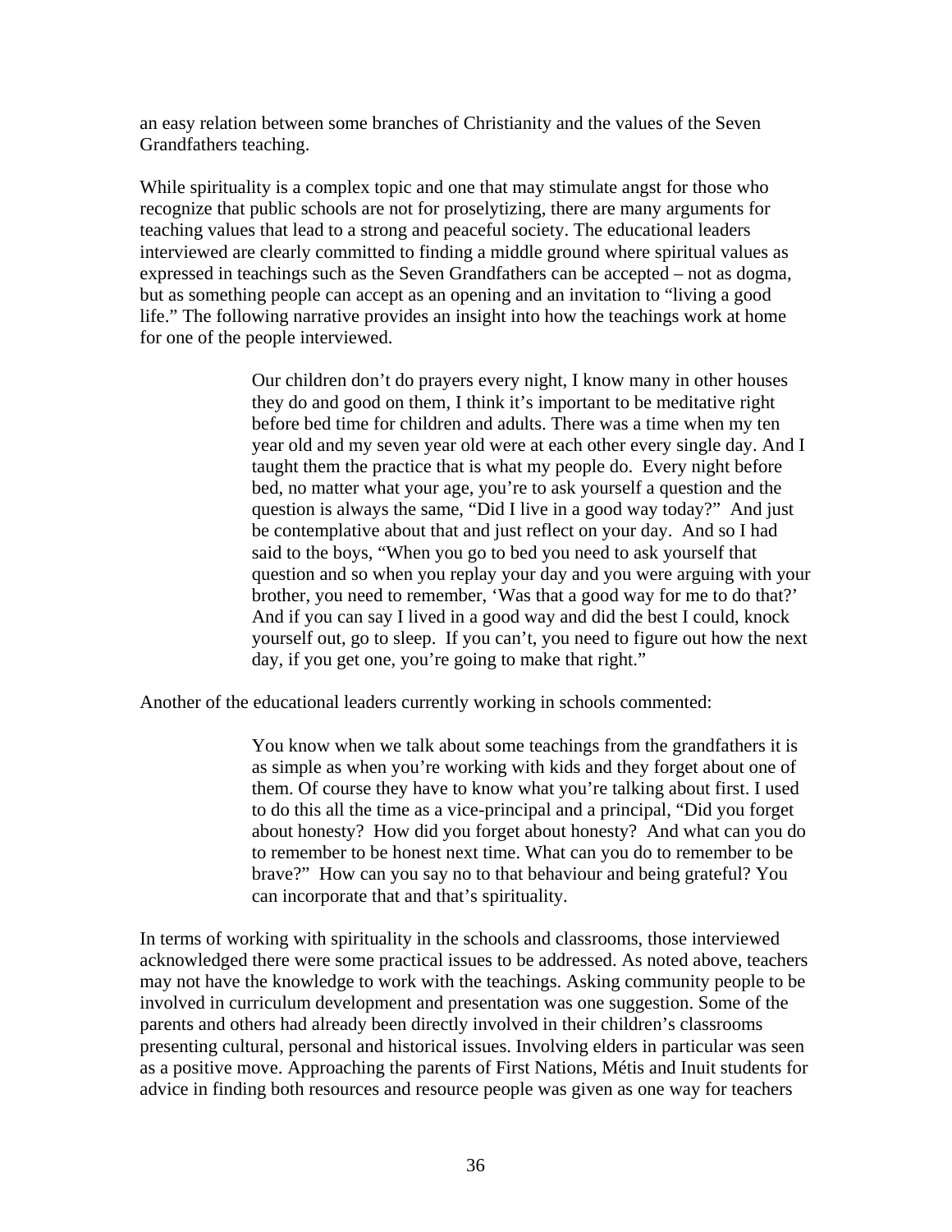an easy relation between some branches of Christianity and the values of the Seven Grandfathers teaching.

While spirituality is a complex topic and one that may stimulate angst for those who recognize that public schools are not for proselytizing, there are many arguments for teaching values that lead to a strong and peaceful society. The educational leaders interviewed are clearly committed to finding a middle ground where spiritual values as expressed in teachings such as the Seven Grandfathers can be accepted – not as dogma, but as something people can accept as an opening and an invitation to "living a good life." The following narrative provides an insight into how the teachings work at home for one of the people interviewed.

> Our children don't do prayers every night, I know many in other houses they do and good on them, I think it's important to be meditative right before bed time for children and adults. There was a time when my ten year old and my seven year old were at each other every single day. And I taught them the practice that is what my people do. Every night before bed, no matter what your age, you're to ask yourself a question and the question is always the same, "Did I live in a good way today?" And just be contemplative about that and just reflect on your day. And so I had said to the boys, "When you go to bed you need to ask yourself that question and so when you replay your day and you were arguing with your brother, you need to remember, 'Was that a good way for me to do that?' And if you can say I lived in a good way and did the best I could, knock yourself out, go to sleep. If you can't, you need to figure out how the next day, if you get one, you're going to make that right."

Another of the educational leaders currently working in schools commented:

> You know when we talk about some teachings from the grandfathers it is as simple as when you're working with kids and they forget about one of them. Of course they have to know what you're talking about first. I used to do this all the time as a vice-principal and a principal, "Did you forget about honesty? How did you forget about honesty? And what can you do to remember to be honest next time. What can you do to remember to be brave?" How can you say no to that behaviour and being grateful? You can incorporate that and that's spirituality.

In terms of working with spirituality in the schools and classrooms, those interviewed acknowledged there were some practical issues to be addressed. As noted above, teachers may not have the knowledge to work with the teachings. Asking community people to be involved in curriculum development and presentation was one suggestion. Some of the parents and others had already been directly involved in their children's classrooms presenting cultural, personal and historical issues. Involving elders in particular was seen as a positive move. Approaching the parents of First Nations, Métis and Inuit students for advice in finding both resources and resource people was given as one way for teachers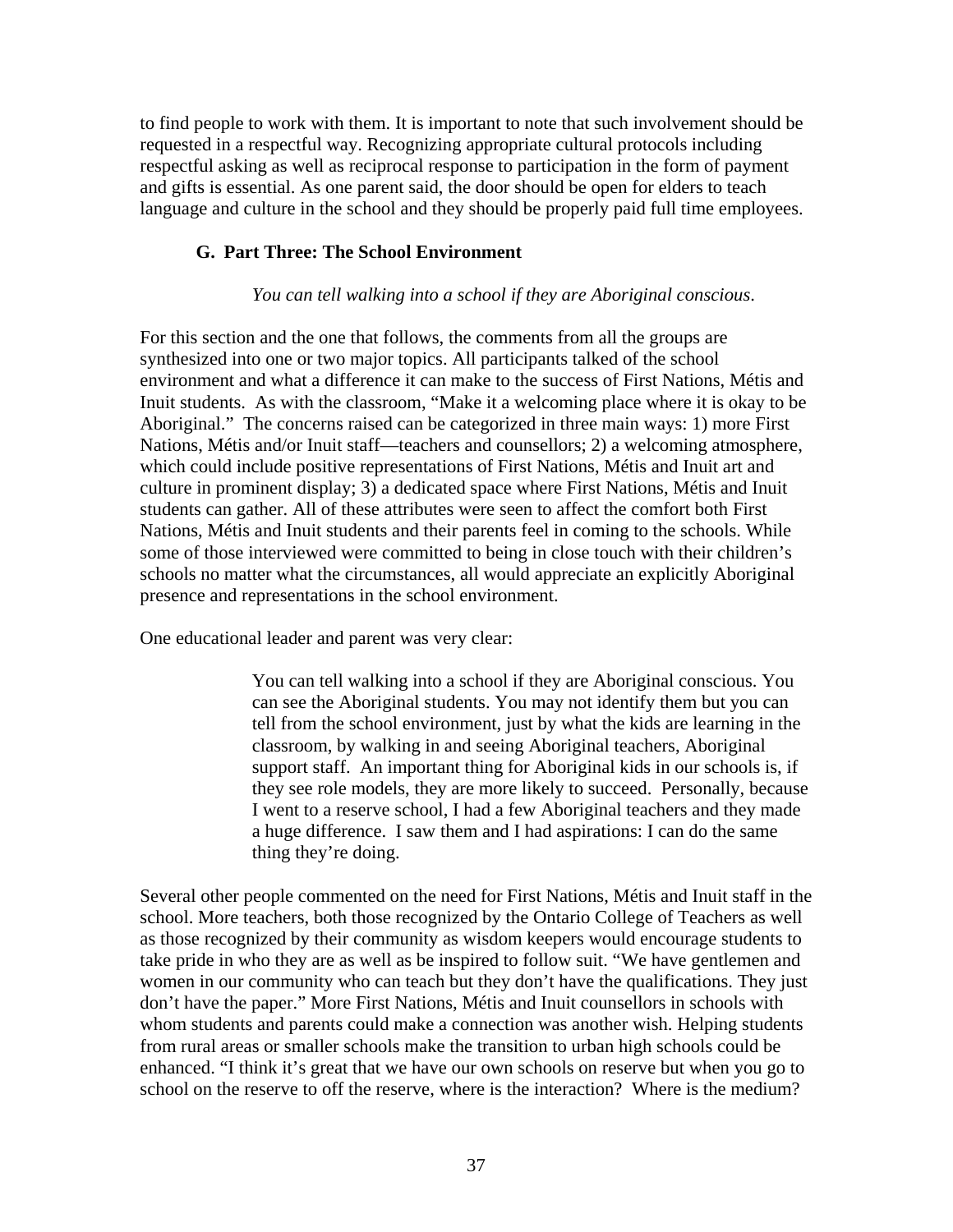to find people to work with them. It is important to note that such involvement should be requested in a respectful way. Recognizing appropriate cultural protocols including respectful asking as well as reciprocal response to participation in the form of payment and gifts is essential. As one parent said, the door should be open for elders to teach language and culture in the school and they should be properly paid full time employees.

### G. Part Three: The School Environment

*You can tell walking into a school if they are Aboriginal conscious.*

For this section and the one that follows, the comments from all the groups are synthesized into one or two major topics. All participants talked of the school environment and what a difference it can make to the success of First Nations, Métis and Inuit students. As with the classroom, "Make it a welcoming place where it is okay to be Aboriginal." The concerns raised can be categorized in three main ways: 1) more First Nations, Métis and/or Inuit staff—teachers and counsellors; 2) a welcoming atmosphere, which could include positive representations of First Nations, Métis and Inuit art and culture in prominent display; 3) a dedicated space where First Nations, Métis and Inuit students can gather. All of these attributes were seen to affect the comfort both First Nations, Métis and Inuit students and their parents feel in coming to the schools. While some of those interviewed were committed to being in close touch with their children's schools no matter what the circumstances, all would appreciate an explicitly Aboriginal presence and representations in the school environment.

One educational leader and parent was very clear:

> You can tell walking into a school if they are Aboriginal conscious. You can see the Aboriginal students. You may not identify them but you can tell from the school environment, just by what the kids are learning in the classroom, by walking in and seeing Aboriginal teachers, Aboriginal support staff. An important thing for Aboriginal kids in our schools is, if they see role models, they are more likely to succeed. Personally, because I went to a reserve school, I had a few Aboriginal teachers and they made a huge difference. I saw them and I had aspirations: I can do the same thing they're doing.

Several other people commented on the need for First Nations, Métis and Inuit staff in the school. More teachers, both those recognized by the Ontario College of Teachers as well as those recognized by their community as wisdom keepers would encourage students to take pride in who they are as well as be inspired to follow suit. "We have gentlemen and women in our community who can teach but they don't have the qualifications. They just don't have the paper." More First Nations, Métis and Inuit counsellors in schools with whom students and parents could make a connection was another wish. Helping students from rural areas or smaller schools make the transition to urban high schools could be enhanced. "I think it's great that we have our own schools on reserve but when you go to school on the reserve to off the reserve, where is the interaction? Where is the medium?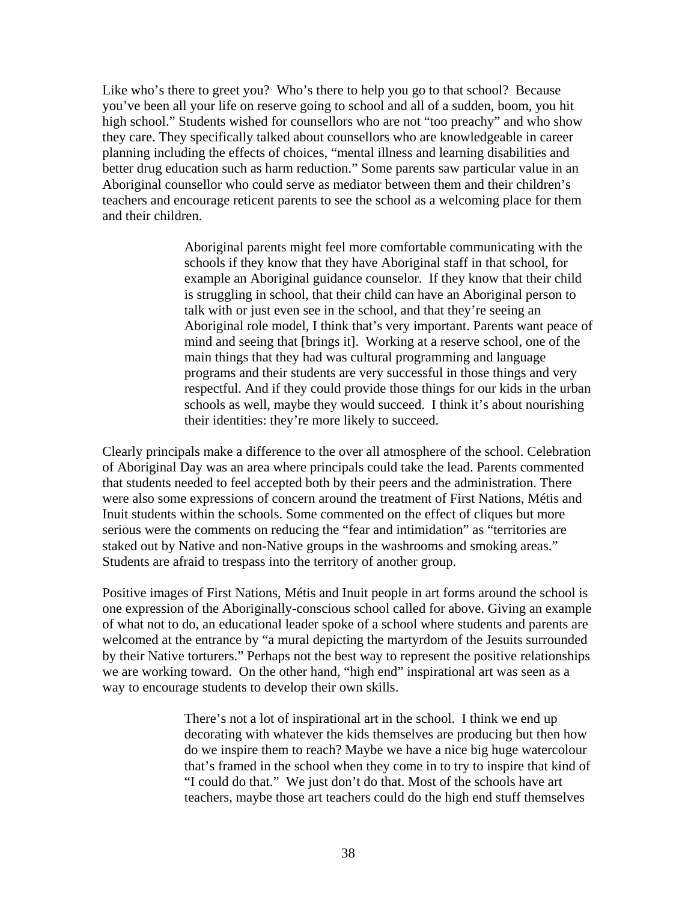Like who's there to greet you? Who's there to help you go to that school? Because you've been all your life on reserve going to school and all of a sudden, boom, you hit high school." Students wished for counsellors who are not "too preachy" and who show they care. They specifically talked about counsellors who are knowledgeable in career planning including the effects of choices, "mental illness and learning disabilities and better drug education such as harm reduction." Some parents saw particular value in an Aboriginal counsellor who could serve as mediator between them and their children's teachers and encourage reticent parents to see the school as a welcoming place for them and their children.

> Aboriginal parents might feel more comfortable communicating with the schools if they know that they have Aboriginal staff in that school, for example an Aboriginal guidance counselor. If they know that their child is struggling in school, that their child can have an Aboriginal person to talk with or just even see in the school, and that they're seeing an Aboriginal role model, I think that's very important. Parents want peace of mind and seeing that [brings it]. Working at a reserve school, one of the main things that they had was cultural programming and language programs and their students are very successful in those things and very respectful. And if they could provide those things for our kids in the urban schools as well, maybe they would succeed. I think it's about nourishing their identities: they're more likely to succeed.

Clearly principals make a difference to the over all atmosphere of the school. Celebration of Aboriginal Day was an area where principals could take the lead. Parents commented that students needed to feel accepted both by their peers and the administration. There were also some expressions of concern around the treatment of First Nations, Métis and Inuit students within the schools. Some commented on the effect of cliques but more serious were the comments on reducing the "fear and intimidation" as "territories are staked out by Native and non-Native groups in the washrooms and smoking areas." Students are afraid to trespass into the territory of another group.

Positive images of First Nations, Métis and Inuit people in art forms around the school is one expression of the Aboriginally-conscious school called for above. Giving an example of what not to do, an educational leader spoke of a school where students and parents are welcomed at the entrance by "a mural depicting the martyrdom of the Jesuits surrounded by their Native torturers." Perhaps not the best way to represent the positive relationships we are working toward. On the other hand, "high end" inspirational art was seen as a way to encourage students to develop their own skills.

> There's not a lot of inspirational art in the school. I think we end up decorating with whatever the kids themselves are producing but then how do we inspire them to reach? Maybe we have a nice big huge watercolour that's framed in the school when they come in to try to inspire that kind of "I could do that." We just don't do that. Most of the schools have art teachers, maybe those art teachers could do the high end stuff themselves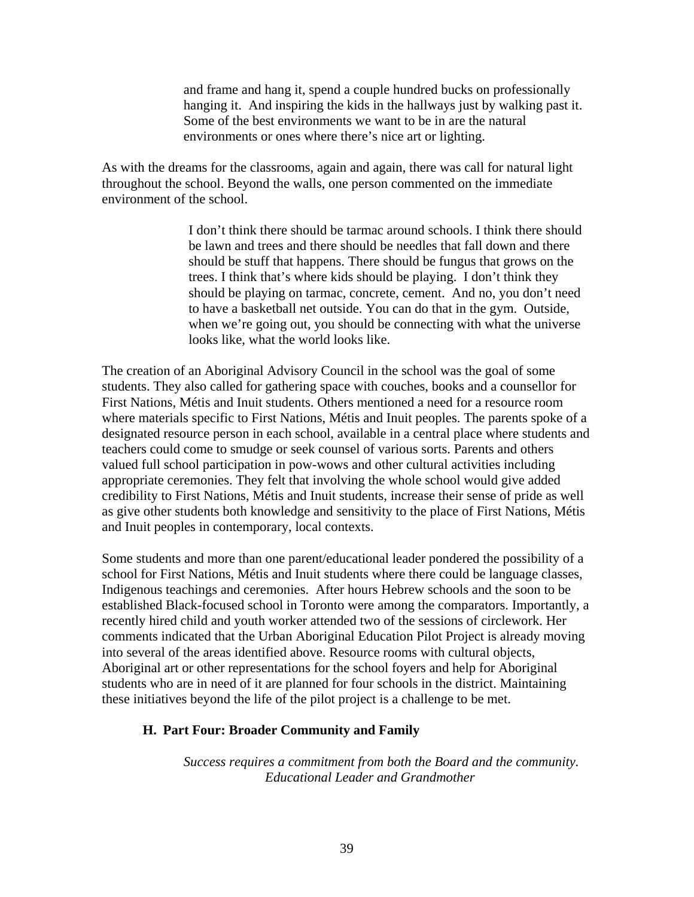> and frame and hang it, spend a couple hundred bucks on professionally hanging it. And inspiring the kids in the hallways just by walking past it. Some of the best environments we want to be in are the natural environments or ones where there's nice art or lighting.

As with the dreams for the classrooms, again and again, there was call for natural light throughout the school. Beyond the walls, one person commented on the immediate environment of the school.

> I don't think there should be tarmac around schools. I think there should be lawn and trees and there should be needles that fall down and there should be stuff that happens. There should be fungus that grows on the trees. I think that's where kids should be playing. I don't think they should be playing on tarmac, concrete, cement. And no, you don't need to have a basketball net outside. You can do that in the gym. Outside, when we're going out, you should be connecting with what the universe looks like, what the world looks like.

The creation of an Aboriginal Advisory Council in the school was the goal of some students. They also called for gathering space with couches, books and a counsellor for First Nations, Métis and Inuit students. Others mentioned a need for a resource room where materials specific to First Nations, Métis and Inuit peoples. The parents spoke of a designated resource person in each school, available in a central place where students and teachers could come to smudge or seek counsel of various sorts. Parents and others valued full school participation in pow-wows and other cultural activities including appropriate ceremonies. They felt that involving the whole school would give added credibility to First Nations, Métis and Inuit students, increase their sense of pride as well as give other students both knowledge and sensitivity to the place of First Nations, Métis and Inuit peoples in contemporary, local contexts.

Some students and more than one parent/educational leader pondered the possibility of a school for First Nations, Métis and Inuit students where there could be language classes, Indigenous teachings and ceremonies. After hours Hebrew schools and the soon to be established Black-focused school in Toronto were among the comparators. Importantly, a recently hired child and youth worker attended two of the sessions of circlework. Her comments indicated that the Urban Aboriginal Education Pilot Project is already moving into several of the areas identified above. Resource rooms with cultural objects, Aboriginal art or other representations for the school foyers and help for Aboriginal students who are in need of it are planned for four schools in the district. Maintaining these initiatives beyond the life of the pilot project is a challenge to be met.

### H. Part Four: Broader Community and Family

> *Success requires a commitment from both the Board and the community.*
> *Educational Leader and Grandmother*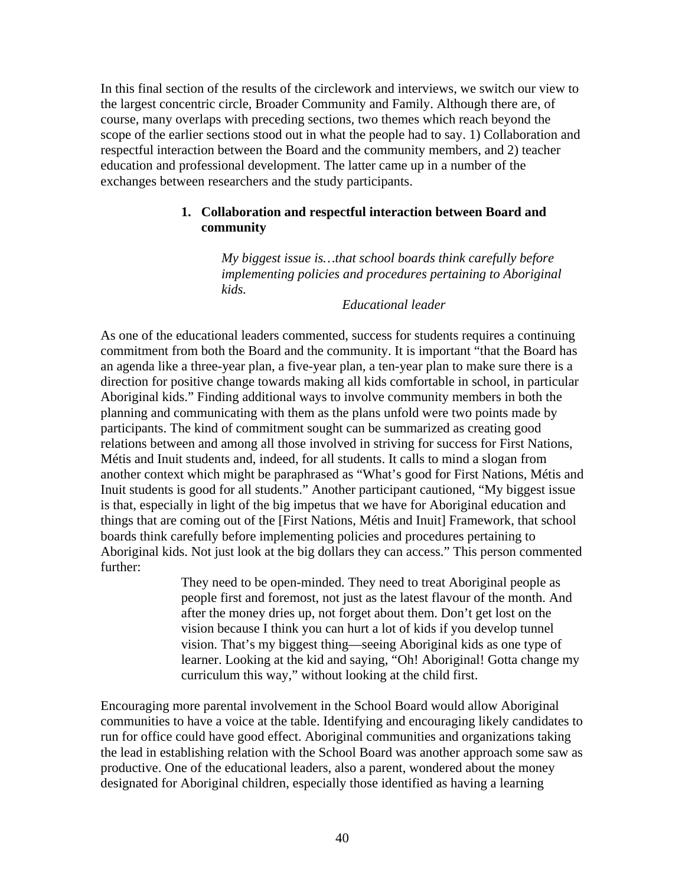In this final section of the results of the circlework and interviews, we switch our view to the largest concentric circle, Broader Community and Family. Although there are, of course, many overlaps with preceding sections, two themes which reach beyond the scope of the earlier sections stood out in what the people had to say. 1) Collaboration and respectful interaction between the Board and the community members, and 2) teacher education and professional development. The latter came up in a number of the exchanges between researchers and the study participants.

### 1. Collaboration and respectful interaction between Board and community

> *My biggest issue is…that school boards think carefully before implementing policies and procedures pertaining to Aboriginal kids.*
>
> *Educational leader*

As one of the educational leaders commented, success for students requires a continuing commitment from both the Board and the community. It is important "that the Board has an agenda like a three-year plan, a five-year plan, a ten-year plan to make sure there is a direction for positive change towards making all kids comfortable in school, in particular Aboriginal kids." Finding additional ways to involve community members in both the planning and communicating with them as the plans unfold were two points made by participants. The kind of commitment sought can be summarized as creating good relations between and among all those involved in striving for success for First Nations, Métis and Inuit students and, indeed, for all students. It calls to mind a slogan from another context which might be paraphrased as "What's good for First Nations, Métis and Inuit students is good for all students." Another participant cautioned, "My biggest issue is that, especially in light of the big impetus that we have for Aboriginal education and things that are coming out of the [First Nations, Métis and Inuit] Framework, that school boards think carefully before implementing policies and procedures pertaining to Aboriginal kids. Not just look at the big dollars they can access." This person commented further:

> They need to be open-minded. They need to treat Aboriginal people as people first and foremost, not just as the latest flavour of the month. And after the money dries up, not forget about them. Don't get lost on the vision because I think you can hurt a lot of kids if you develop tunnel vision. That's my biggest thing—seeing Aboriginal kids as one type of learner. Looking at the kid and saying, "Oh! Aboriginal! Gotta change my curriculum this way," without looking at the child first.

Encouraging more parental involvement in the School Board would allow Aboriginal communities to have a voice at the table. Identifying and encouraging likely candidates to run for office could have good effect. Aboriginal communities and organizations taking the lead in establishing relation with the School Board was another approach some saw as productive. One of the educational leaders, also a parent, wondered about the money designated for Aboriginal children, especially those identified as having a learning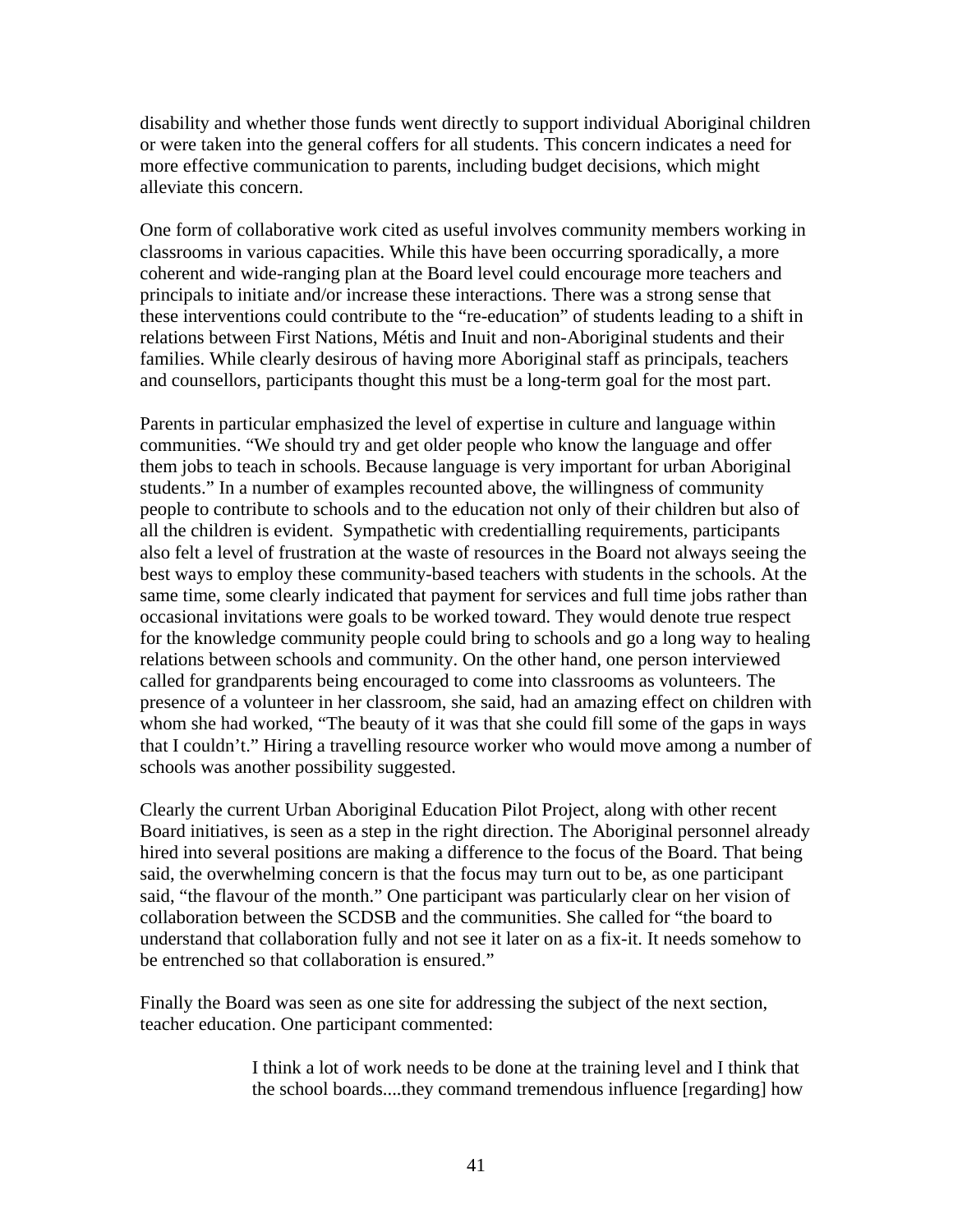disability and whether those funds went directly to support individual Aboriginal children or were taken into the general coffers for all students. This concern indicates a need for more effective communication to parents, including budget decisions, which might alleviate this concern.

One form of collaborative work cited as useful involves community members working in classrooms in various capacities. While this have been occurring sporadically, a more coherent and wide-ranging plan at the Board level could encourage more teachers and principals to initiate and/or increase these interactions. There was a strong sense that these interventions could contribute to the "re-education" of students leading to a shift in relations between First Nations, Métis and Inuit and non-Aboriginal students and their families. While clearly desirous of having more Aboriginal staff as principals, teachers and counsellors, participants thought this must be a long-term goal for the most part.

Parents in particular emphasized the level of expertise in culture and language within communities. "We should try and get older people who know the language and offer them jobs to teach in schools. Because language is very important for urban Aboriginal students." In a number of examples recounted above, the willingness of community people to contribute to schools and to the education not only of their children but also of all the children is evident. Sympathetic with credentialling requirements, participants also felt a level of frustration at the waste of resources in the Board not always seeing the best ways to employ these community-based teachers with students in the schools. At the same time, some clearly indicated that payment for services and full time jobs rather than occasional invitations were goals to be worked toward. They would denote true respect for the knowledge community people could bring to schools and go a long way to healing relations between schools and community. On the other hand, one person interviewed called for grandparents being encouraged to come into classrooms as volunteers. The presence of a volunteer in her classroom, she said, had an amazing effect on children with whom she had worked, "The beauty of it was that she could fill some of the gaps in ways that I couldn't." Hiring a travelling resource worker who would move among a number of schools was another possibility suggested.

Clearly the current Urban Aboriginal Education Pilot Project, along with other recent Board initiatives, is seen as a step in the right direction. The Aboriginal personnel already hired into several positions are making a difference to the focus of the Board. That being said, the overwhelming concern is that the focus may turn out to be, as one participant said, "the flavour of the month." One participant was particularly clear on her vision of collaboration between the SCDSB and the communities. She called for "the board to understand that collaboration fully and not see it later on as a fix-it. It needs somehow to be entrenched so that collaboration is ensured."

Finally the Board was seen as one site for addressing the subject of the next section, teacher education. One participant commented:

> I think a lot of work needs to be done at the training level and I think that the school boards....they command tremendous influence [regarding] how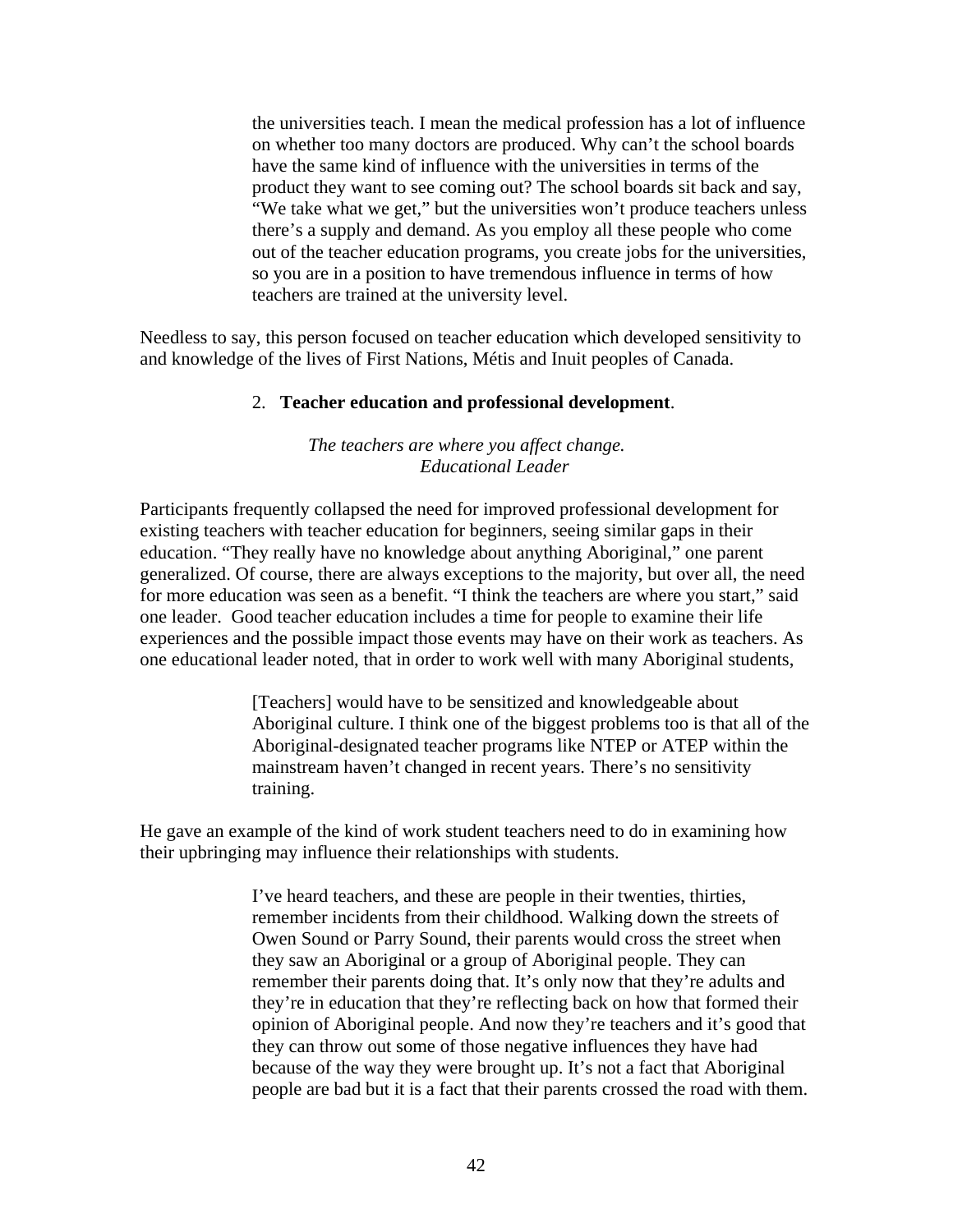> the universities teach. I mean the medical profession has a lot of influence on whether too many doctors are produced. Why can't the school boards have the same kind of influence with the universities in terms of the product they want to see coming out? The school boards sit back and say, "We take what we get," but the universities won't produce teachers unless there's a supply and demand. As you employ all these people who come out of the teacher education programs, you create jobs for the universities, so you are in a position to have tremendous influence in terms of how teachers are trained at the university level.

Needless to say, this person focused on teacher education which developed sensitivity to and knowledge of the lives of First Nations, Métis and Inuit peoples of Canada.

2. **Teacher education and professional development**.

*The teachers are where you affect change.*
*Educational Leader*

Participants frequently collapsed the need for improved professional development for existing teachers with teacher education for beginners, seeing similar gaps in their education. "They really have no knowledge about anything Aboriginal," one parent generalized. Of course, there are always exceptions to the majority, but over all, the need for more education was seen as a benefit. "I think the teachers are where you start," said one leader. Good teacher education includes a time for people to examine their life experiences and the possible impact those events may have on their work as teachers. As one educational leader noted, that in order to work well with many Aboriginal students,

> [Teachers] would have to be sensitized and knowledgeable about Aboriginal culture. I think one of the biggest problems too is that all of the Aboriginal-designated teacher programs like NTEP or ATEP within the mainstream haven't changed in recent years. There's no sensitivity training.

He gave an example of the kind of work student teachers need to do in examining how their upbringing may influence their relationships with students.

> I've heard teachers, and these are people in their twenties, thirties, remember incidents from their childhood. Walking down the streets of Owen Sound or Parry Sound, their parents would cross the street when they saw an Aboriginal or a group of Aboriginal people. They can remember their parents doing that. It's only now that they're adults and they're in education that they're reflecting back on how that formed their opinion of Aboriginal people. And now they're teachers and it's good that they can throw out some of those negative influences they have had because of the way they were brought up. It's not a fact that Aboriginal people are bad but it is a fact that their parents crossed the road with them.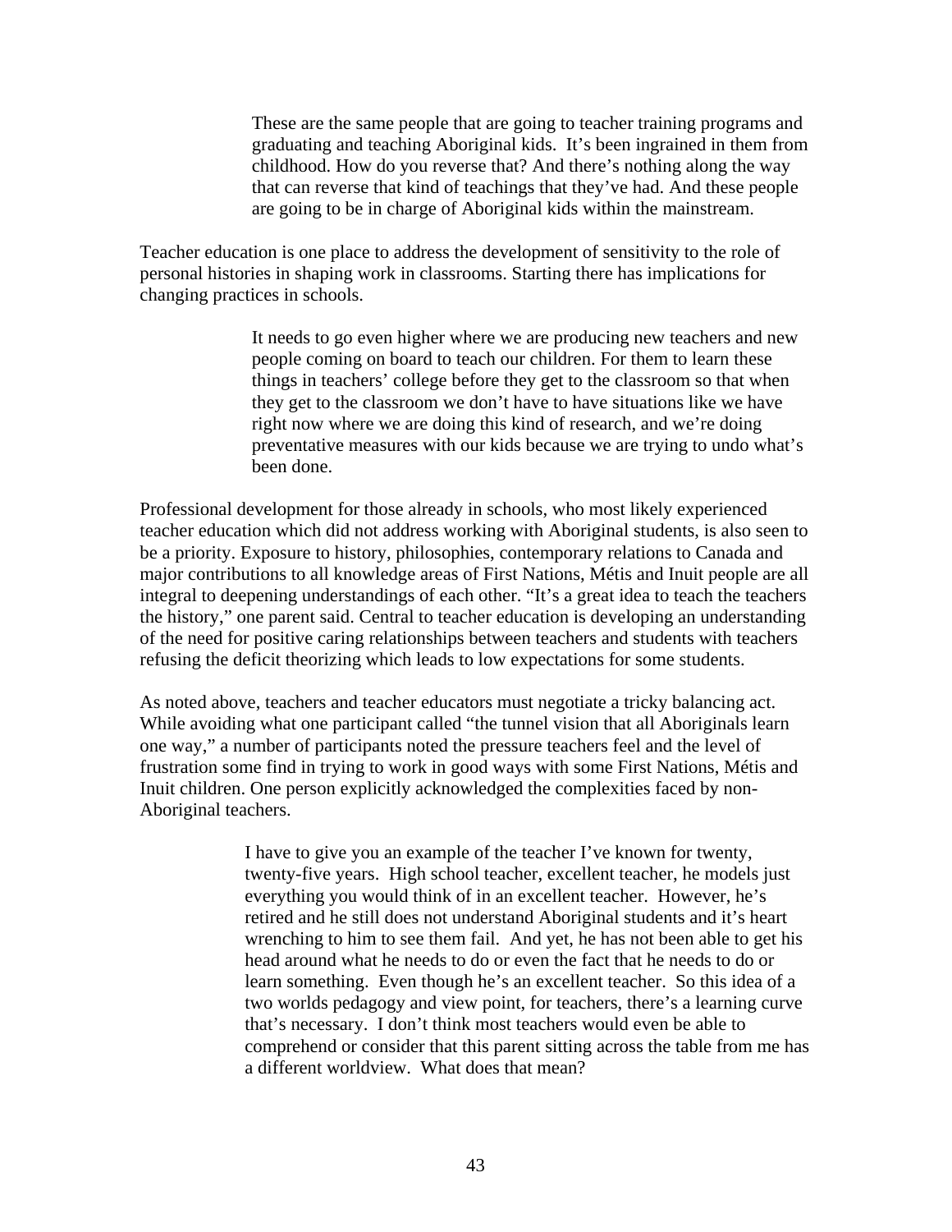> These are the same people that are going to teacher training programs and graduating and teaching Aboriginal kids. It's been ingrained in them from childhood. How do you reverse that? And there's nothing along the way that can reverse that kind of teachings that they've had. And these people are going to be in charge of Aboriginal kids within the mainstream.

Teacher education is one place to address the development of sensitivity to the role of personal histories in shaping work in classrooms. Starting there has implications for changing practices in schools.

> It needs to go even higher where we are producing new teachers and new people coming on board to teach our children. For them to learn these things in teachers' college before they get to the classroom so that when they get to the classroom we don't have to have situations like we have right now where we are doing this kind of research, and we're doing preventative measures with our kids because we are trying to undo what's been done.

Professional development for those already in schools, who most likely experienced teacher education which did not address working with Aboriginal students, is also seen to be a priority. Exposure to history, philosophies, contemporary relations to Canada and major contributions to all knowledge areas of First Nations, Métis and Inuit people are all integral to deepening understandings of each other. "It's a great idea to teach the teachers the history," one parent said. Central to teacher education is developing an understanding of the need for positive caring relationships between teachers and students with teachers refusing the deficit theorizing which leads to low expectations for some students.

As noted above, teachers and teacher educators must negotiate a tricky balancing act. While avoiding what one participant called "the tunnel vision that all Aboriginals learn one way," a number of participants noted the pressure teachers feel and the level of frustration some find in trying to work in good ways with some First Nations, Métis and Inuit children. One person explicitly acknowledged the complexities faced by non-Aboriginal teachers.

> I have to give you an example of the teacher I've known for twenty, twenty-five years. High school teacher, excellent teacher, he models just everything you would think of in an excellent teacher. However, he's retired and he still does not understand Aboriginal students and it's heart wrenching to him to see them fail. And yet, he has not been able to get his head around what he needs to do or even the fact that he needs to do or learn something. Even though he's an excellent teacher. So this idea of a two worlds pedagogy and view point, for teachers, there's a learning curve that's necessary. I don't think most teachers would even be able to comprehend or consider that this parent sitting across the table from me has a different worldview. What does that mean?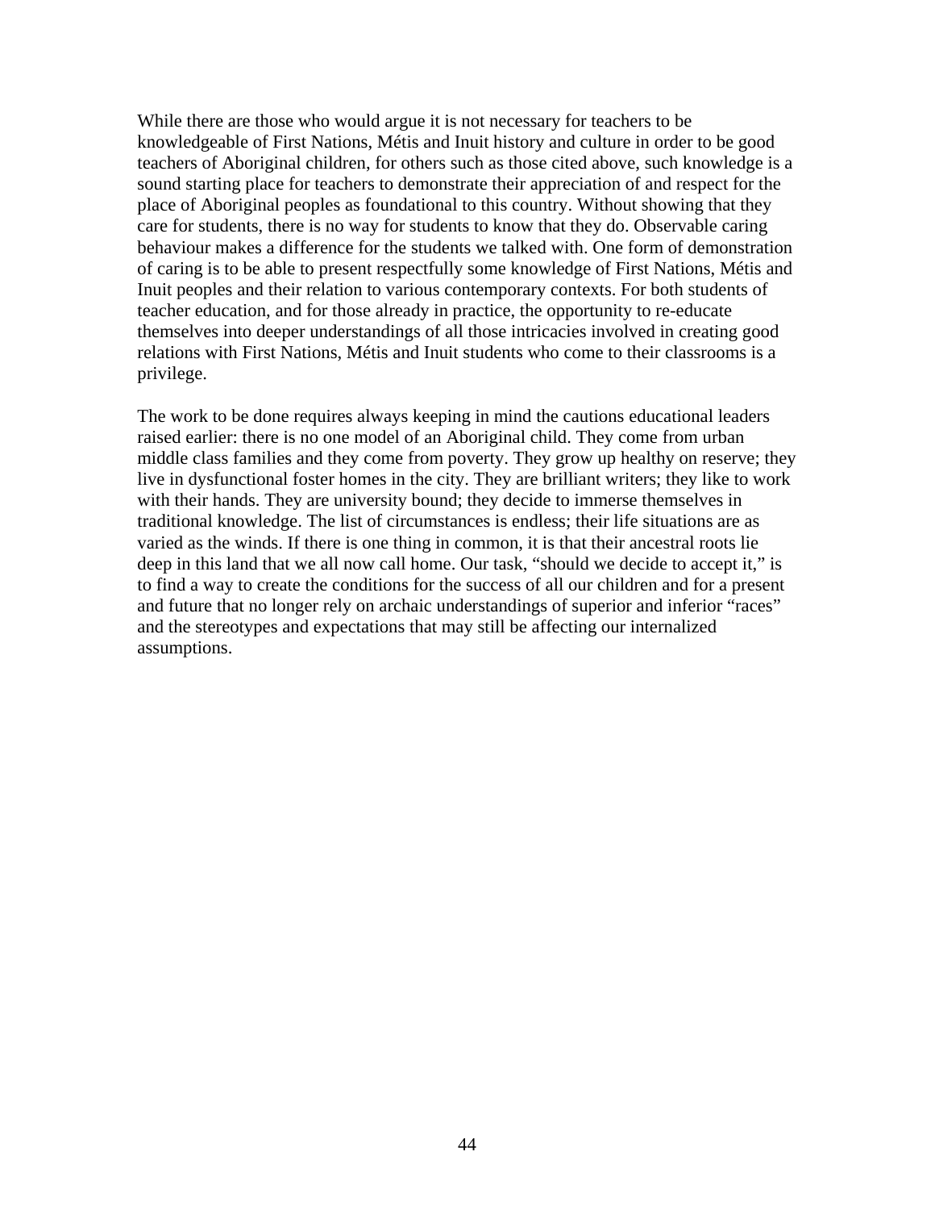While there are those who would argue it is not necessary for teachers to be knowledgeable of First Nations, Métis and Inuit history and culture in order to be good teachers of Aboriginal children, for others such as those cited above, such knowledge is a sound starting place for teachers to demonstrate their appreciation of and respect for the place of Aboriginal peoples as foundational to this country. Without showing that they care for students, there is no way for students to know that they do. Observable caring behaviour makes a difference for the students we talked with. One form of demonstration of caring is to be able to present respectfully some knowledge of First Nations, Métis and Inuit peoples and their relation to various contemporary contexts. For both students of teacher education, and for those already in practice, the opportunity to re-educate themselves into deeper understandings of all those intricacies involved in creating good relations with First Nations, Métis and Inuit students who come to their classrooms is a privilege.

The work to be done requires always keeping in mind the cautions educational leaders raised earlier: there is no one model of an Aboriginal child. They come from urban middle class families and they come from poverty. They grow up healthy on reserve; they live in dysfunctional foster homes in the city. They are brilliant writers; they like to work with their hands. They are university bound; they decide to immerse themselves in traditional knowledge. The list of circumstances is endless; their life situations are as varied as the winds. If there is one thing in common, it is that their ancestral roots lie deep in this land that we all now call home. Our task, "should we decide to accept it," is to find a way to create the conditions for the success of all our children and for a present and future that no longer rely on archaic understandings of superior and inferior "races" and the stereotypes and expectations that may still be affecting our internalized assumptions.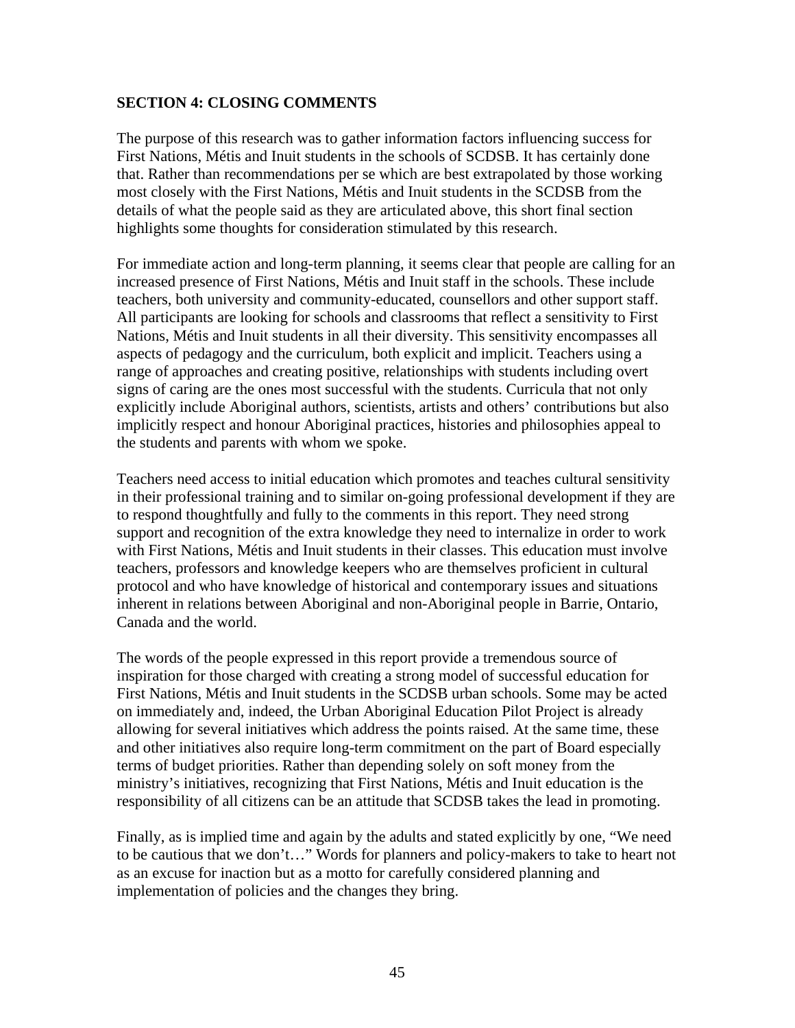**SECTION 4: CLOSING COMMENTS**

The purpose of this research was to gather information factors influencing success for First Nations, Métis and Inuit students in the schools of SCDSB. It has certainly done that. Rather than recommendations per se which are best extrapolated by those working most closely with the First Nations, Métis and Inuit students in the SCDSB from the details of what the people said as they are articulated above, this short final section highlights some thoughts for consideration stimulated by this research.

For immediate action and long-term planning, it seems clear that people are calling for an increased presence of First Nations, Métis and Inuit staff in the schools. These include teachers, both university and community-educated, counsellors and other support staff. All participants are looking for schools and classrooms that reflect a sensitivity to First Nations, Métis and Inuit students in all their diversity. This sensitivity encompasses all aspects of pedagogy and the curriculum, both explicit and implicit. Teachers using a range of approaches and creating positive, relationships with students including overt signs of caring are the ones most successful with the students. Curricula that not only explicitly include Aboriginal authors, scientists, artists and others' contributions but also implicitly respect and honour Aboriginal practices, histories and philosophies appeal to the students and parents with whom we spoke.

Teachers need access to initial education which promotes and teaches cultural sensitivity in their professional training and to similar on-going professional development if they are to respond thoughtfully and fully to the comments in this report. They need strong support and recognition of the extra knowledge they need to internalize in order to work with First Nations, Métis and Inuit students in their classes. This education must involve teachers, professors and knowledge keepers who are themselves proficient in cultural protocol and who have knowledge of historical and contemporary issues and situations inherent in relations between Aboriginal and non-Aboriginal people in Barrie, Ontario, Canada and the world.

The words of the people expressed in this report provide a tremendous source of inspiration for those charged with creating a strong model of successful education for First Nations, Métis and Inuit students in the SCDSB urban schools. Some may be acted on immediately and, indeed, the Urban Aboriginal Education Pilot Project is already allowing for several initiatives which address the points raised. At the same time, these and other initiatives also require long-term commitment on the part of Board especially terms of budget priorities. Rather than depending solely on soft money from the ministry's initiatives, recognizing that First Nations, Métis and Inuit education is the responsibility of all citizens can be an attitude that SCDSB takes the lead in promoting.

Finally, as is implied time and again by the adults and stated explicitly by one, "We need to be cautious that we don't…" Words for planners and policy-makers to take to heart not as an excuse for inaction but as a motto for carefully considered planning and implementation of policies and the changes they bring.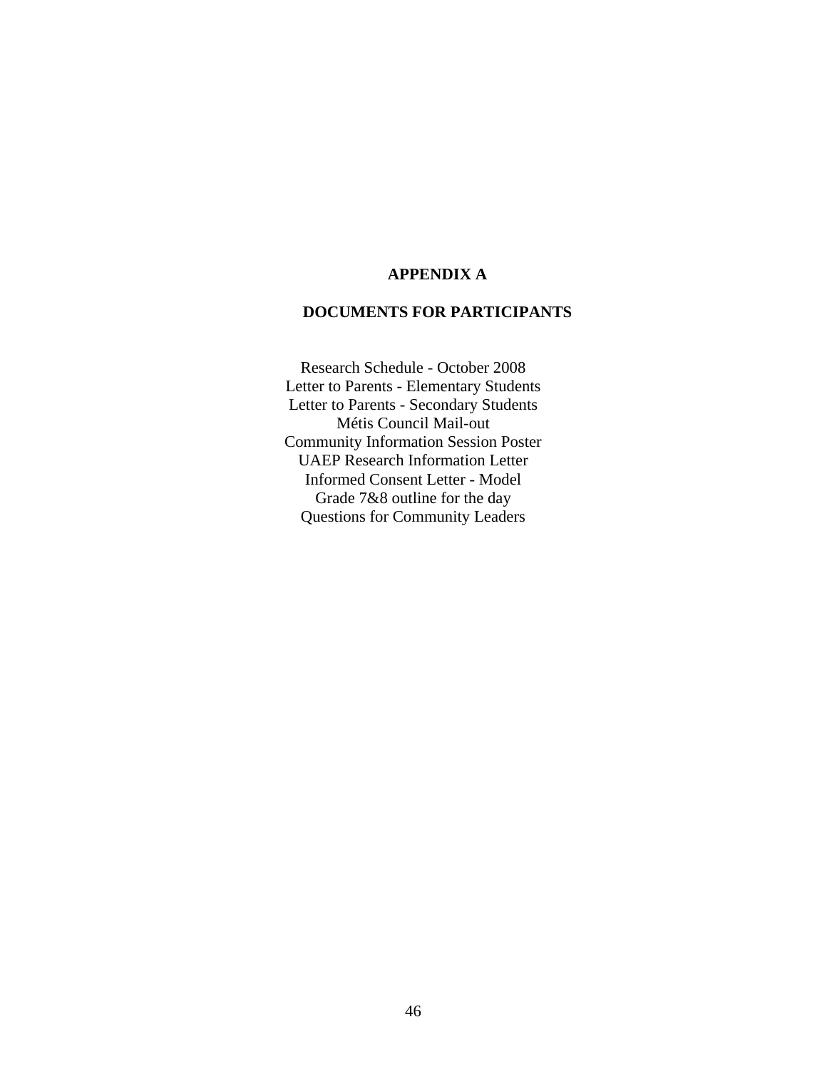# APPENDIX A

## DOCUMENTS FOR PARTICIPANTS

Research Schedule - October 2008
Letter to Parents - Elementary Students
Letter to Parents - Secondary Students
Métis Council Mail-out
Community Information Session Poster
UAEP Research Information Letter
Informed Consent Letter - Model
Grade 7&8 outline for the day
Questions for Community Leaders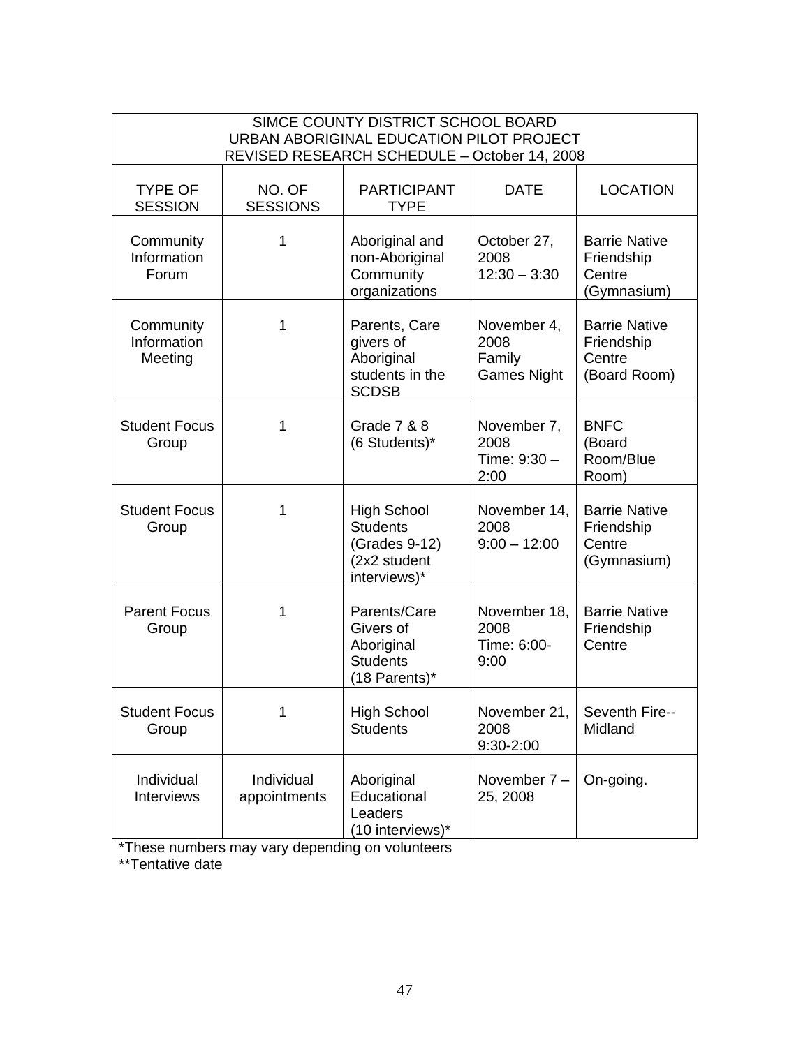| SIMCE COUNTY DISTRICT SCHOOL BOARD<br>URBAN ABORIGINAL EDUCATION PILOT PROJECT<br>REVISED RESEARCH SCHEDULE – October 14, 2008 | | | | |
|---|---|---|---|---|
| TYPE OF SESSION | NO. OF SESSIONS | PARTICIPANT TYPE | DATE | LOCATION |
| Community Information Forum | 1 | Aboriginal and non-Aboriginal Community organizations | October 27, 2008 12:30 – 3:30 | Barrie Native Friendship Centre (Gymnasium) |
| Community Information Meeting | 1 | Parents, Care givers of Aboriginal students in the SCDSB | November 4, 2008 Family Games Night | Barrie Native Friendship Centre (Board Room) |
| Student Focus Group | 1 | Grade 7 & 8 (6 Students)* | November 7, 2008 Time: 9:30 – 2:00 | BNFC (Board Room/Blue Room) |
| Student Focus Group | 1 | High School Students (Grades 9-12) (2x2 student interviews)* | November 14, 2008 9:00 – 12:00 | Barrie Native Friendship Centre (Gymnasium) |
| Parent Focus Group | 1 | Parents/Care Givers of Aboriginal Students (18 Parents)* | November 18, 2008 Time: 6:00-9:00 | Barrie Native Friendship Centre |
| Student Focus Group | 1 | High School Students | November 21, 2008 9:30-2:00 | Seventh Fire--Midland |
| Individual Interviews | Individual appointments | Aboriginal Educational Leaders (10 interviews)* | November 7 – 25, 2008 | On-going. |

*These numbers may vary depending on volunteers
**Tentative date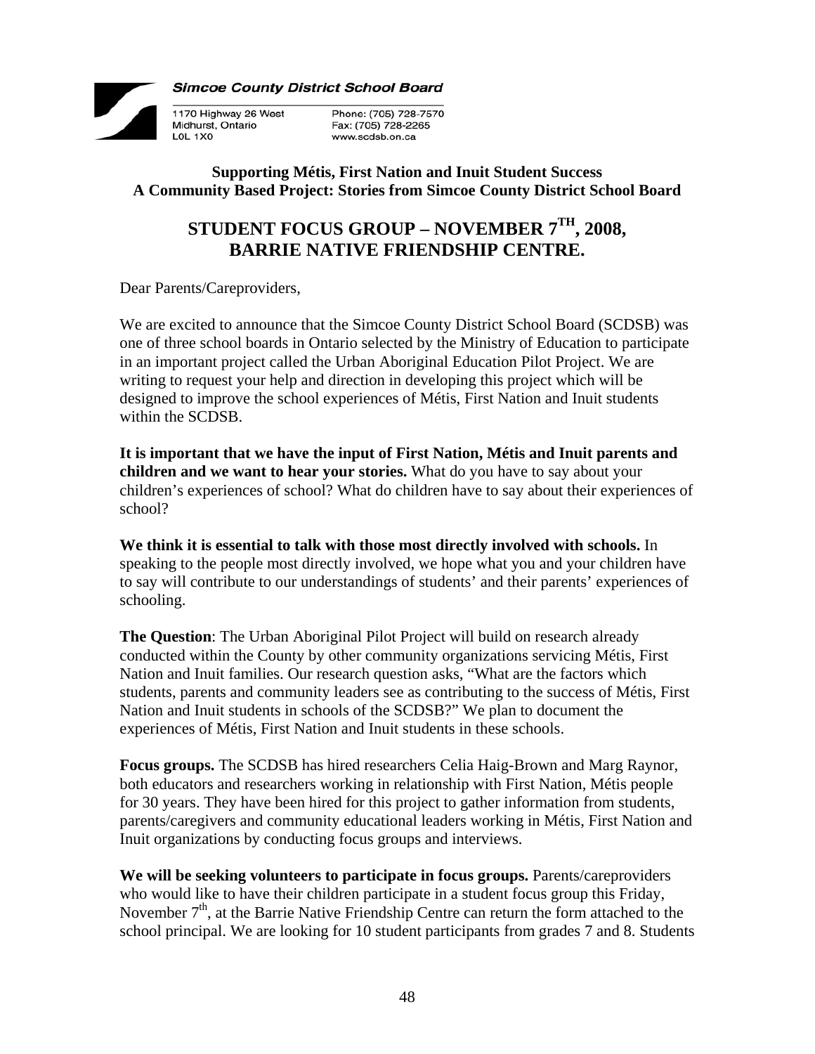**Simcoe County District School Board**

1170 Highway 26 West
Midhurst, Ontario
L0L 1X0

Phone: (705) 728-7570
Fax: (705) 728-2265
www.scdsb.on.ca

**Supporting Métis, First Nation and Inuit Student Success**
**A Community Based Project: Stories from Simcoe County District School Board**

## STUDENT FOCUS GROUP – NOVEMBER 7TH, 2008, BARRIE NATIVE FRIENDSHIP CENTRE.

Dear Parents/Careproviders,

We are excited to announce that the Simcoe County District School Board (SCDSB) was one of three school boards in Ontario selected by the Ministry of Education to participate in an important project called the Urban Aboriginal Education Pilot Project. We are writing to request your help and direction in developing this project which will be designed to improve the school experiences of Métis, First Nation and Inuit students within the SCDSB.

**It is important that we have the input of First Nation, Métis and Inuit parents and children and we want to hear your stories.** What do you have to say about your children's experiences of school? What do children have to say about their experiences of school?

**We think it is essential to talk with those most directly involved with schools.** In speaking to the people most directly involved, we hope what you and your children have to say will contribute to our understandings of students' and their parents' experiences of schooling.

**The Question**: The Urban Aboriginal Pilot Project will build on research already conducted within the County by other community organizations servicing Métis, First Nation and Inuit families. Our research question asks, "What are the factors which students, parents and community leaders see as contributing to the success of Métis, First Nation and Inuit students in schools of the SCDSB?" We plan to document the experiences of Métis, First Nation and Inuit students in these schools.

**Focus groups.** The SCDSB has hired researchers Celia Haig-Brown and Marg Raynor, both educators and researchers working in relationship with First Nation, Métis people for 30 years. They have been hired for this project to gather information from students, parents/caregivers and community educational leaders working in Métis, First Nation and Inuit organizations by conducting focus groups and interviews.

**We will be seeking volunteers to participate in focus groups.** Parents/careproviders who would like to have their children participate in a student focus group this Friday, November 7th, at the Barrie Native Friendship Centre can return the form attached to the school principal. We are looking for 10 student participants from grades 7 and 8. Students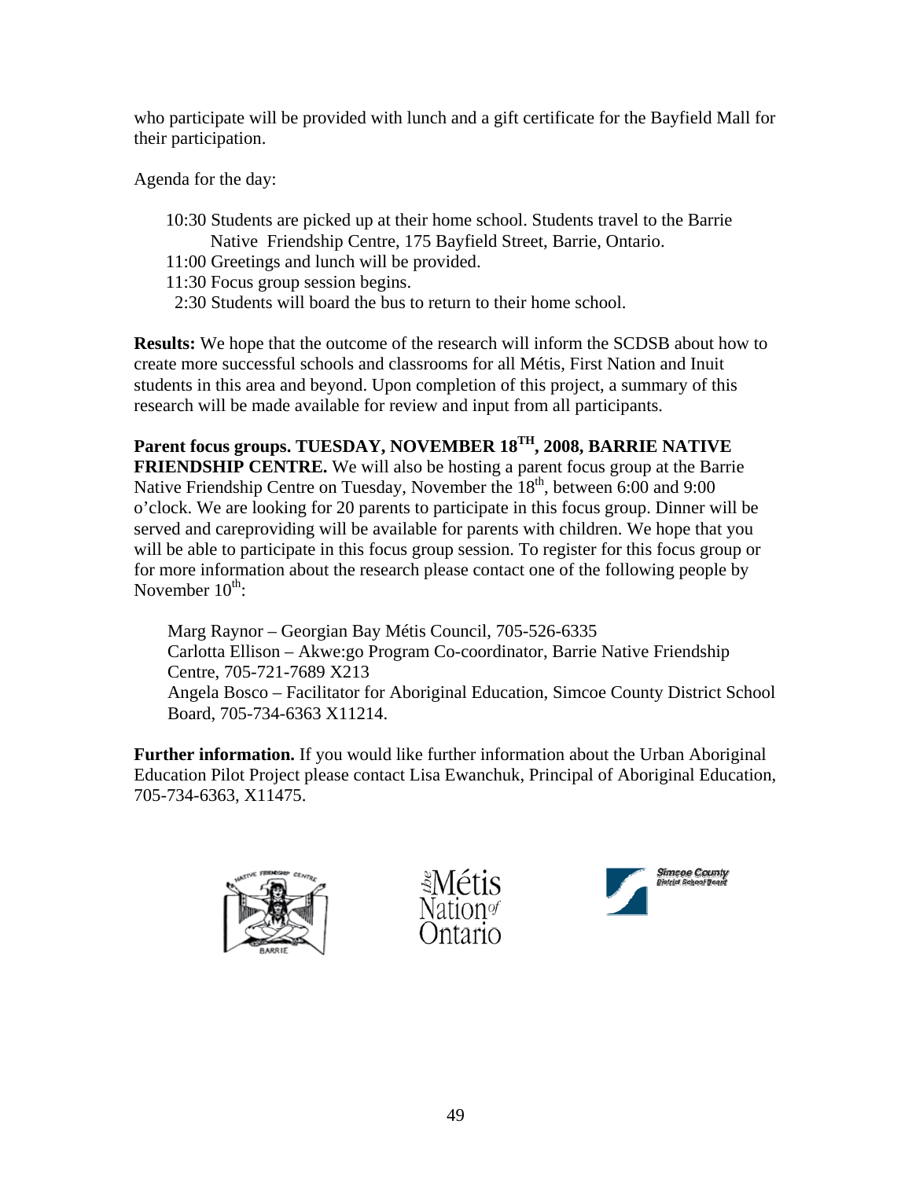who participate will be provided with lunch and a gift certificate for the Bayfield Mall for their participation.

Agenda for the day:

- 10:30 Students are picked up at their home school. Students travel to the Barrie Native Friendship Centre, 175 Bayfield Street, Barrie, Ontario.
- 11:00 Greetings and lunch will be provided.
- 11:30 Focus group session begins.
- 2:30 Students will board the bus to return to their home school.

**Results:** We hope that the outcome of the research will inform the SCDSB about how to create more successful schools and classrooms for all Métis, First Nation and Inuit students in this area and beyond. Upon completion of this project, a summary of this research will be made available for review and input from all participants.

**Parent focus groups. TUESDAY, NOVEMBER 18TH, 2008, BARRIE NATIVE FRIENDSHIP CENTRE.** We will also be hosting a parent focus group at the Barrie Native Friendship Centre on Tuesday, November the 18th, between 6:00 and 9:00 o'clock. We are looking for 20 parents to participate in this focus group. Dinner will be served and careproviding will be available for parents with children. We hope that you will be able to participate in this focus group session. To register for this focus group or for more information about the research please contact one of the following people by November 10th:

Marg Raynor – Georgian Bay Métis Council, 705-526-6335
Carlotta Ellison – Akwe:go Program Co-coordinator, Barrie Native Friendship Centre, 705-721-7689 X213
Angela Bosco – Facilitator for Aboriginal Education, Simcoe County District School Board, 705-734-6363 X11214.

**Further information.** If you would like further information about the Urban Aboriginal Education Pilot Project please contact Lisa Ewanchuk, Principal of Aboriginal Education, 705-734-6363, X11475.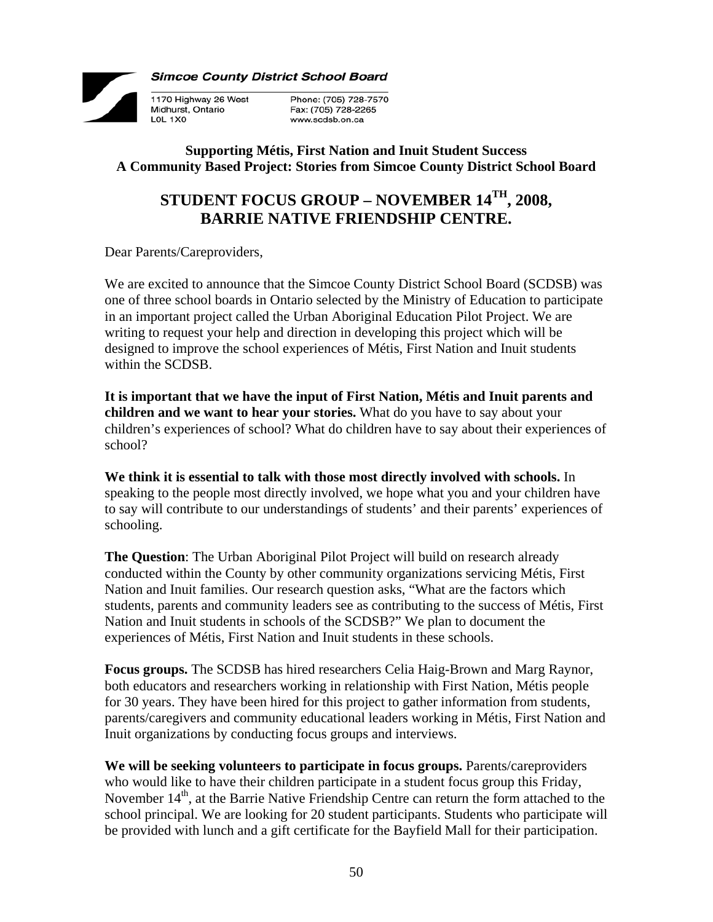**Simcoe County District School Board**

1170 Highway 26 West
Midhurst, Ontario
L0L 1X0

Phone: (705) 728-7570
Fax: (705) 728-2265
www.scdsb.on.ca

**Supporting Métis, First Nation and Inuit Student Success**
**A Community Based Project: Stories from Simcoe County District School Board**

## STUDENT FOCUS GROUP – NOVEMBER 14TH, 2008, BARRIE NATIVE FRIENDSHIP CENTRE.

Dear Parents/Careproviders,

We are excited to announce that the Simcoe County District School Board (SCDSB) was one of three school boards in Ontario selected by the Ministry of Education to participate in an important project called the Urban Aboriginal Education Pilot Project. We are writing to request your help and direction in developing this project which will be designed to improve the school experiences of Métis, First Nation and Inuit students within the SCDSB.

**It is important that we have the input of First Nation, Métis and Inuit parents and children and we want to hear your stories.** What do you have to say about your children's experiences of school? What do children have to say about their experiences of school?

**We think it is essential to talk with those most directly involved with schools.** In speaking to the people most directly involved, we hope what you and your children have to say will contribute to our understandings of students' and their parents' experiences of schooling.

**The Question**: The Urban Aboriginal Pilot Project will build on research already conducted within the County by other community organizations servicing Métis, First Nation and Inuit families. Our research question asks, "What are the factors which students, parents and community leaders see as contributing to the success of Métis, First Nation and Inuit students in schools of the SCDSB?" We plan to document the experiences of Métis, First Nation and Inuit students in these schools.

**Focus groups.** The SCDSB has hired researchers Celia Haig-Brown and Marg Raynor, both educators and researchers working in relationship with First Nation, Métis people for 30 years. They have been hired for this project to gather information from students, parents/caregivers and community educational leaders working in Métis, First Nation and Inuit organizations by conducting focus groups and interviews.

**We will be seeking volunteers to participate in focus groups.** Parents/careproviders who would like to have their children participate in a student focus group this Friday, November 14th, at the Barrie Native Friendship Centre can return the form attached to the school principal. We are looking for 20 student participants. Students who participate will be provided with lunch and a gift certificate for the Bayfield Mall for their participation.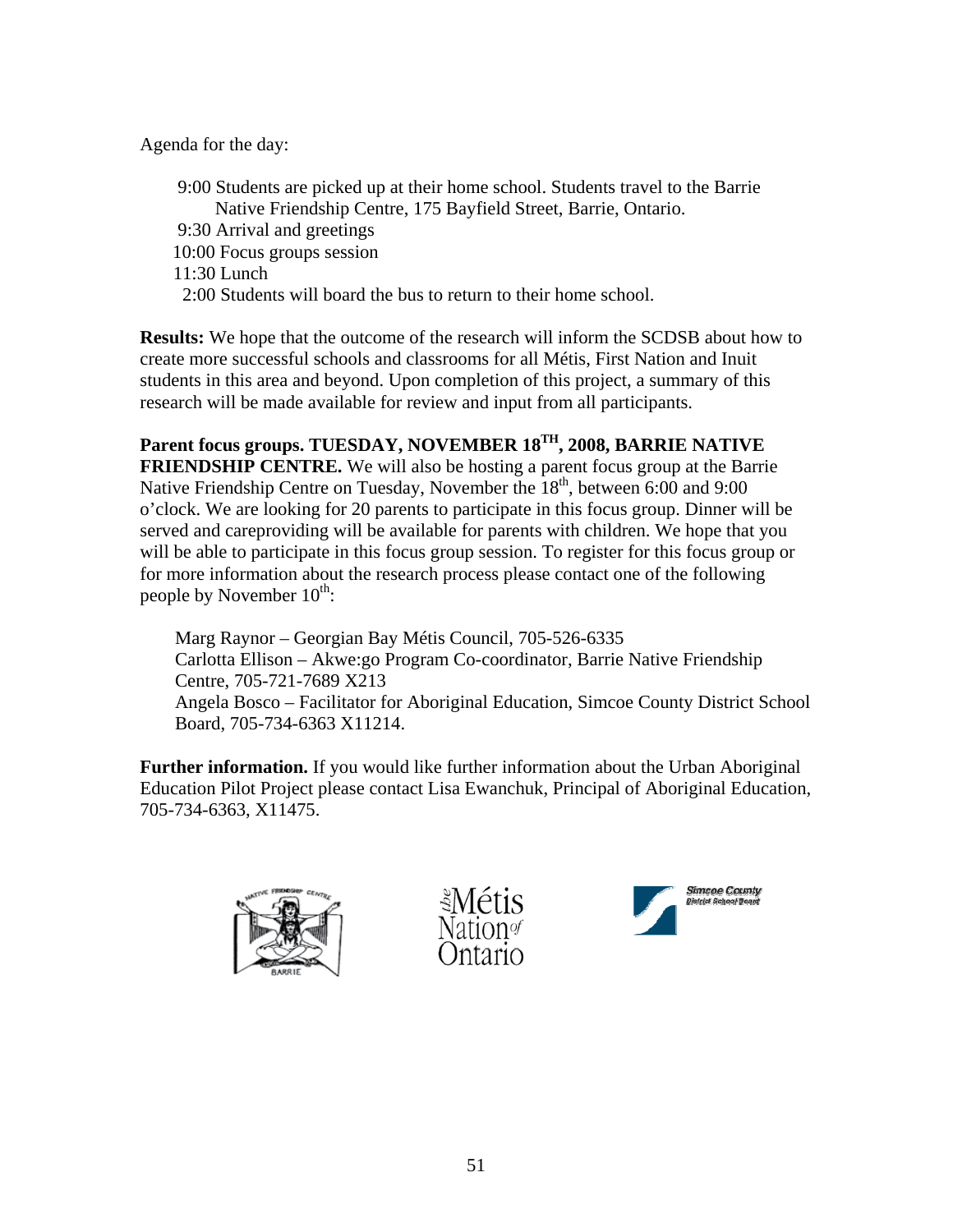Agenda for the day:

9:00 Students are picked up at their home school. Students travel to the Barrie Native Friendship Centre, 175 Bayfield Street, Barrie, Ontario.
9:30 Arrival and greetings
10:00 Focus groups session
11:30 Lunch
2:00 Students will board the bus to return to their home school.

**Results:** We hope that the outcome of the research will inform the SCDSB about how to create more successful schools and classrooms for all Métis, First Nation and Inuit students in this area and beyond. Upon completion of this project, a summary of this research will be made available for review and input from all participants.

**Parent focus groups. TUESDAY, NOVEMBER 18TH, 2008, BARRIE NATIVE FRIENDSHIP CENTRE.** We will also be hosting a parent focus group at the Barrie Native Friendship Centre on Tuesday, November the 18th, between 6:00 and 9:00 o'clock. We are looking for 20 parents to participate in this focus group. Dinner will be served and careproviding will be available for parents with children. We hope that you will be able to participate in this focus group session. To register for this focus group or for more information about the research process please contact one of the following people by November 10th:

Marg Raynor – Georgian Bay Métis Council, 705-526-6335
Carlotta Ellison – Akwe:go Program Co-coordinator, Barrie Native Friendship Centre, 705-721-7689 X213
Angela Bosco – Facilitator for Aboriginal Education, Simcoe County District School Board, 705-734-6363 X11214.

**Further information.** If you would like further information about the Urban Aboriginal Education Pilot Project please contact Lisa Ewanchuk, Principal of Aboriginal Education, 705-734-6363, X11475.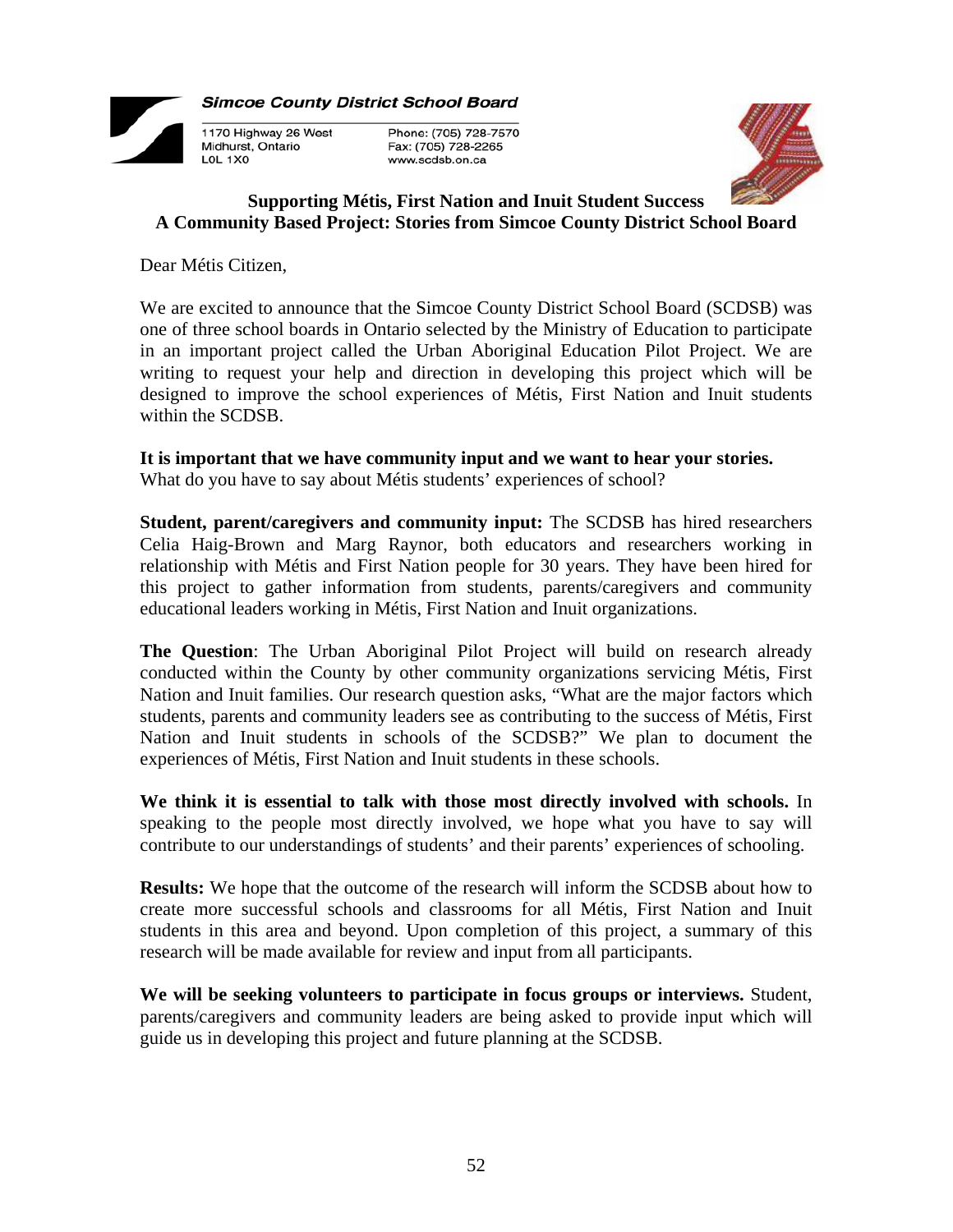**Simcoe County District School Board**

1170 Highway 26 West
Midhurst, Ontario
L0L 1X0

Phone: (705) 728-7570
Fax: (705) 728-2265
www.scdsb.on.ca

## Supporting Métis, First Nation and Inuit Student Success
## A Community Based Project: Stories from Simcoe County District School Board

Dear Métis Citizen,

We are excited to announce that the Simcoe County District School Board (SCDSB) was one of three school boards in Ontario selected by the Ministry of Education to participate in an important project called the Urban Aboriginal Education Pilot Project. We are writing to request your help and direction in developing this project which will be designed to improve the school experiences of Métis, First Nation and Inuit students within the SCDSB.

**It is important that we have community input and we want to hear your stories.** What do you have to say about Métis students' experiences of school?

**Student, parent/caregivers and community input:** The SCDSB has hired researchers Celia Haig-Brown and Marg Raynor, both educators and researchers working in relationship with Métis and First Nation people for 30 years. They have been hired for this project to gather information from students, parents/caregivers and community educational leaders working in Métis, First Nation and Inuit organizations.

**The Question**: The Urban Aboriginal Pilot Project will build on research already conducted within the County by other community organizations servicing Métis, First Nation and Inuit families. Our research question asks, "What are the major factors which students, parents and community leaders see as contributing to the success of Métis, First Nation and Inuit students in schools of the SCDSB?" We plan to document the experiences of Métis, First Nation and Inuit students in these schools.

**We think it is essential to talk with those most directly involved with schools.** In speaking to the people most directly involved, we hope what you have to say will contribute to our understandings of students' and their parents' experiences of schooling.

**Results:** We hope that the outcome of the research will inform the SCDSB about how to create more successful schools and classrooms for all Métis, First Nation and Inuit students in this area and beyond. Upon completion of this project, a summary of this research will be made available for review and input from all participants.

**We will be seeking volunteers to participate in focus groups or interviews.** Student, parents/caregivers and community leaders are being asked to provide input which will guide us in developing this project and future planning at the SCDSB.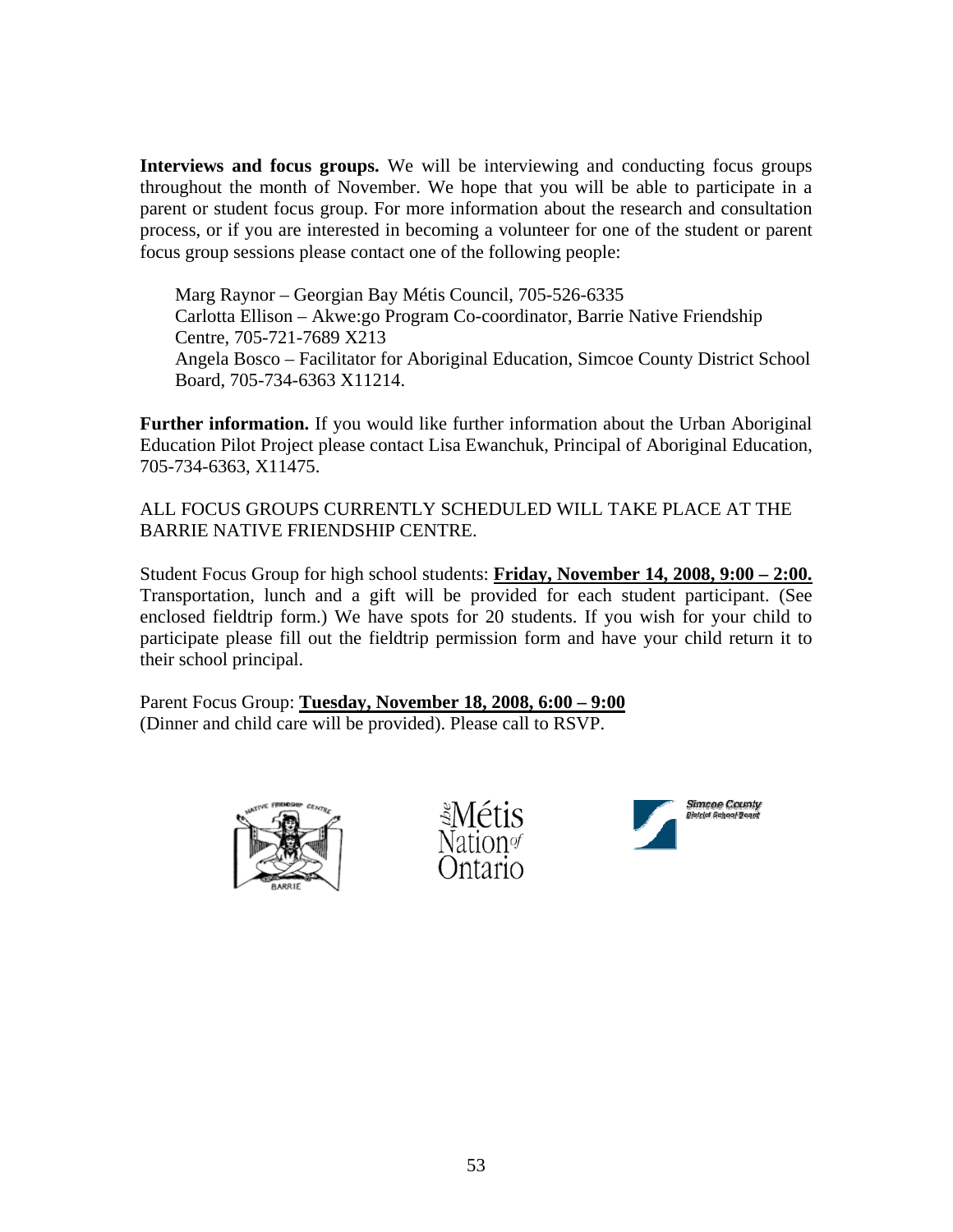**Interviews and focus groups.** We will be interviewing and conducting focus groups throughout the month of November. We hope that you will be able to participate in a parent or student focus group. For more information about the research and consultation process, or if you are interested in becoming a volunteer for one of the student or parent focus group sessions please contact one of the following people:

Marg Raynor – Georgian Bay Métis Council, 705-526-6335
Carlotta Ellison – Akwe:go Program Co-coordinator, Barrie Native Friendship Centre, 705-721-7689 X213
Angela Bosco – Facilitator for Aboriginal Education, Simcoe County District School Board, 705-734-6363 X11214.

**Further information.** If you would like further information about the Urban Aboriginal Education Pilot Project please contact Lisa Ewanchuk, Principal of Aboriginal Education, 705-734-6363, X11475.

ALL FOCUS GROUPS CURRENTLY SCHEDULED WILL TAKE PLACE AT THE BARRIE NATIVE FRIENDSHIP CENTRE.

Student Focus Group for high school students: **Friday, November 14, 2008, 9:00 – 2:00.** Transportation, lunch and a gift will be provided for each student participant. (See enclosed fieldtrip form.) We have spots for 20 students. If you wish for your child to participate please fill out the fieldtrip permission form and have your child return it to their school principal.

Parent Focus Group: **Tuesday, November 18, 2008, 6:00 – 9:00**
(Dinner and child care will be provided). Please call to RSVP.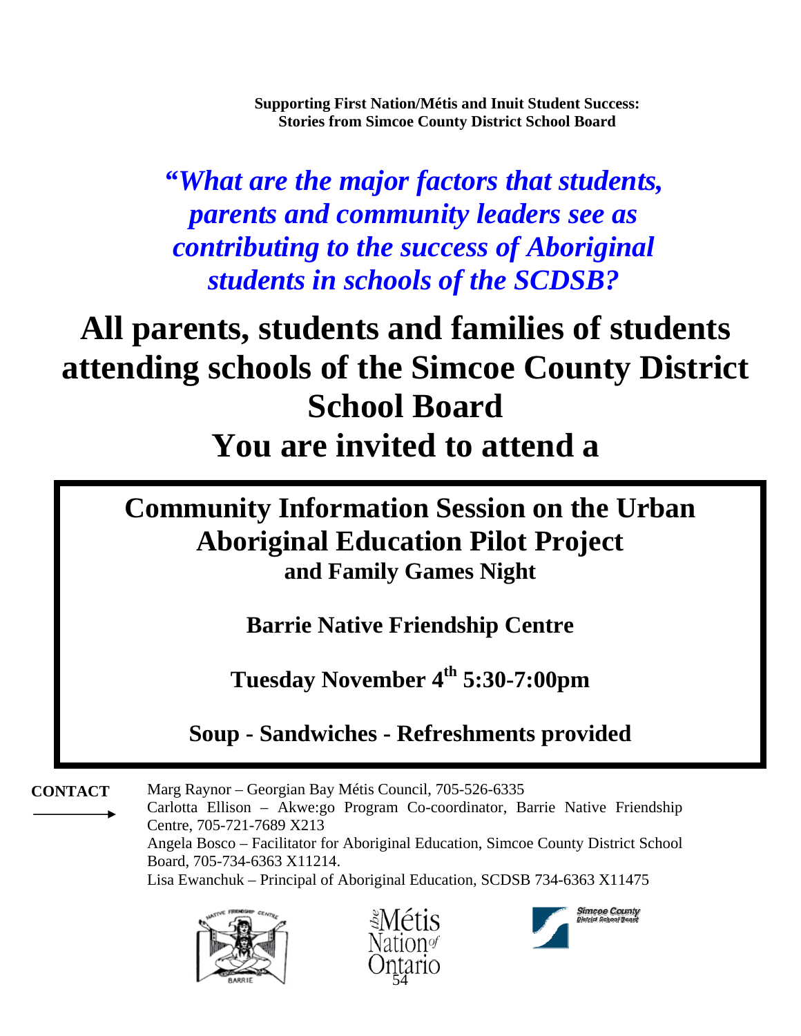**Supporting First Nation/Métis and Inuit Student Success: Stories from Simcoe County District School Board**

***"What are the major factors that students, parents and community leaders see as contributing to the success of Aboriginal students in schools of the SCDSB?***

# All parents, students and families of students attending schools of the Simcoe County District School Board

# You are invited to attend a

## Community Information Session on the Urban Aboriginal Education Pilot Project

### and Family Games Night

**Barrie Native Friendship Centre**

**Tuesday November 4th 5:30-7:00pm**

**Soup - Sandwiches - Refreshments provided**

**CONTACT**

Marg Raynor – Georgian Bay Métis Council, 705-526-6335

Carlotta Ellison – Akwe:go Program Co-coordinator, Barrie Native Friendship Centre, 705-721-7689 X213

Angela Bosco – Facilitator for Aboriginal Education, Simcoe County District School Board, 705-734-6363 X11214.

Lisa Ewanchuk – Principal of Aboriginal Education, SCDSB 734-6363 X11475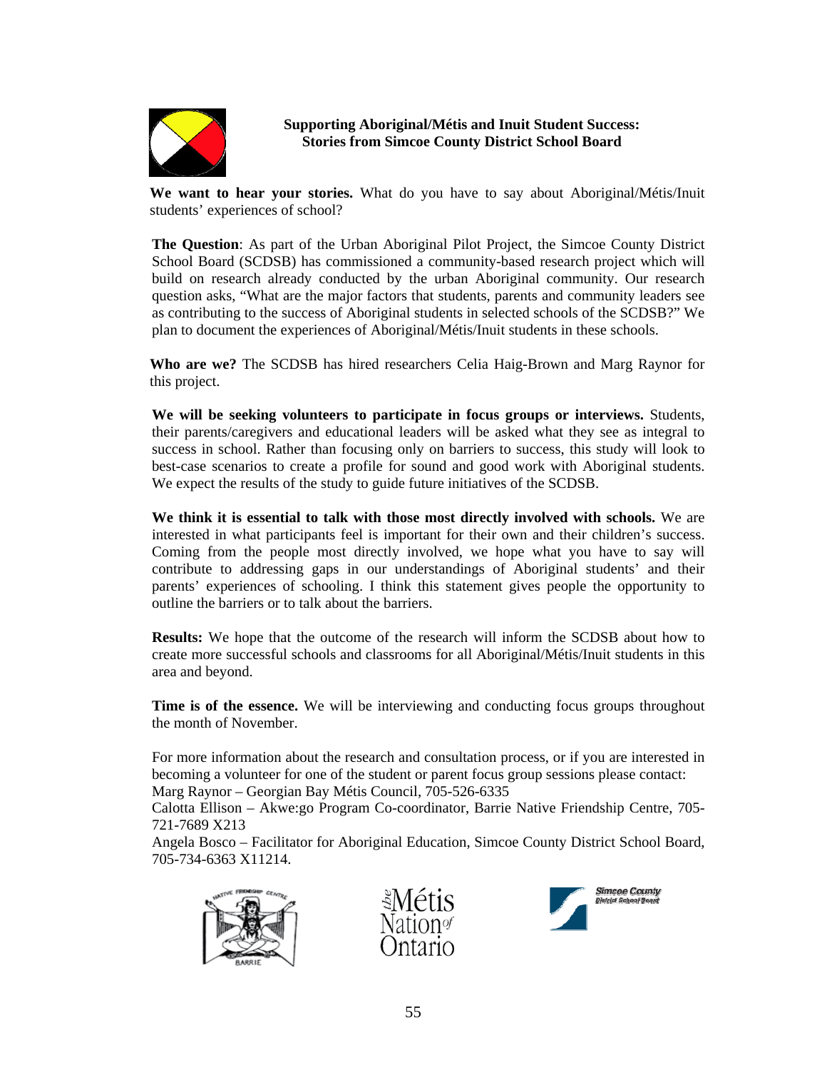**Supporting Aboriginal/Métis and Inuit Student Success:**
**Stories from Simcoe County District School Board**

**We want to hear your stories.** What do you have to say about Aboriginal/Métis/Inuit students' experiences of school?

**The Question**: As part of the Urban Aboriginal Pilot Project, the Simcoe County District School Board (SCDSB) has commissioned a community-based research project which will build on research already conducted by the urban Aboriginal community. Our research question asks, "What are the major factors that students, parents and community leaders see as contributing to the success of Aboriginal students in selected schools of the SCDSB?" We plan to document the experiences of Aboriginal/Métis/Inuit students in these schools.

**Who are we?** The SCDSB has hired researchers Celia Haig-Brown and Marg Raynor for this project.

**We will be seeking volunteers to participate in focus groups or interviews.** Students, their parents/caregivers and educational leaders will be asked what they see as integral to success in school. Rather than focusing only on barriers to success, this study will look to best-case scenarios to create a profile for sound and good work with Aboriginal students. We expect the results of the study to guide future initiatives of the SCDSB.

**We think it is essential to talk with those most directly involved with schools.** We are interested in what participants feel is important for their own and their children's success. Coming from the people most directly involved, we hope what you have to say will contribute to addressing gaps in our understandings of Aboriginal students' and their parents' experiences of schooling. I think this statement gives people the opportunity to outline the barriers or to talk about the barriers.

**Results:** We hope that the outcome of the research will inform the SCDSB about how to create more successful schools and classrooms for all Aboriginal/Métis/Inuit students in this area and beyond.

**Time is of the essence.** We will be interviewing and conducting focus groups throughout the month of November.

For more information about the research and consultation process, or if you are interested in becoming a volunteer for one of the student or parent focus group sessions please contact:
Marg Raynor – Georgian Bay Métis Council, 705-526-6335
Calotta Ellison – Akwe:go Program Co-coordinator, Barrie Native Friendship Centre, 705-721-7689 X213
Angela Bosco – Facilitator for Aboriginal Education, Simcoe County District School Board, 705-734-6363 X11214.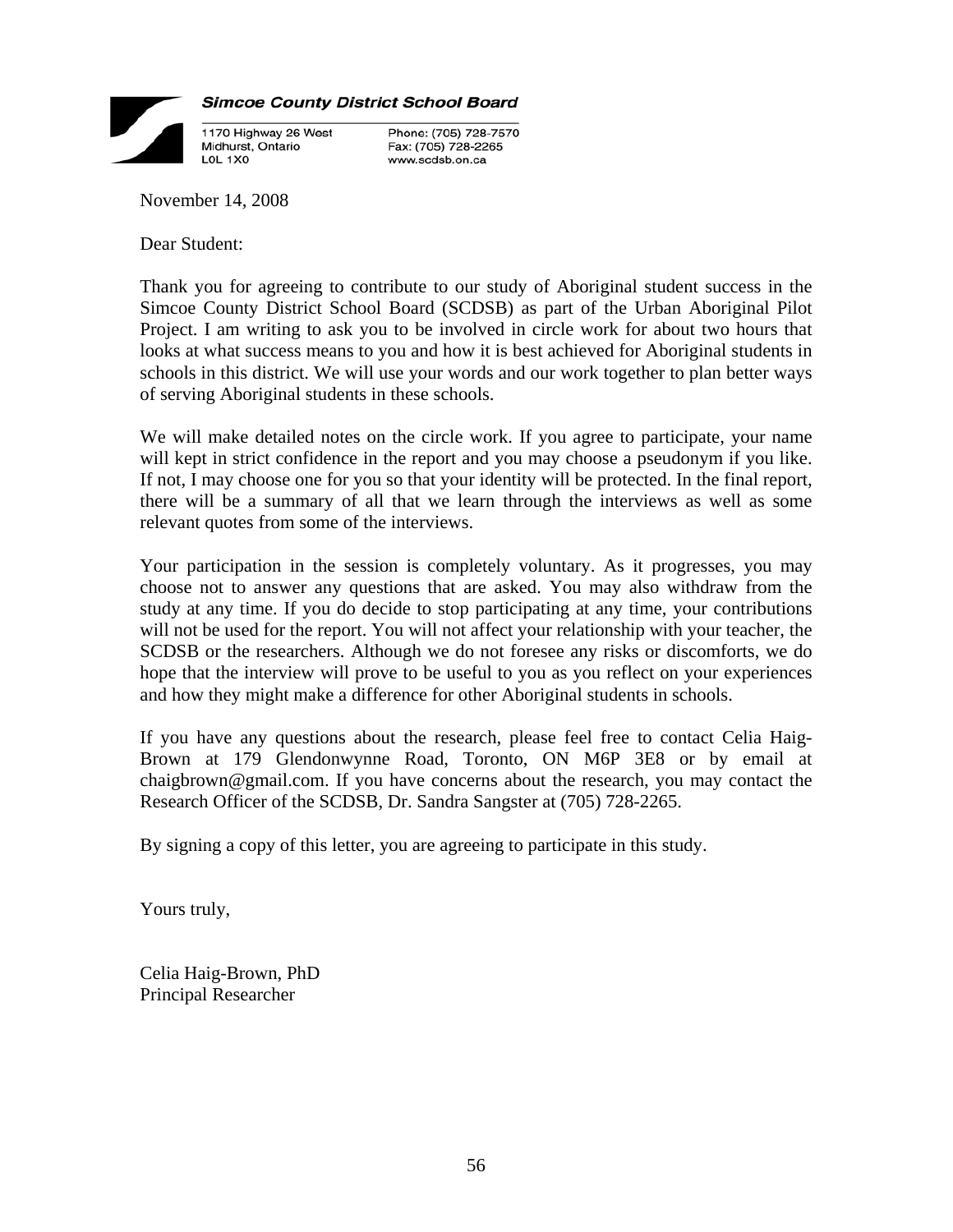**Simcoe County District School Board**

1170 Highway 26 West
Midhurst, Ontario
L0L 1X0

Phone: (705) 728-7570
Fax: (705) 728-2265
www.scdsb.on.ca

November 14, 2008

Dear Student:

Thank you for agreeing to contribute to our study of Aboriginal student success in the Simcoe County District School Board (SCDSB) as part of the Urban Aboriginal Pilot Project. I am writing to ask you to be involved in circle work for about two hours that looks at what success means to you and how it is best achieved for Aboriginal students in schools in this district. We will use your words and our work together to plan better ways of serving Aboriginal students in these schools.

We will make detailed notes on the circle work. If you agree to participate, your name will kept in strict confidence in the report and you may choose a pseudonym if you like. If not, I may choose one for you so that your identity will be protected. In the final report, there will be a summary of all that we learn through the interviews as well as some relevant quotes from some of the interviews.

Your participation in the session is completely voluntary. As it progresses, you may choose not to answer any questions that are asked. You may also withdraw from the study at any time. If you do decide to stop participating at any time, your contributions will not be used for the report. You will not affect your relationship with your teacher, the SCDSB or the researchers. Although we do not foresee any risks or discomforts, we do hope that the interview will prove to be useful to you as you reflect on your experiences and how they might make a difference for other Aboriginal students in schools.

If you have any questions about the research, please feel free to contact Celia Haig-Brown at 179 Glendonwynne Road, Toronto, ON M6P 3E8 or by email at chaigbrown@gmail.com. If you have concerns about the research, you may contact the Research Officer of the SCDSB, Dr. Sandra Sangster at (705) 728-2265.

By signing a copy of this letter, you are agreeing to participate in this study.

Yours truly,

Celia Haig-Brown, PhD
Principal Researcher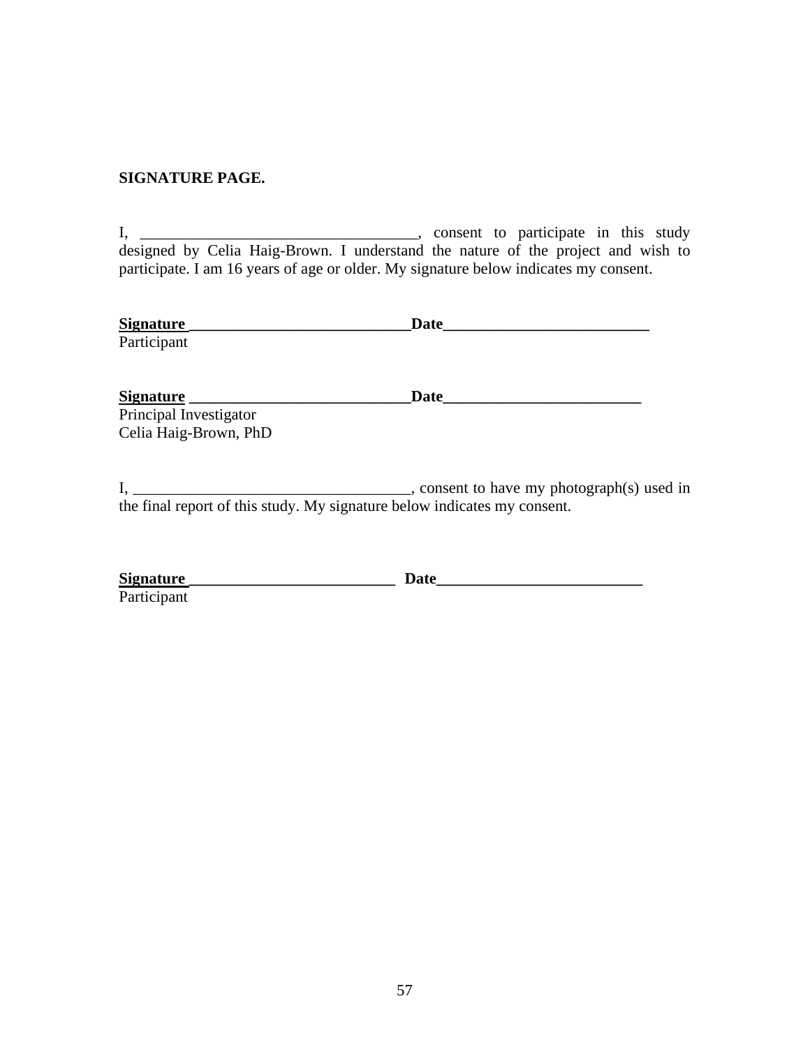**SIGNATURE PAGE.**

I, ___________________________________, consent to participate in this study designed by Celia Haig-Brown. I understand the nature of the project and wish to participate. I am 16 years of age or older. My signature below indicates my consent.

**Signature ____________________________ Date_________________________**
Participant

**Signature ____________________________ Date_________________________**
Principal Investigator
Celia Haig-Brown, PhD

I, ___________________________________, consent to have my photograph(s) used in the final report of this study. My signature below indicates my consent.

**Signature __________________________ Date_________________________**
Participant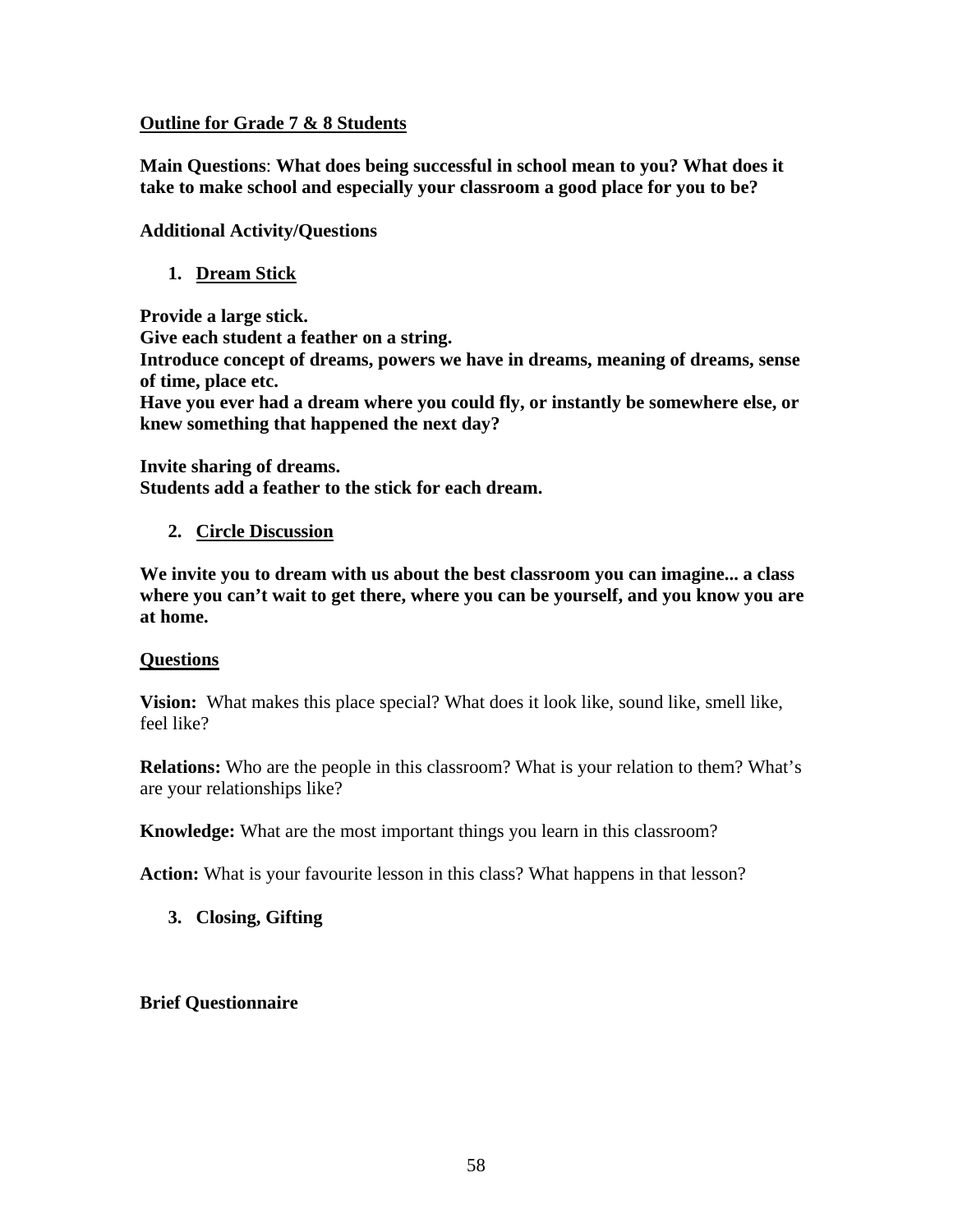**<u>Outline for Grade 7 & 8 Students</u>**

**Main Questions**: **What does being successful in school mean to you? What does it take to make school and especially your classroom a good place for you to be?**

**Additional Activity/Questions**

1. **<u>Dream Stick</u>**

**Provide a large stick.**
**Give each student a feather on a string.**
**Introduce concept of dreams, powers we have in dreams, meaning of dreams, sense of time, place etc.**
**Have you ever had a dream where you could fly, or instantly be somewhere else, or knew something that happened the next day?**

**Invite sharing of dreams.**
**Students add a feather to the stick for each dream.**

2. **<u>Circle Discussion</u>**

**We invite you to dream with us about the best classroom you can imagine... a class where you can't wait to get there, where you can be yourself, and you know you are at home.**

**<u>Questions</u>**

**Vision:** What makes this place special? What does it look like, sound like, smell like, feel like?

**Relations:** Who are the people in this classroom? What is your relation to them? What's are your relationships like?

**Knowledge:** What are the most important things you learn in this classroom?

**Action:** What is your favourite lesson in this class? What happens in that lesson?

3. **Closing, Gifting**

**Brief Questionnaire**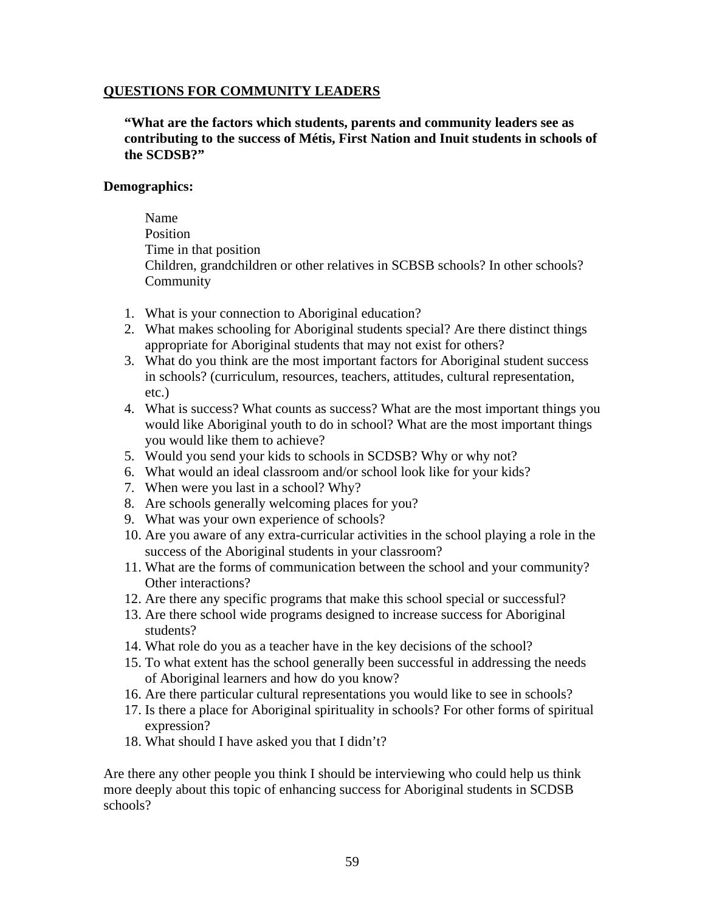## QUESTIONS FOR COMMUNITY LEADERS

**"What are the factors which students, parents and community leaders see as contributing to the success of Métis, First Nation and Inuit students in schools of the SCDSB?"**

**Demographics:**

Name
Position
Time in that position
Children, grandchildren or other relatives in SCBSB schools? In other schools?
Community

1. What is your connection to Aboriginal education?
2. What makes schooling for Aboriginal students special? Are there distinct things appropriate for Aboriginal students that may not exist for others?
3. What do you think are the most important factors for Aboriginal student success in schools? (curriculum, resources, teachers, attitudes, cultural representation, etc.)
4. What is success? What counts as success? What are the most important things you would like Aboriginal youth to do in school? What are the most important things you would like them to achieve?
5. Would you send your kids to schools in SCDSB? Why or why not?
6. What would an ideal classroom and/or school look like for your kids?
7. When were you last in a school? Why?
8. Are schools generally welcoming places for you?
9. What was your own experience of schools?
10. Are you aware of any extra-curricular activities in the school playing a role in the success of the Aboriginal students in your classroom?
11. What are the forms of communication between the school and your community? Other interactions?
12. Are there any specific programs that make this school special or successful?
13. Are there school wide programs designed to increase success for Aboriginal students?
14. What role do you as a teacher have in the key decisions of the school?
15. To what extent has the school generally been successful in addressing the needs of Aboriginal learners and how do you know?
16. Are there particular cultural representations you would like to see in schools?
17. Is there a place for Aboriginal spirituality in schools? For other forms of spiritual expression?
18. What should I have asked you that I didn't?

Are there any other people you think I should be interviewing who could help us think more deeply about this topic of enhancing success for Aboriginal students in SCDSB schools?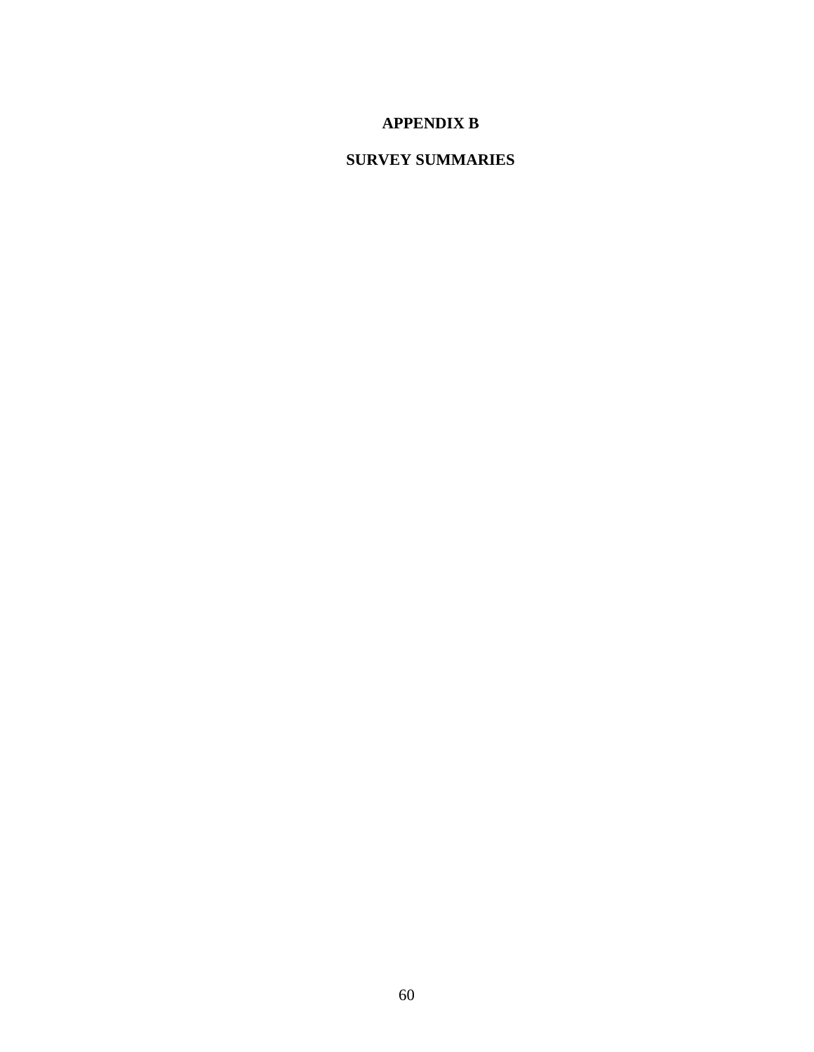# APPENDIX B

## SURVEY SUMMARIES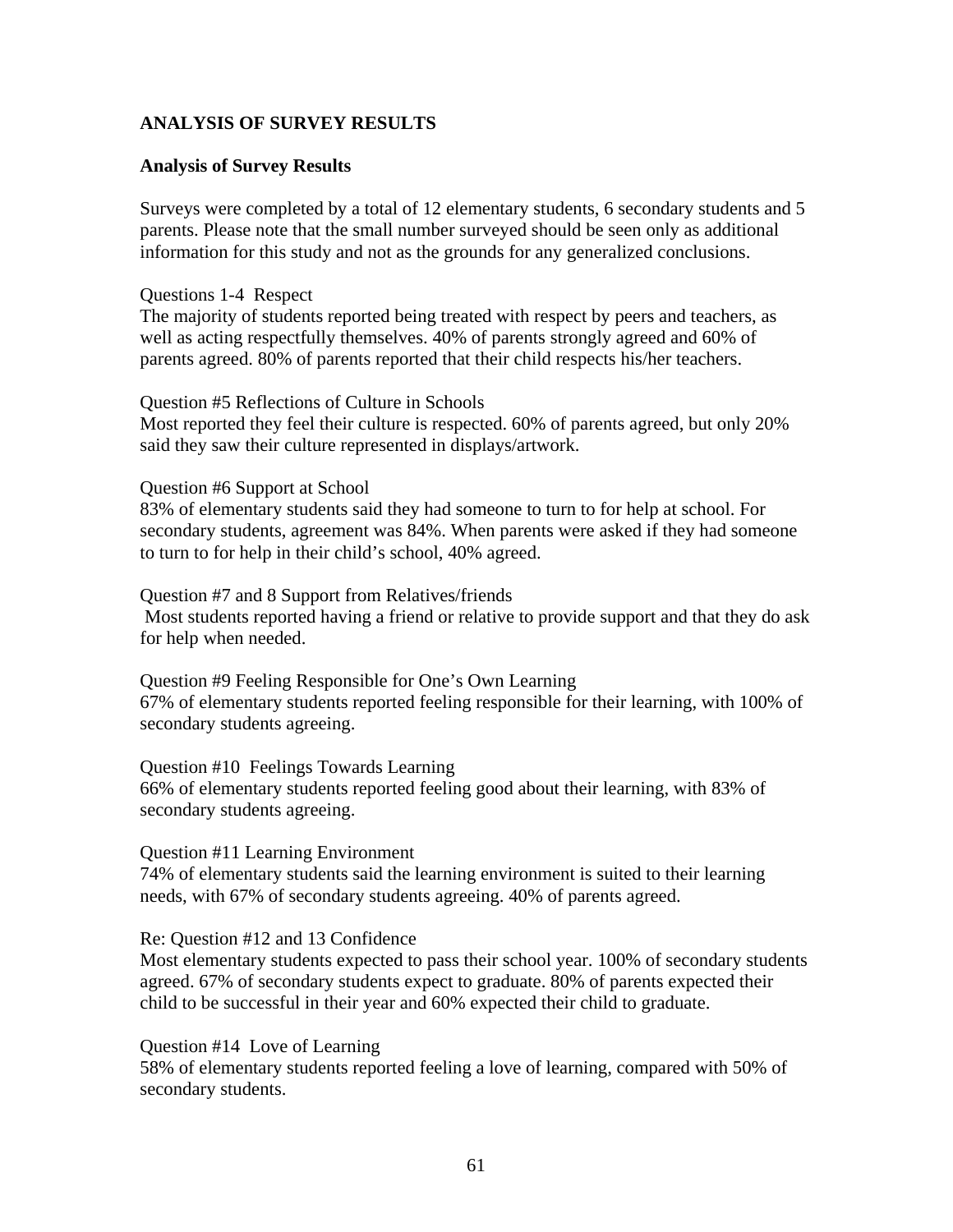## ANALYSIS OF SURVEY RESULTS

### Analysis of Survey Results

Surveys were completed by a total of 12 elementary students, 6 secondary students and 5 parents. Please note that the small number surveyed should be seen only as additional information for this study and not as the grounds for any generalized conclusions.

Questions 1-4 Respect
The majority of students reported being treated with respect by peers and teachers, as well as acting respectfully themselves. 40% of parents strongly agreed and 60% of parents agreed. 80% of parents reported that their child respects his/her teachers.

Question #5 Reflections of Culture in Schools
Most reported they feel their culture is respected. 60% of parents agreed, but only 20% said they saw their culture represented in displays/artwork.

Question #6 Support at School
83% of elementary students said they had someone to turn to for help at school. For secondary students, agreement was 84%. When parents were asked if they had someone to turn to for help in their child's school, 40% agreed.

Question #7 and 8 Support from Relatives/friends
Most students reported having a friend or relative to provide support and that they do ask for help when needed.

Question #9 Feeling Responsible for One's Own Learning
67% of elementary students reported feeling responsible for their learning, with 100% of secondary students agreeing.

Question #10 Feelings Towards Learning
66% of elementary students reported feeling good about their learning, with 83% of secondary students agreeing.

Question #11 Learning Environment
74% of elementary students said the learning environment is suited to their learning needs, with 67% of secondary students agreeing. 40% of parents agreed.

Re: Question #12 and 13 Confidence
Most elementary students expected to pass their school year. 100% of secondary students agreed. 67% of secondary students expect to graduate. 80% of parents expected their child to be successful in their year and 60% expected their child to graduate.

Question #14 Love of Learning
58% of elementary students reported feeling a love of learning, compared with 50% of secondary students.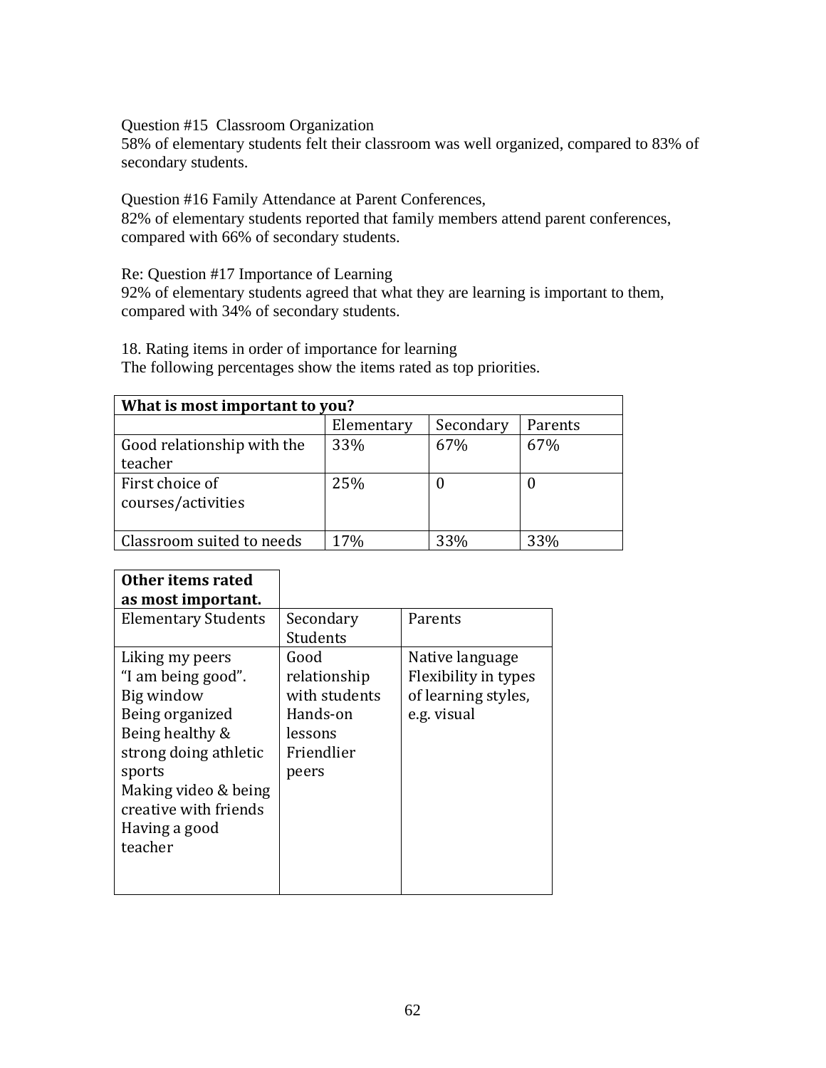Question #15 Classroom Organization
58% of elementary students felt their classroom was well organized, compared to 83% of secondary students.

Question #16 Family Attendance at Parent Conferences,
82% of elementary students reported that family members attend parent conferences, compared with 66% of secondary students.

Re: Question #17 Importance of Learning
92% of elementary students agreed that what they are learning is important to them, compared with 34% of secondary students.

18. Rating items in order of importance for learning
The following percentages show the items rated as top priorities.

| **What is most important to you?** | | | |
|---|---|---|---|
| | Elementary | Secondary | Parents |
| Good relationship with the teacher | 33% | 67% | 67% |
| First choice of courses/activities | 25% | 0 | 0 |
| Classroom suited to needs | 17% | 33% | 33% |

| **Other items rated as most important.** | | |
|---|---|---|
| Elementary Students | Secondary Students | Parents |
| Liking my peers<br>“I am being good”.<br>Big window<br>Being organized<br>Being healthy & strong doing athletic sports<br>Making video & being creative with friends<br>Having a good teacher | Good relationship with students<br>Hands-on lessons<br>Friendlier peers | Native language<br>Flexibility in types of learning styles, e.g. visual |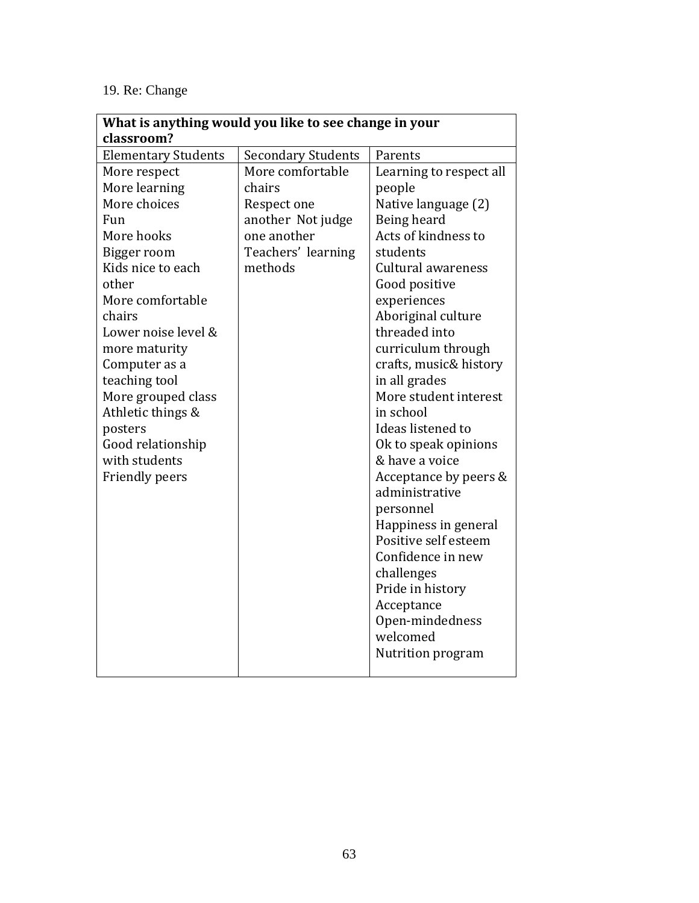19. Re: Change

| What is anything would you like to see change in your classroom? | | |
|---|---|---|
| Elementary Students | Secondary Students | Parents |
| More respect<br>More learning<br>More choices<br>Fun<br>More hooks<br>Bigger room<br>Kids nice to each other<br>More comfortable chairs<br>Lower noise level & more maturity<br>Computer as a teaching tool<br>More grouped class<br>Athletic things & posters<br>Good relationship with students<br>Friendly peers | More comfortable chairs<br>Respect one another Not judge one another<br>Teachers' learning methods | Learning to respect all people<br>Native language (2)<br>Being heard<br>Acts of kindness to students<br>Cultural awareness<br>Good positive experiences<br>Aboriginal culture threaded into curriculum through crafts, music& history in all grades<br>More student interest in school<br>Ideas listened to<br>Ok to speak opinions & have a voice<br>Acceptance by peers & administrative personnel<br>Happiness in general<br>Positive self esteem<br>Confidence in new challenges<br>Pride in history<br>Acceptance<br>Open-mindedness welcomed<br>Nutrition program |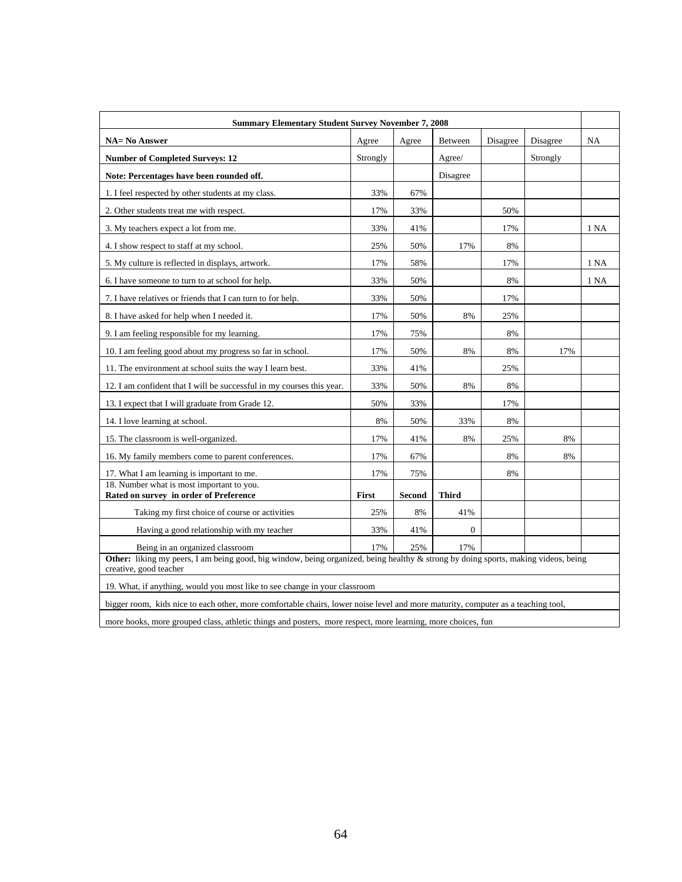| Summary Elementary Student Survey November 7, 2008 | | | | | | |
|---|---|---|---|---|---|---|
| **NA= No Answer** | Agree | Agree | Between | Disagree | Disagree | NA |
| **Number of Completed Surveys: 12** | Strongly | | Agree/ | | Strongly | |
| **Note: Percentages have been rounded off.** | | | Disagree | | | |
| 1. I feel respected by other students at my class. | 33% | 67% | | | | |
| 2. Other students treat me with respect. | 17% | 33% | | 50% | | |
| 3. My teachers expect a lot from me. | 33% | 41% | | 17% | | 1 NA |
| 4. I show respect to staff at my school. | 25% | 50% | 17% | 8% | | |
| 5. My culture is reflected in displays, artwork. | 17% | 58% | | 17% | | 1 NA |
| 6. I have someone to turn to at school for help. | 33% | 50% | | 8% | | 1 NA |
| 7. I have relatives or friends that I can turn to for help. | 33% | 50% | | 17% | | |
| 8. I have asked for help when I needed it. | 17% | 50% | 8% | 25% | | |
| 9. I am feeling responsible for my learning. | 17% | 75% | | 8% | | |
| 10. I am feeling good about my progress so far in school. | 17% | 50% | 8% | 8% | 17% | |
| 11. The environment at school suits the way I learn best. | 33% | 41% | | 25% | | |
| 12. I am confident that I will be successful in my courses this year. | 33% | 50% | 8% | 8% | | |
| 13. I expect that I will graduate from Grade 12. | 50% | 33% | | 17% | | |
| 14. I love learning at school. | 8% | 50% | 33% | 8% | | |
| 15. The classroom is well-organized. | 17% | 41% | 8% | 25% | 8% | |
| 16. My family members come to parent conferences. | 17% | 67% | | 8% | 8% | |
| 17. What I am learning is important to me. | 17% | 75% | | 8% | | |
| 18. Number what is most important to you. **Rated on survey in order of Preference** | **First** | **Second** | **Third** | | | |
| Taking my first choice of course or activities | 25% | 8% | 41% | | | |
| Having a good relationship with my teacher | 33% | 41% | 0 | | | |
| Being in an organized classroom | 17% | 25% | 17% | | | |
| **Other:** liking my peers, I am being good, big window, being organized, being healthy & strong by doing sports, making videos, being creative, good teacher | | | | | | |
| 19. What, if anything, would you most like to see change in your classroom | | | | | | |
| bigger room, kids nice to each other, more comfortable chairs, lower noise level and more maturity, computer as a teaching tool, | | | | | | |
| more hooks, more grouped class, athletic things and posters, more respect, more learning, more choices, fun | | | | | | |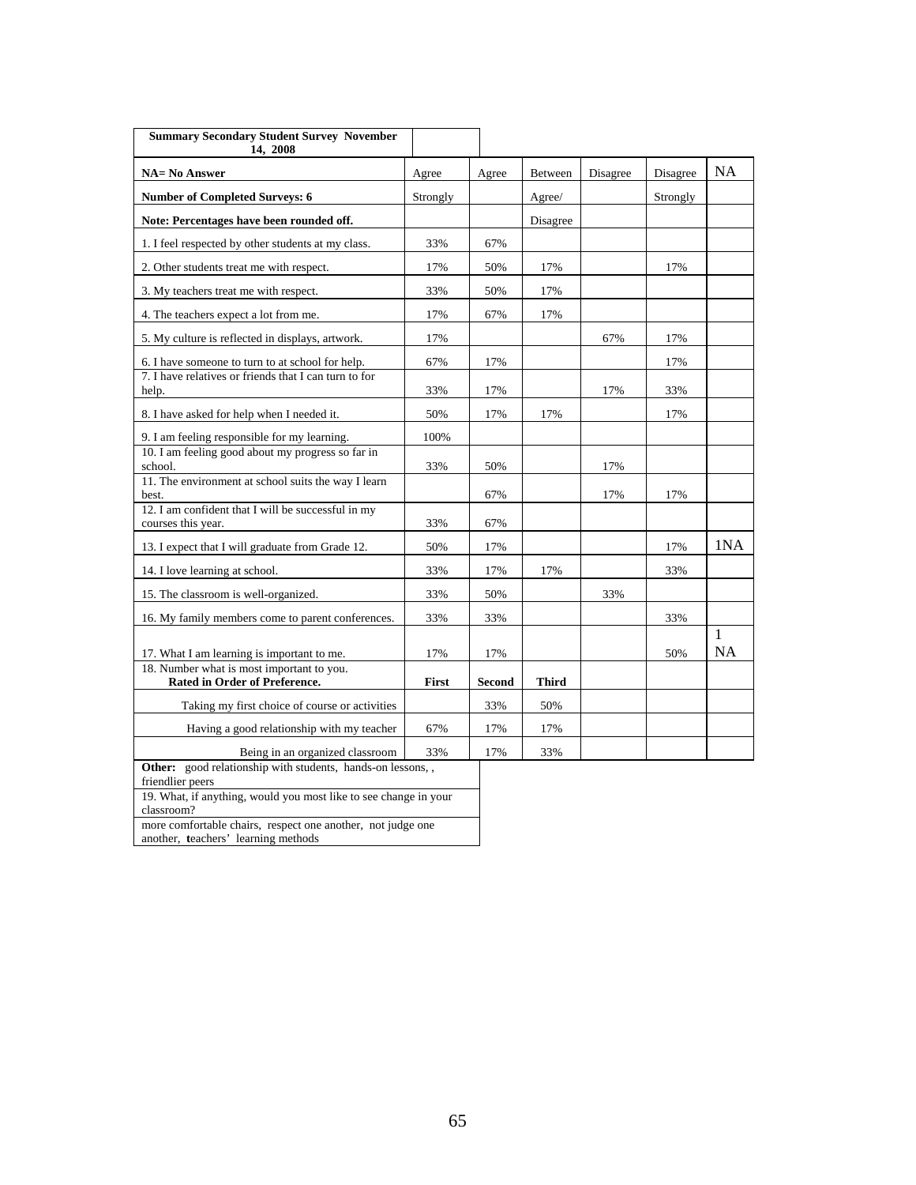| Summary Secondary Student Survey November 14, 2008 | | | | | | |
|---|---|---|---|---|---|---|
| **NA= No Answer** | Agree | Agree | Between | Disagree | Disagree | NA |
| **Number of Completed Surveys: 6** | Strongly | | Agree/ | | Strongly | |
| **Note: Percentages have been rounded off.** | | | Disagree | | | |
| 1. I feel respected by other students at my class. | 33% | 67% | | | | |
| 2. Other students treat me with respect. | 17% | 50% | 17% | | 17% | |
| 3. My teachers treat me with respect. | 33% | 50% | 17% | | | |
| 4. The teachers expect a lot from me. | 17% | 67% | 17% | | | |
| 5. My culture is reflected in displays, artwork. | 17% | | | 67% | 17% | |
| 6. I have someone to turn to at school for help. | 67% | 17% | | | 17% | |
| 7. I have relatives or friends that I can turn to for help. | 33% | 17% | | 17% | 33% | |
| 8. I have asked for help when I needed it. | 50% | 17% | 17% | | 17% | |
| 9. I am feeling responsible for my learning. | 100% | | | | | |
| 10. I am feeling good about my progress so far in school. | 33% | 50% | | 17% | | |
| 11. The environment at school suits the way I learn best. | | 67% | | 17% | 17% | |
| 12. I am confident that I will be successful in my courses this year. | 33% | 67% | | | | |
| 13. I expect that I will graduate from Grade 12. | 50% | 17% | | | 17% | 1NA |
| 14. I love learning at school. | 33% | 17% | 17% | | 33% | |
| 15. The classroom is well-organized. | 33% | 50% | | 33% | | |
| 16. My family members come to parent conferences. | 33% | 33% | | | 33% | |
| 17. What I am learning is important to me. | 17% | 17% | | | 50% | 1 NA |
| 18. Number what is most important to you. **Rated in Order of Preference.** | **First** | **Second** | **Third** | | | |
| Taking my first choice of course or activities | | 33% | 50% | | | |
| Having a good relationship with my teacher | 67% | 17% | 17% | | | |
| Being in an organized classroom | 33% | 17% | 33% | | | |

**Other:** good relationship with students, hands-on lessons, , friendlier peers

19. What, if anything, would you most like to see change in your classroom?

more comfortable chairs, respect one another, not judge one another, **t**eachers' learning methods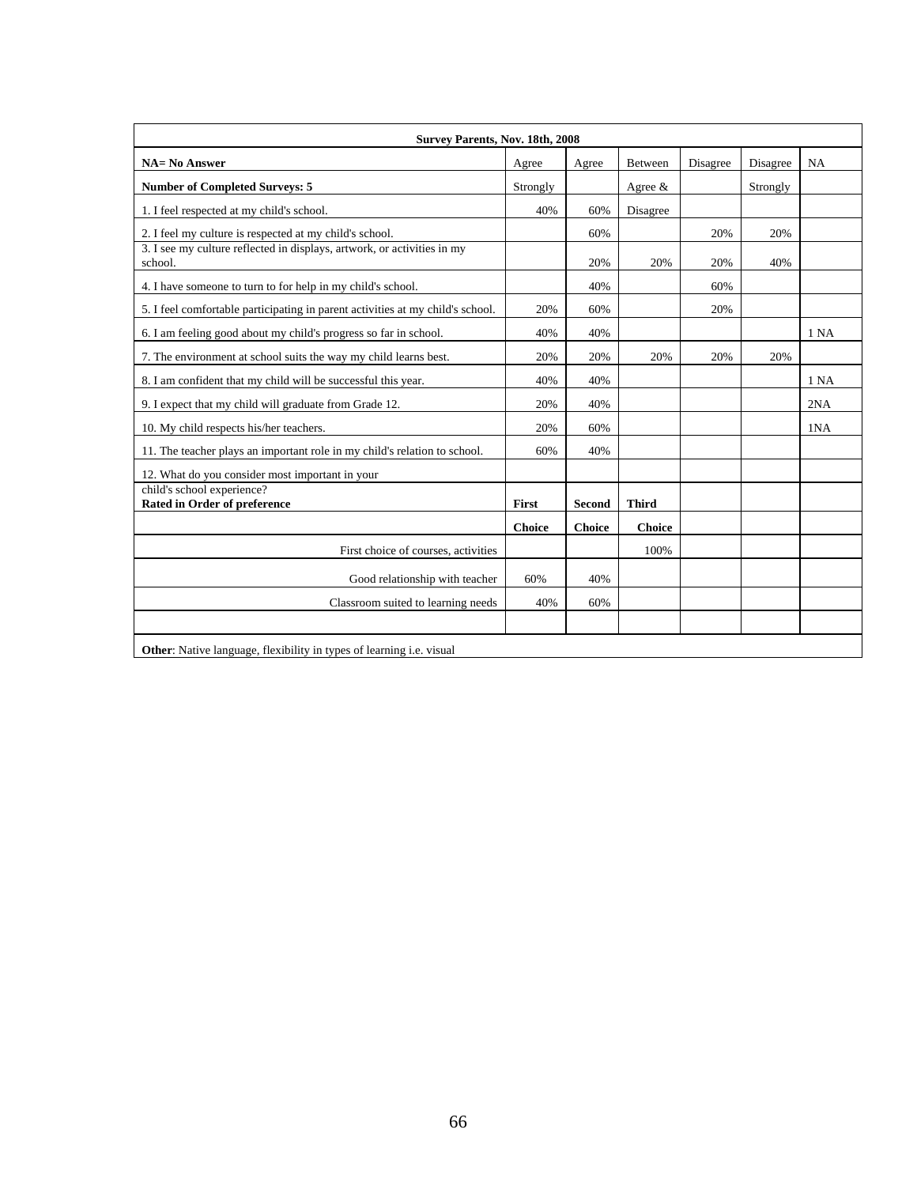| Survey Parents, Nov. 18th, 2008 | | | | | | |
|---|---|---|---|---|---|---|
| **NA= No Answer** | Agree | Agree | Between | Disagree | Disagree | NA |
| **Number of Completed Surveys: 5** | Strongly | | Agree & | | Strongly | |
| 1. I feel respected at my child's school. | 40% | 60% | Disagree | | | |
| 2. I feel my culture is respected at my child's school. | | 60% | | 20% | 20% | |
| 3. I see my culture reflected in displays, artwork, or activities in my school. | | 20% | 20% | 20% | 40% | |
| 4. I have someone to turn to for help in my child's school. | | 40% | | 60% | | |
| 5. I feel comfortable participating in parent activities at my child's school. | 20% | 60% | | 20% | | |
| 6. I am feeling good about my child's progress so far in school. | 40% | 40% | | | | 1 NA |
| 7. The environment at school suits the way my child learns best. | 20% | 20% | 20% | 20% | 20% | |
| 8. I am confident that my child will be successful this year. | 40% | 40% | | | | 1 NA |
| 9. I expect that my child will graduate from Grade 12. | 20% | 40% | | | | 2NA |
| 10. My child respects his/her teachers. | 20% | 60% | | | | 1NA |
| 11. The teacher plays an important role in my child's relation to school. | 60% | 40% | | | | |
| 12. What do you consider most important in your child's school experience? **Rated in Order of preference** | **First** | **Second** | **Third** | | | |
| | **Choice** | **Choice** | **Choice** | | | |
| First choice of courses, activities | | | 100% | | | |
| Good relationship with teacher | 60% | 40% | | | | |
| Classroom suited to learning needs | 40% | 60% | | | | |
| | | | | | | |
| **Other**: Native language, flexibility in types of learning i.e. visual | | | | | | |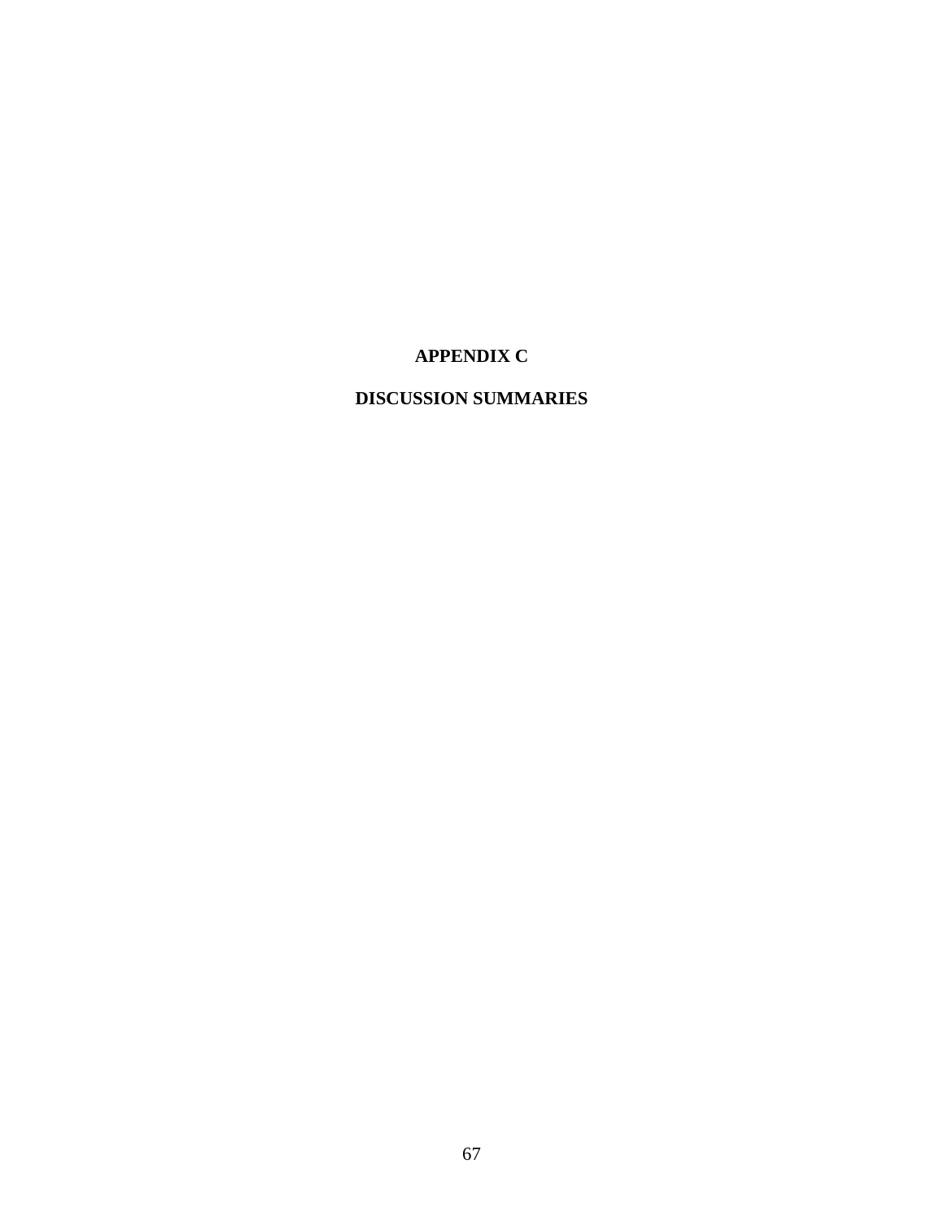# APPENDIX C

# DISCUSSION SUMMARIES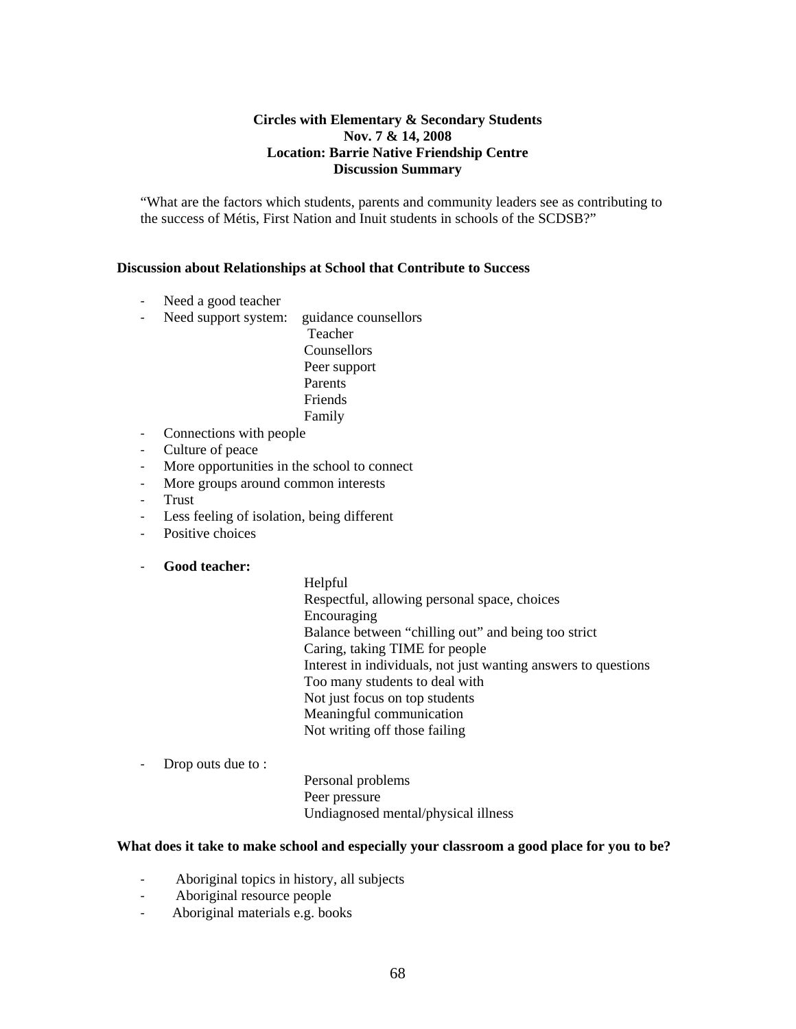**Circles with Elementary & Secondary Students**
**Nov. 7 & 14, 2008**
**Location: Barrie Native Friendship Centre**
**Discussion Summary**

"What are the factors which students, parents and community leaders see as contributing to the success of Métis, First Nation and Inuit students in schools of the SCDSB?"

**Discussion about Relationships at School that Contribute to Success**

- Need a good teacher
- Need support system:
  - guidance counsellors
  - Teacher
  - Counsellors
  - Peer support
  - Parents
  - Friends
  - Family
- Connections with people
- Culture of peace
- More opportunities in the school to connect
- More groups around common interests
- Trust
- Less feeling of isolation, being different
- Positive choices
- **Good teacher:**
  - Helpful
  - Respectful, allowing personal space, choices
  - Encouraging
  - Balance between "chilling out" and being too strict
  - Caring, taking TIME for people
  - Interest in individuals, not just wanting answers to questions
  - Too many students to deal with
  - Not just focus on top students
  - Meaningful communication
  - Not writing off those failing
- Drop outs due to :
  - Personal problems
  - Peer pressure
  - Undiagnosed mental/physical illness

**What does it take to make school and especially your classroom a good place for you to be?**

- Aboriginal topics in history, all subjects
- Aboriginal resource people
- Aboriginal materials e.g. books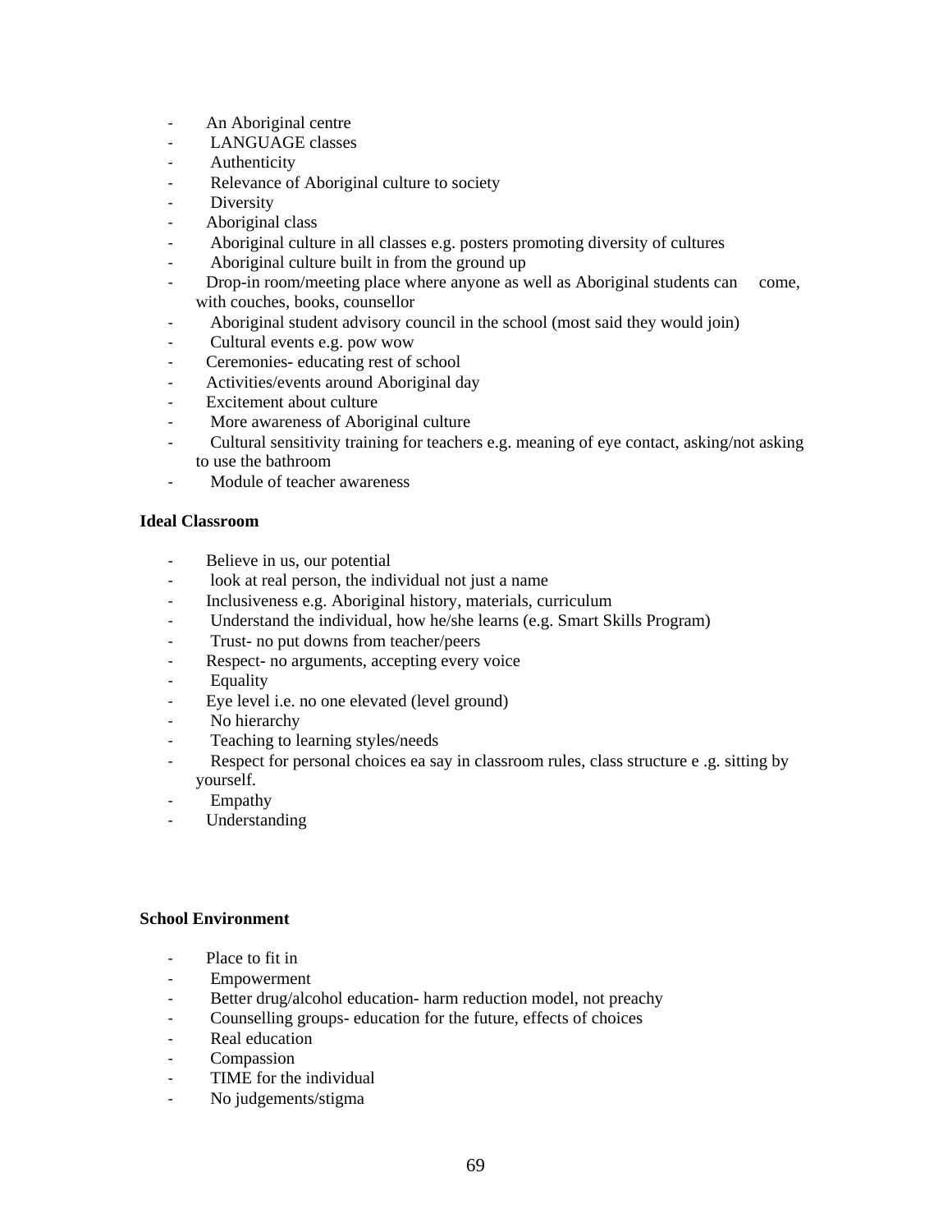- An Aboriginal centre
- LANGUAGE classes
- Authenticity
- Relevance of Aboriginal culture to society
- Diversity
- Aboriginal class
- Aboriginal culture in all classes e.g. posters promoting diversity of cultures
- Aboriginal culture built in from the ground up
- Drop-in room/meeting place where anyone as well as Aboriginal students can come, with couches, books, counsellor
- Aboriginal student advisory council in the school (most said they would join)
- Cultural events e.g. pow wow
- Ceremonies- educating rest of school
- Activities/events around Aboriginal day
- Excitement about culture
- More awareness of Aboriginal culture
- Cultural sensitivity training for teachers e.g. meaning of eye contact, asking/not asking to use the bathroom
- Module of teacher awareness

**Ideal Classroom**

- Believe in us, our potential
- look at real person, the individual not just a name
- Inclusiveness e.g. Aboriginal history, materials, curriculum
- Understand the individual, how he/she learns (e.g. Smart Skills Program)
- Trust- no put downs from teacher/peers
- Respect- no arguments, accepting every voice
- Equality
- Eye level i.e. no one elevated (level ground)
- No hierarchy
- Teaching to learning styles/needs
- Respect for personal choices ea say in classroom rules, class structure e .g. sitting by yourself.
- Empathy
- Understanding

**School Environment**

- Place to fit in
- Empowerment
- Better drug/alcohol education- harm reduction model, not preachy
- Counselling groups- education for the future, effects of choices
- Real education
- Compassion
- TIME for the individual
- No judgements/stigma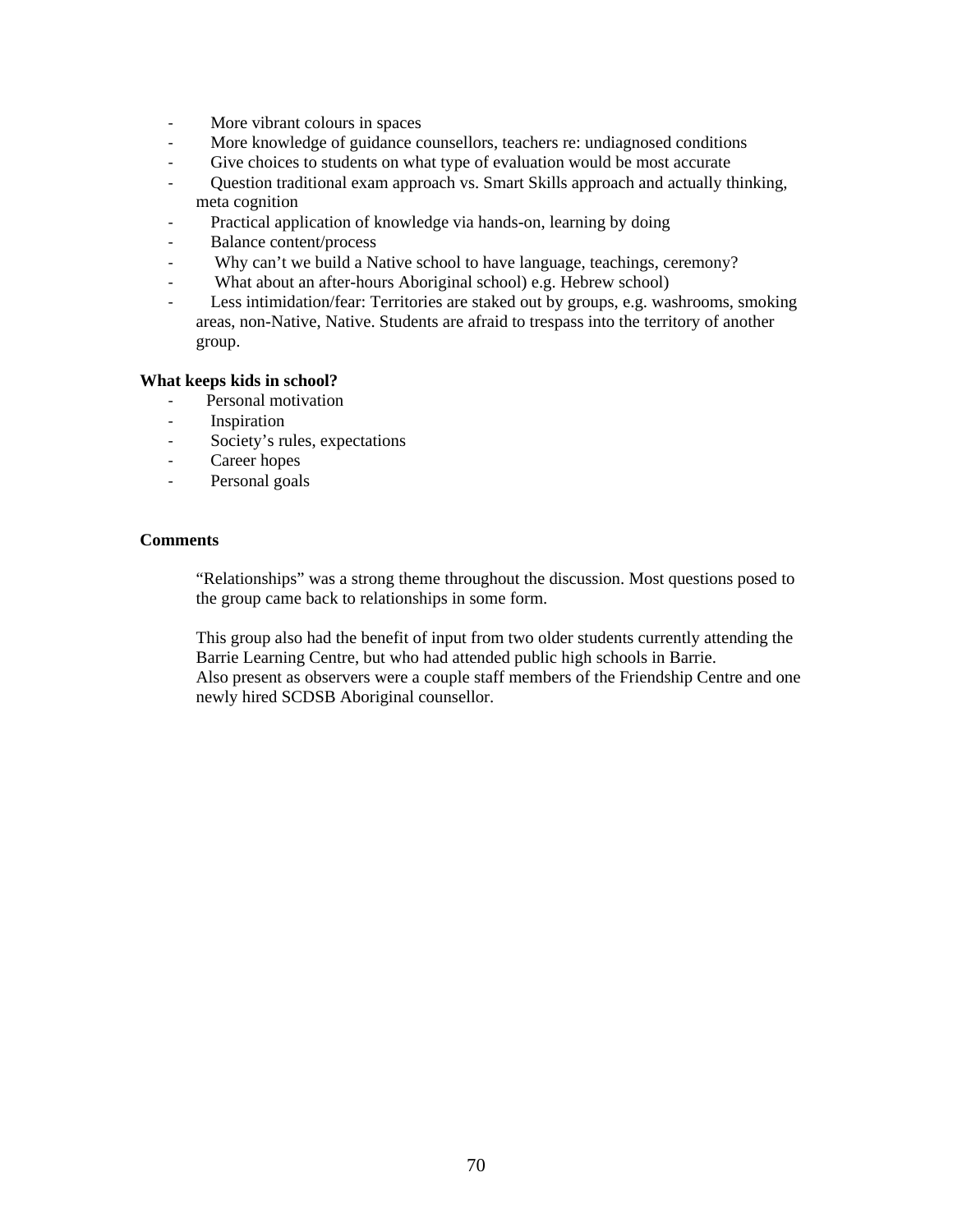- More vibrant colours in spaces
- More knowledge of guidance counsellors, teachers re: undiagnosed conditions
- Give choices to students on what type of evaluation would be most accurate
- Question traditional exam approach vs. Smart Skills approach and actually thinking, meta cognition
- Practical application of knowledge via hands-on, learning by doing
- Balance content/process
- Why can't we build a Native school to have language, teachings, ceremony?
- What about an after-hours Aboriginal school) e.g. Hebrew school)
- Less intimidation/fear: Territories are staked out by groups, e.g. washrooms, smoking areas, non-Native, Native. Students are afraid to trespass into the territory of another group.

**What keeps kids in school?**

- Personal motivation
- Inspiration
- Society's rules, expectations
- Career hopes
- Personal goals

**Comments**

"Relationships" was a strong theme throughout the discussion. Most questions posed to the group came back to relationships in some form.

This group also had the benefit of input from two older students currently attending the Barrie Learning Centre, but who had attended public high schools in Barrie.
Also present as observers were a couple staff members of the Friendship Centre and one newly hired SCDSB Aboriginal counsellor.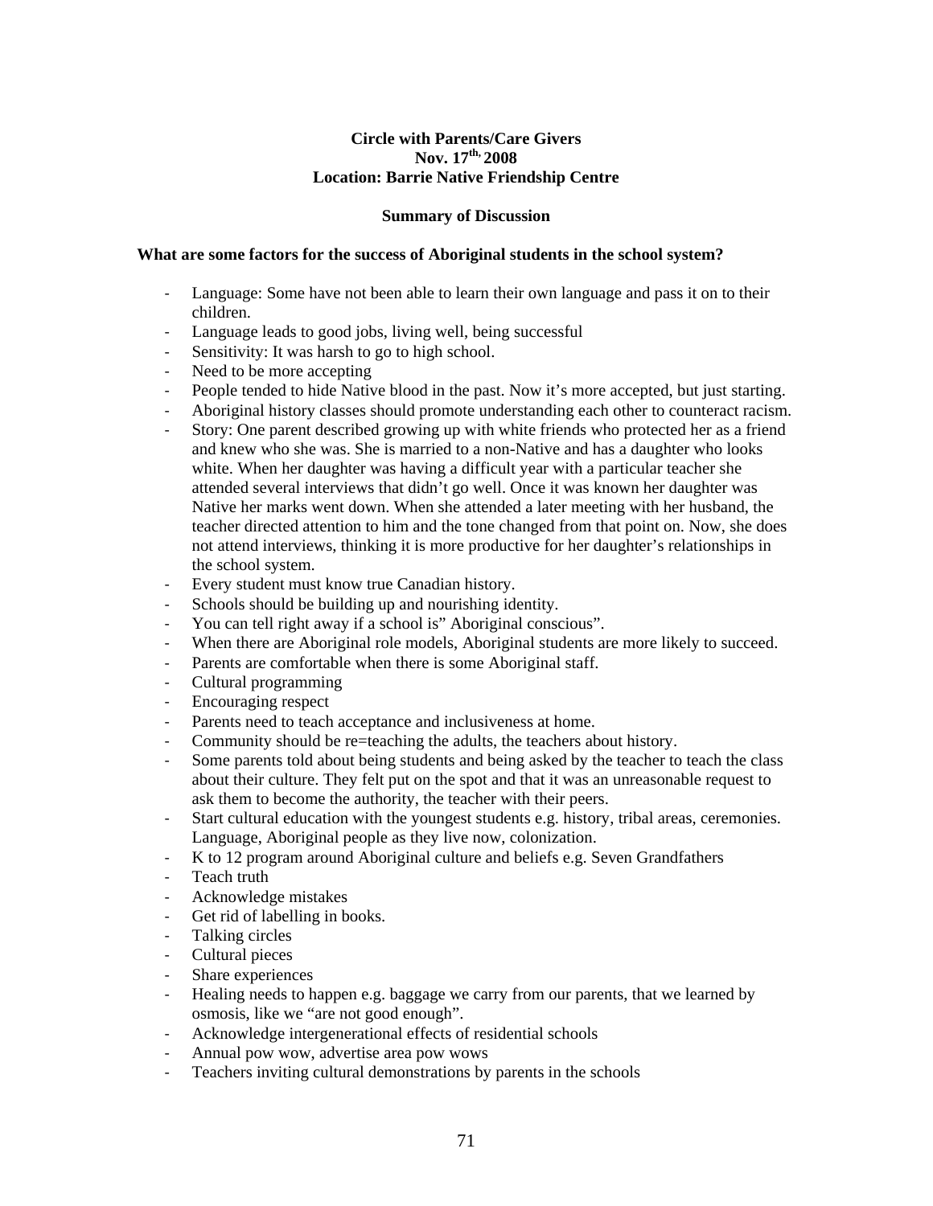**Circle with Parents/Care Givers**
**Nov. 17th, 2008**
**Location: Barrie Native Friendship Centre**

**Summary of Discussion**

**What are some factors for the success of Aboriginal students in the school system?**

- Language: Some have not been able to learn their own language and pass it on to their children.
- Language leads to good jobs, living well, being successful
- Sensitivity: It was harsh to go to high school.
- Need to be more accepting
- People tended to hide Native blood in the past. Now it's more accepted, but just starting.
- Aboriginal history classes should promote understanding each other to counteract racism.
- Story: One parent described growing up with white friends who protected her as a friend and knew who she was. She is married to a non-Native and has a daughter who looks white. When her daughter was having a difficult year with a particular teacher she attended several interviews that didn't go well. Once it was known her daughter was Native her marks went down. When she attended a later meeting with her husband, the teacher directed attention to him and the tone changed from that point on. Now, she does not attend interviews, thinking it is more productive for her daughter's relationships in the school system.
- Every student must know true Canadian history.
- Schools should be building up and nourishing identity.
- You can tell right away if a school is" Aboriginal conscious".
- When there are Aboriginal role models, Aboriginal students are more likely to succeed.
- Parents are comfortable when there is some Aboriginal staff.
- Cultural programming
- Encouraging respect
- Parents need to teach acceptance and inclusiveness at home.
- Community should be re=teaching the adults, the teachers about history.
- Some parents told about being students and being asked by the teacher to teach the class about their culture. They felt put on the spot and that it was an unreasonable request to ask them to become the authority, the teacher with their peers.
- Start cultural education with the youngest students e.g. history, tribal areas, ceremonies. Language, Aboriginal people as they live now, colonization.
- K to 12 program around Aboriginal culture and beliefs e.g. Seven Grandfathers
- Teach truth
- Acknowledge mistakes
- Get rid of labelling in books.
- Talking circles
- Cultural pieces
- Share experiences
- Healing needs to happen e.g. baggage we carry from our parents, that we learned by osmosis, like we "are not good enough".
- Acknowledge intergenerational effects of residential schools
- Annual pow wow, advertise area pow wows
- Teachers inviting cultural demonstrations by parents in the schools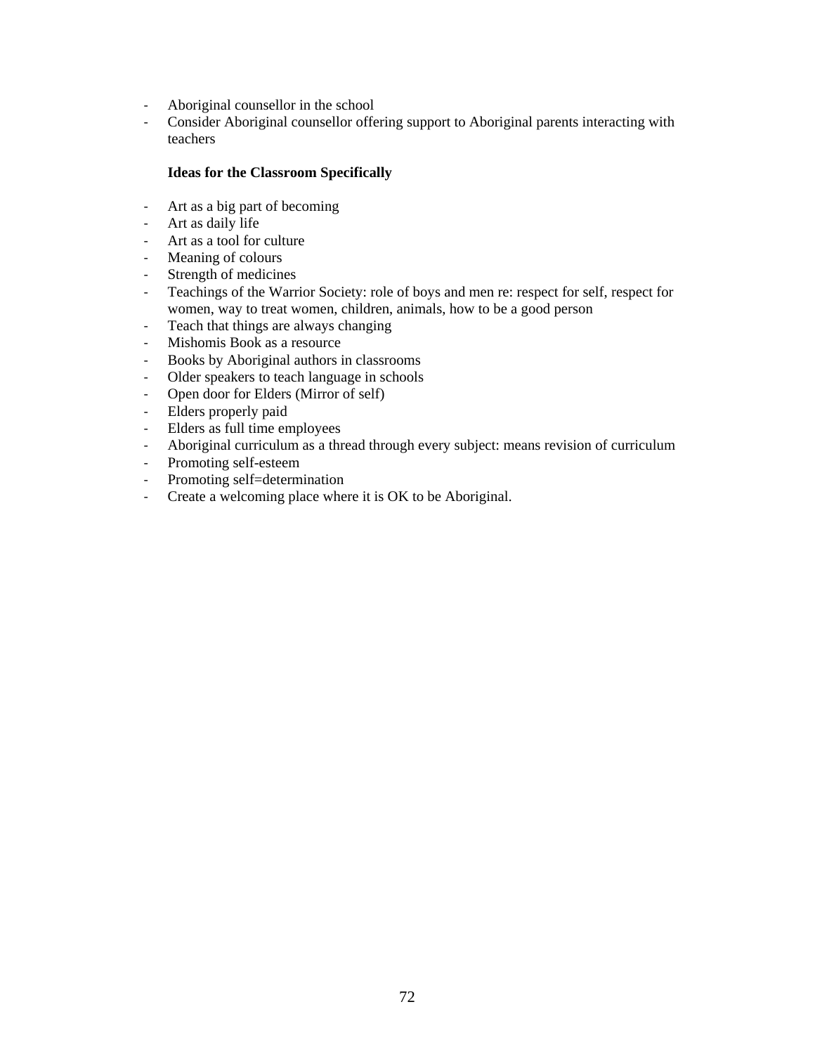- Aboriginal counsellor in the school
- Consider Aboriginal counsellor offering support to Aboriginal parents interacting with teachers

**Ideas for the Classroom Specifically**

- Art as a big part of becoming
- Art as daily life
- Art as a tool for culture
- Meaning of colours
- Strength of medicines
- Teachings of the Warrior Society: role of boys and men re: respect for self, respect for women, way to treat women, children, animals, how to be a good person
- Teach that things are always changing
- Mishomis Book as a resource
- Books by Aboriginal authors in classrooms
- Older speakers to teach language in schools
- Open door for Elders (Mirror of self)
- Elders properly paid
- Elders as full time employees
- Aboriginal curriculum as a thread through every subject: means revision of curriculum
- Promoting self-esteem
- Promoting self=determination
- Create a welcoming place where it is OK to be Aboriginal.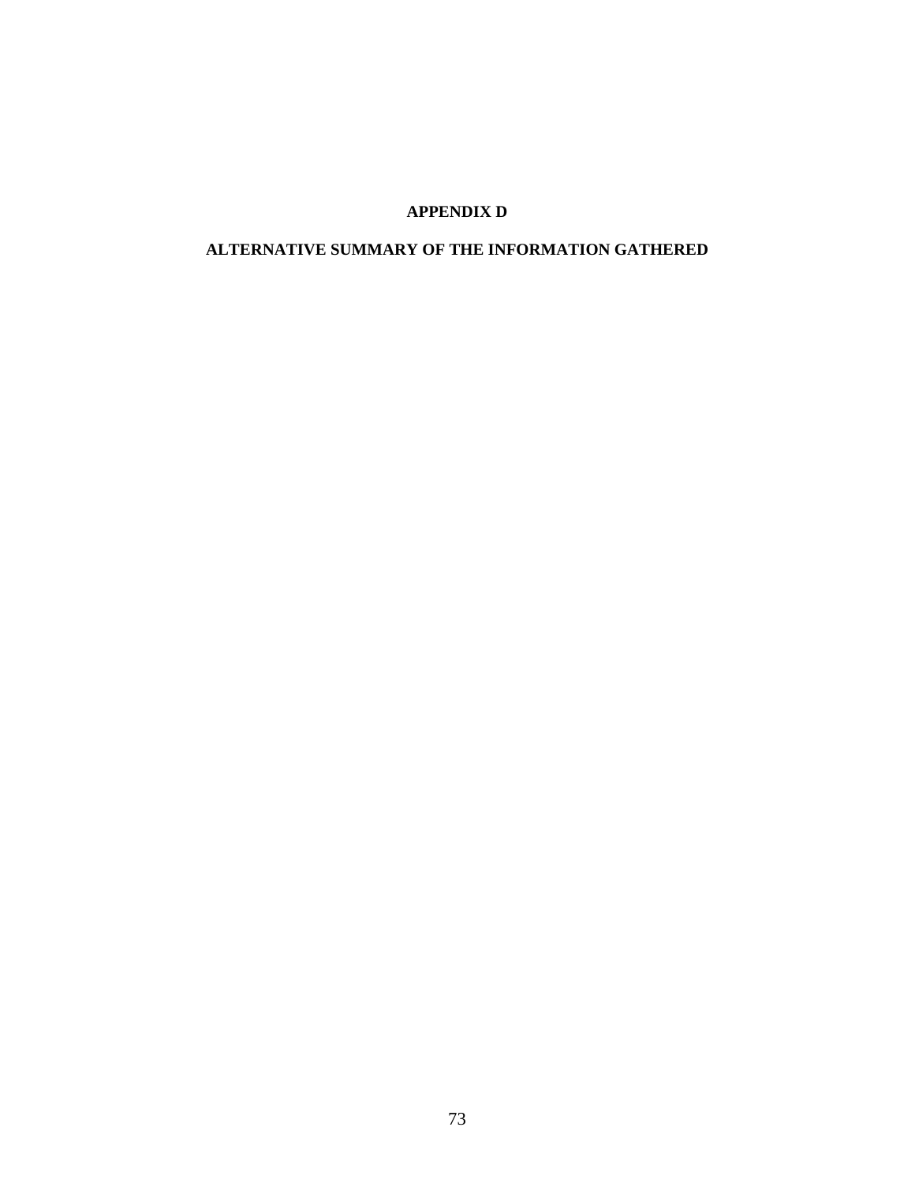# APPENDIX D

## ALTERNATIVE SUMMARY OF THE INFORMATION GATHERED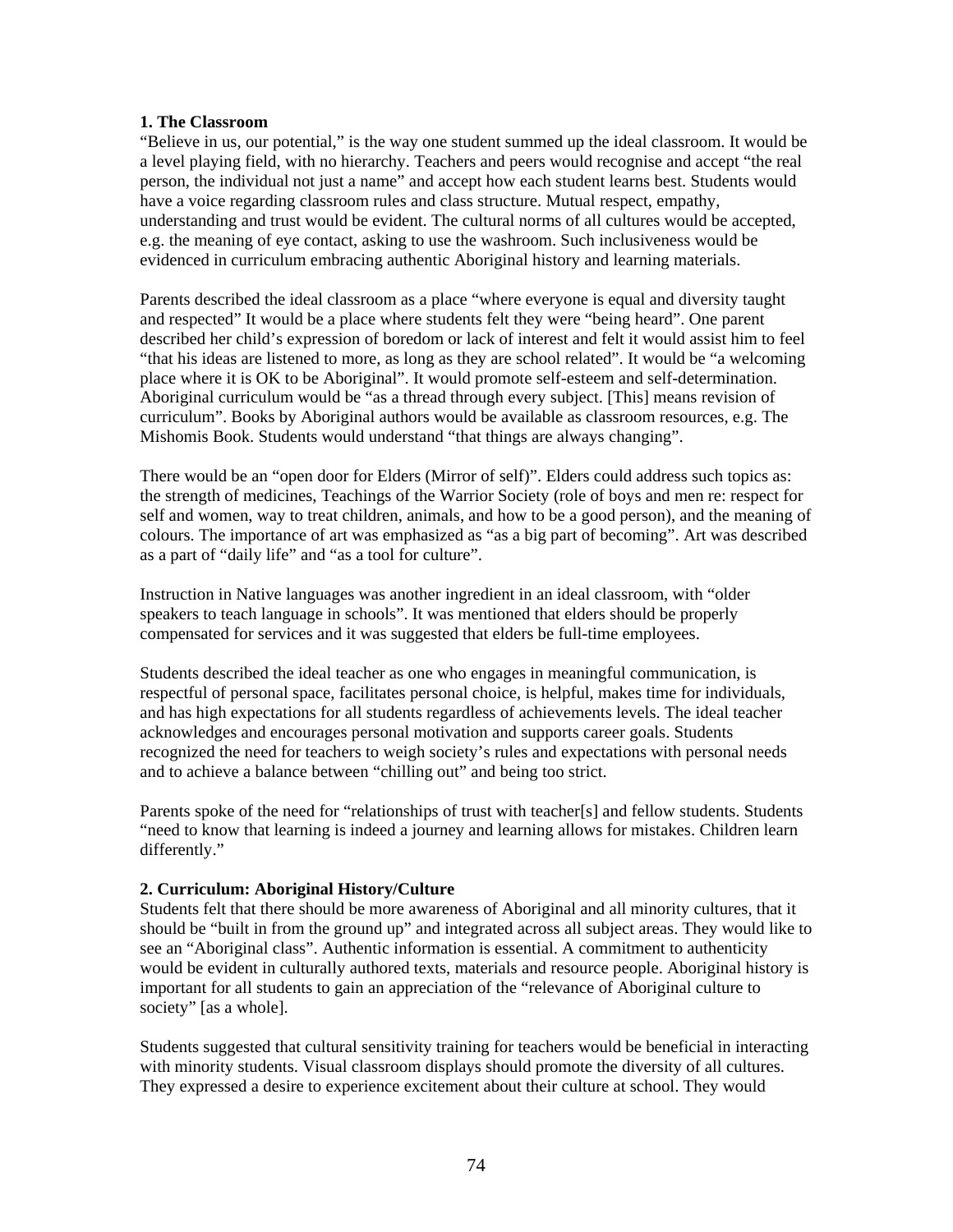**1. The Classroom**

"Believe in us, our potential," is the way one student summed up the ideal classroom. It would be a level playing field, with no hierarchy. Teachers and peers would recognise and accept "the real person, the individual not just a name" and accept how each student learns best. Students would have a voice regarding classroom rules and class structure. Mutual respect, empathy, understanding and trust would be evident. The cultural norms of all cultures would be accepted, e.g. the meaning of eye contact, asking to use the washroom. Such inclusiveness would be evidenced in curriculum embracing authentic Aboriginal history and learning materials.

Parents described the ideal classroom as a place "where everyone is equal and diversity taught and respected" It would be a place where students felt they were "being heard". One parent described her child's expression of boredom or lack of interest and felt it would assist him to feel "that his ideas are listened to more, as long as they are school related". It would be "a welcoming place where it is OK to be Aboriginal". It would promote self-esteem and self-determination. Aboriginal curriculum would be "as a thread through every subject. [This] means revision of curriculum". Books by Aboriginal authors would be available as classroom resources, e.g. The Mishomis Book. Students would understand "that things are always changing".

There would be an "open door for Elders (Mirror of self)". Elders could address such topics as: the strength of medicines, Teachings of the Warrior Society (role of boys and men re: respect for self and women, way to treat children, animals, and how to be a good person), and the meaning of colours. The importance of art was emphasized as "as a big part of becoming". Art was described as a part of "daily life" and "as a tool for culture".

Instruction in Native languages was another ingredient in an ideal classroom, with "older speakers to teach language in schools". It was mentioned that elders should be properly compensated for services and it was suggested that elders be full-time employees.

Students described the ideal teacher as one who engages in meaningful communication, is respectful of personal space, facilitates personal choice, is helpful, makes time for individuals, and has high expectations for all students regardless of achievements levels. The ideal teacher acknowledges and encourages personal motivation and supports career goals. Students recognized the need for teachers to weigh society's rules and expectations with personal needs and to achieve a balance between "chilling out" and being too strict.

Parents spoke of the need for "relationships of trust with teacher[s] and fellow students. Students "need to know that learning is indeed a journey and learning allows for mistakes. Children learn differently."

**2. Curriculum: Aboriginal History/Culture**

Students felt that there should be more awareness of Aboriginal and all minority cultures, that it should be "built in from the ground up" and integrated across all subject areas. They would like to see an "Aboriginal class". Authentic information is essential. A commitment to authenticity would be evident in culturally authored texts, materials and resource people. Aboriginal history is important for all students to gain an appreciation of the "relevance of Aboriginal culture to society" [as a whole].

Students suggested that cultural sensitivity training for teachers would be beneficial in interacting with minority students. Visual classroom displays should promote the diversity of all cultures. They expressed a desire to experience excitement about their culture at school. They would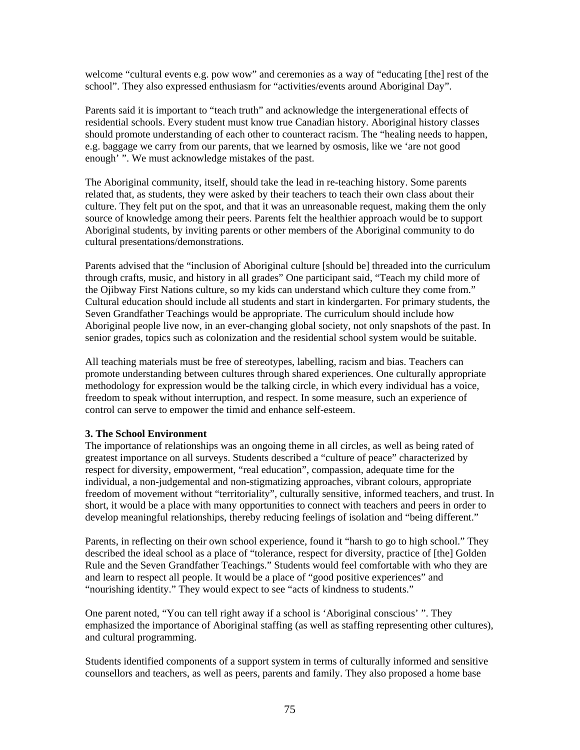welcome "cultural events e.g. pow wow" and ceremonies as a way of "educating [the] rest of the school". They also expressed enthusiasm for "activities/events around Aboriginal Day".

Parents said it is important to "teach truth" and acknowledge the intergenerational effects of residential schools. Every student must know true Canadian history. Aboriginal history classes should promote understanding of each other to counteract racism. The "healing needs to happen, e.g. baggage we carry from our parents, that we learned by osmosis, like we 'are not good enough' ". We must acknowledge mistakes of the past.

The Aboriginal community, itself, should take the lead in re-teaching history. Some parents related that, as students, they were asked by their teachers to teach their own class about their culture. They felt put on the spot, and that it was an unreasonable request, making them the only source of knowledge among their peers. Parents felt the healthier approach would be to support Aboriginal students, by inviting parents or other members of the Aboriginal community to do cultural presentations/demonstrations.

Parents advised that the "inclusion of Aboriginal culture [should be] threaded into the curriculum through crafts, music, and history in all grades" One participant said, "Teach my child more of the Ojibway First Nations culture, so my kids can understand which culture they come from." Cultural education should include all students and start in kindergarten. For primary students, the Seven Grandfather Teachings would be appropriate. The curriculum should include how Aboriginal people live now, in an ever-changing global society, not only snapshots of the past. In senior grades, topics such as colonization and the residential school system would be suitable.

All teaching materials must be free of stereotypes, labelling, racism and bias. Teachers can promote understanding between cultures through shared experiences. One culturally appropriate methodology for expression would be the talking circle, in which every individual has a voice, freedom to speak without interruption, and respect. In some measure, such an experience of control can serve to empower the timid and enhance self-esteem.

**3. The School Environment**

The importance of relationships was an ongoing theme in all circles, as well as being rated of greatest importance on all surveys. Students described a "culture of peace" characterized by respect for diversity, empowerment, "real education", compassion, adequate time for the individual, a non-judgemental and non-stigmatizing approaches, vibrant colours, appropriate freedom of movement without "territoriality", culturally sensitive, informed teachers, and trust. In short, it would be a place with many opportunities to connect with teachers and peers in order to develop meaningful relationships, thereby reducing feelings of isolation and "being different."

Parents, in reflecting on their own school experience, found it "harsh to go to high school." They described the ideal school as a place of "tolerance, respect for diversity, practice of [the] Golden Rule and the Seven Grandfather Teachings." Students would feel comfortable with who they are and learn to respect all people. It would be a place of "good positive experiences" and "nourishing identity." They would expect to see "acts of kindness to students."

One parent noted, "You can tell right away if a school is 'Aboriginal conscious' ". They emphasized the importance of Aboriginal staffing (as well as staffing representing other cultures), and cultural programming.

Students identified components of a support system in terms of culturally informed and sensitive counsellors and teachers, as well as peers, parents and family. They also proposed a home base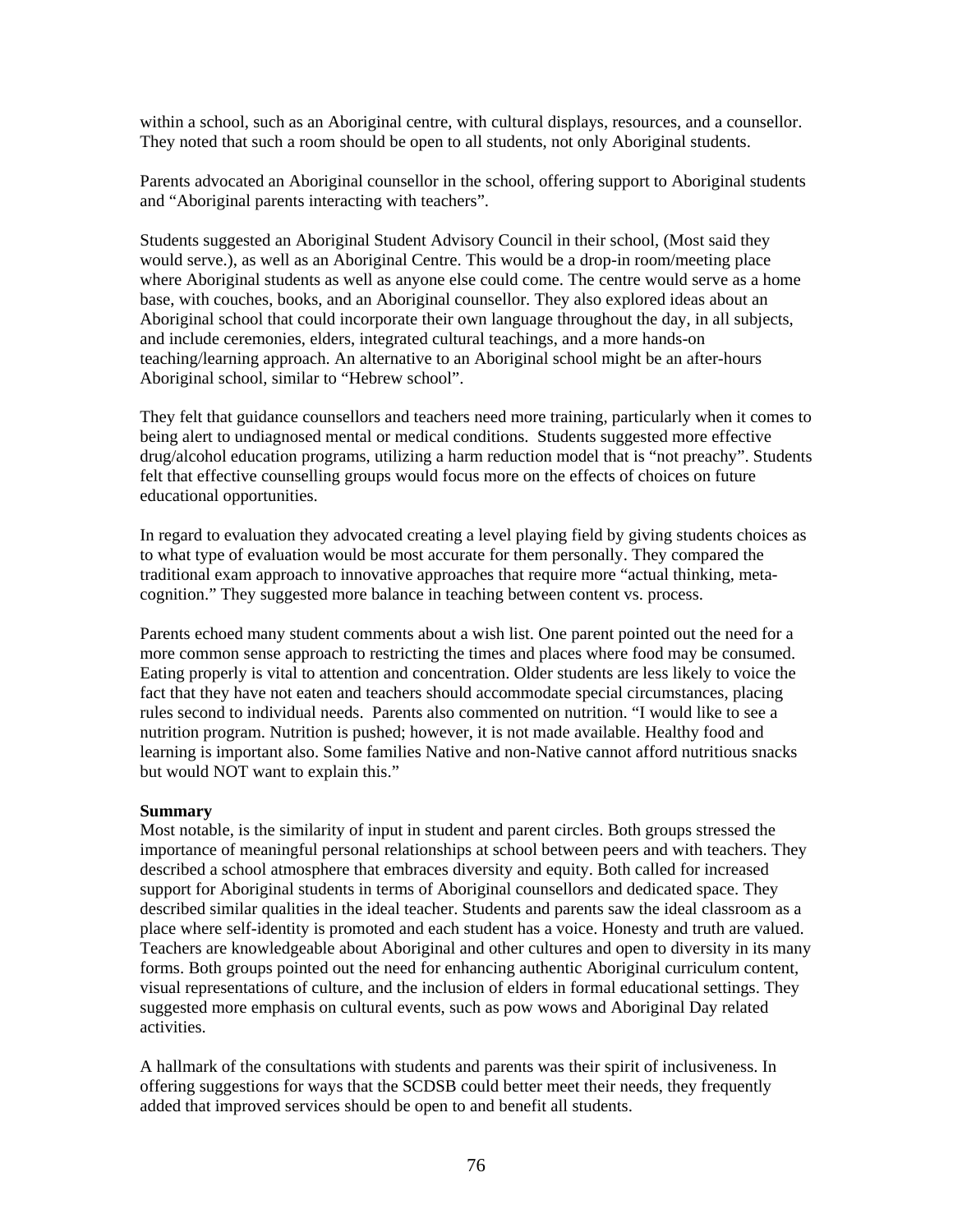within a school, such as an Aboriginal centre, with cultural displays, resources, and a counsellor. They noted that such a room should be open to all students, not only Aboriginal students.

Parents advocated an Aboriginal counsellor in the school, offering support to Aboriginal students and "Aboriginal parents interacting with teachers".

Students suggested an Aboriginal Student Advisory Council in their school, (Most said they would serve.), as well as an Aboriginal Centre. This would be a drop-in room/meeting place where Aboriginal students as well as anyone else could come. The centre would serve as a home base, with couches, books, and an Aboriginal counsellor. They also explored ideas about an Aboriginal school that could incorporate their own language throughout the day, in all subjects, and include ceremonies, elders, integrated cultural teachings, and a more hands-on teaching/learning approach. An alternative to an Aboriginal school might be an after-hours Aboriginal school, similar to "Hebrew school".

They felt that guidance counsellors and teachers need more training, particularly when it comes to being alert to undiagnosed mental or medical conditions. Students suggested more effective drug/alcohol education programs, utilizing a harm reduction model that is "not preachy". Students felt that effective counselling groups would focus more on the effects of choices on future educational opportunities.

In regard to evaluation they advocated creating a level playing field by giving students choices as to what type of evaluation would be most accurate for them personally. They compared the traditional exam approach to innovative approaches that require more "actual thinking, meta-cognition." They suggested more balance in teaching between content vs. process.

Parents echoed many student comments about a wish list. One parent pointed out the need for a more common sense approach to restricting the times and places where food may be consumed. Eating properly is vital to attention and concentration. Older students are less likely to voice the fact that they have not eaten and teachers should accommodate special circumstances, placing rules second to individual needs. Parents also commented on nutrition. "I would like to see a nutrition program. Nutrition is pushed; however, it is not made available. Healthy food and learning is important also. Some families Native and non-Native cannot afford nutritious snacks but would NOT want to explain this."

**Summary**

Most notable, is the similarity of input in student and parent circles. Both groups stressed the importance of meaningful personal relationships at school between peers and with teachers. They described a school atmosphere that embraces diversity and equity. Both called for increased support for Aboriginal students in terms of Aboriginal counsellors and dedicated space. They described similar qualities in the ideal teacher. Students and parents saw the ideal classroom as a place where self-identity is promoted and each student has a voice. Honesty and truth are valued. Teachers are knowledgeable about Aboriginal and other cultures and open to diversity in its many forms. Both groups pointed out the need for enhancing authentic Aboriginal curriculum content, visual representations of culture, and the inclusion of elders in formal educational settings. They suggested more emphasis on cultural events, such as pow wows and Aboriginal Day related activities.

A hallmark of the consultations with students and parents was their spirit of inclusiveness. In offering suggestions for ways that the SCDSB could better meet their needs, they frequently added that improved services should be open to and benefit all students.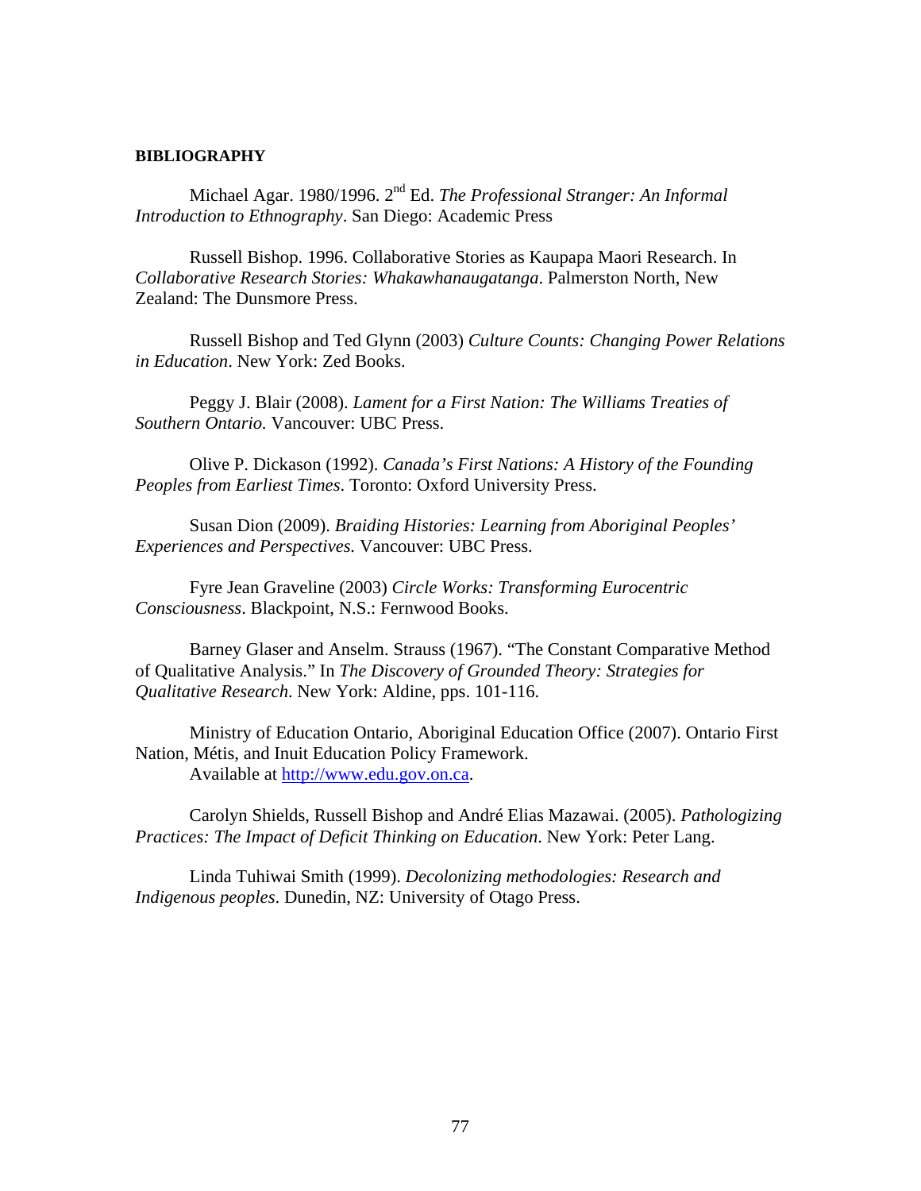**BIBLIOGRAPHY**

Michael Agar. 1980/1996. 2nd Ed. *The Professional Stranger: An Informal Introduction to Ethnography*. San Diego: Academic Press

Russell Bishop. 1996. Collaborative Stories as Kaupapa Maori Research. In *Collaborative Research Stories: Whakawhanaugatanga*. Palmerston North, New Zealand: The Dunsmore Press.

Russell Bishop and Ted Glynn (2003) *Culture Counts: Changing Power Relations in Education*. New York: Zed Books.

Peggy J. Blair (2008). *Lament for a First Nation: The Williams Treaties of Southern Ontario.* Vancouver: UBC Press.

Olive P. Dickason (1992). *Canada's First Nations: A History of the Founding Peoples from Earliest Times*. Toronto: Oxford University Press.

Susan Dion (2009). *Braiding Histories: Learning from Aboriginal Peoples' Experiences and Perspectives.* Vancouver: UBC Press.

Fyre Jean Graveline (2003) *Circle Works: Transforming Eurocentric Consciousness*. Blackpoint, N.S.: Fernwood Books.

Barney Glaser and Anselm. Strauss (1967). "The Constant Comparative Method of Qualitative Analysis." In *The Discovery of Grounded Theory: Strategies for Qualitative Research*. New York: Aldine, pps. 101-116.

Ministry of Education Ontario, Aboriginal Education Office (2007). Ontario First Nation, Métis, and Inuit Education Policy Framework.
Available at http://www.edu.gov.on.ca.

Carolyn Shields, Russell Bishop and André Elias Mazawai. (2005). *Pathologizing Practices: The Impact of Deficit Thinking on Education*. New York: Peter Lang.

Linda Tuhiwai Smith (1999). *Decolonizing methodologies: Research and Indigenous peoples*. Dunedin, NZ: University of Otago Press.